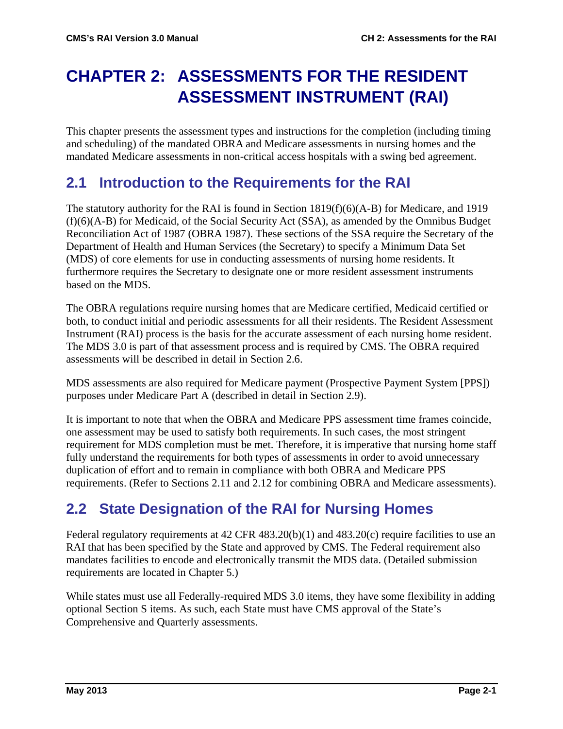# CHAPTER 2: ASSESSMENTS FOR THE RESIDENT ASSESSMENT INSTRUMENT (RAI)

This chapter presents the assessment types and instructions for the completion (including timing and scheduling) of the mandated OBRA and Medicare assessments in nursing homes and the mandated Medicare assessments in non-critical access hospitals with a swing bed agreement.

## 2.1 Introduction to the Requirements for the RAI

The statutory authority for the RAI is found in Section 1819(f)(6)(A-B) for Medicare, and 1919 (f)(6)(A-B) for Medicaid, of the Social Security Act (SSA), as amended by the Omnibus Budget Reconciliation Act of 1987 (OBRA 1987). These sections of the SSA require the Secretary of the Department of Health and Human Services (the Secretary) to specify a Minimum Data Set (MDS) of core elements for use in conducting assessments of nursing home residents. It furthermore requires the Secretary to designate one or more resident assessment instruments based on the MDS.

The OBRA regulations require nursing homes that are Medicare certified, Medicaid certified or both, to conduct initial and periodic assessments for all their residents. The Resident Assessment Instrument (RAI) process is the basis for the accurate assessment of each nursing home resident. The MDS 3.0 is part of that assessment process and is required by CMS. The OBRA required assessments will be described in detail in Section 2.6.

MDS assessments are also required for Medicare payment (Prospective Payment System [PPS]) purposes under Medicare Part A (described in detail in Section 2.9).

It is important to note that when the OBRA and Medicare PPS assessment time frames coincide, one assessment may be used to satisfy both requirements. In such cases, the most stringent requirement for MDS completion must be met. Therefore, it is imperative that nursing home staff fully understand the requirements for both types of assessments in order to avoid unnecessary duplication of effort and to remain in compliance with both OBRA and Medicare PPS requirements. (Refer to Sections 2.11 and 2.12 for combining OBRA and Medicare assessments).

## 2.2 State Designation of the RAI for Nursing Homes

Federal regulatory requirements at 42 CFR 483.20(b)(1) and 483.20(c) require facilities to use an RAI that has been specified by the State and approved by CMS. The Federal requirement also mandates facilities to encode and electronically transmit the MDS data. (Detailed submission requirements are located in Chapter 5.)

While states must use all Federally-required MDS 3.0 items, they have some flexibility in adding optional Section S items. As such, each State must have CMS approval of the State's Comprehensive and Quarterly assessments.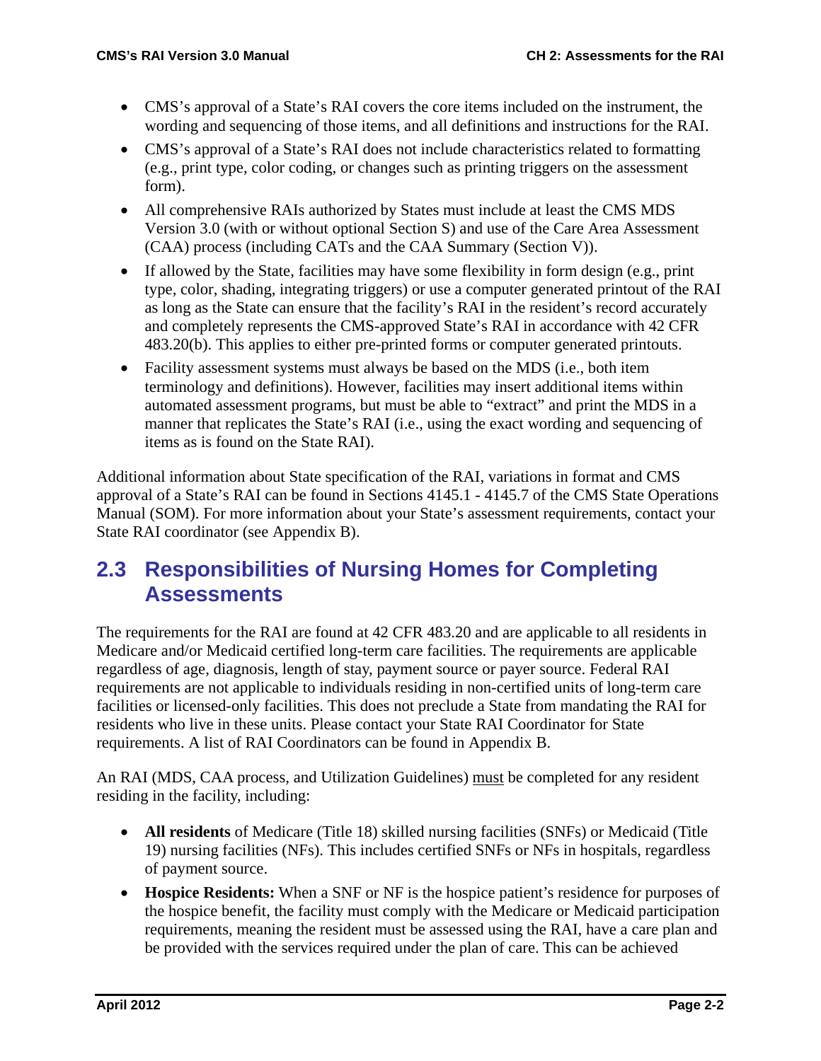- CMS's approval of a State's RAI covers the core items included on the instrument, the wording and sequencing of those items, and all definitions and instructions for the RAI.
- CMS's approval of a State's RAI does not include characteristics related to formatting (e.g., print type, color coding, or changes such as printing triggers on the assessment form).
- All comprehensive RAIs authorized by States must include at least the CMS MDS Version 3.0 (with or without optional Section S) and use of the Care Area Assessment (CAA) process (including CATs and the CAA Summary (Section V)).
- If allowed by the State, facilities may have some flexibility in form design (e.g., print type, color, shading, integrating triggers) or use a computer generated printout of the RAI as long as the State can ensure that the facility's RAI in the resident's record accurately and completely represents the CMS-approved State's RAI in accordance with 42 CFR 483.20(b). This applies to either pre-printed forms or computer generated printouts.
- Facility assessment systems must always be based on the MDS (i.e., both item terminology and definitions). However, facilities may insert additional items within automated assessment programs, but must be able to "extract" and print the MDS in a manner that replicates the State's RAI (i.e., using the exact wording and sequencing of items as is found on the State RAI).

Additional information about State specification of the RAI, variations in format and CMS approval of a State's RAI can be found in Sections 4145.1 - 4145.7 of the CMS State Operations Manual (SOM). For more information about your State's assessment requirements, contact your State RAI coordinator (see Appendix B).

## 2.3 Responsibilities of Nursing Homes for Completing Assessments

The requirements for the RAI are found at 42 CFR 483.20 and are applicable to all residents in Medicare and/or Medicaid certified long-term care facilities. The requirements are applicable regardless of age, diagnosis, length of stay, payment source or payer source. Federal RAI requirements are not applicable to individuals residing in non-certified units of long-term care facilities or licensed-only facilities. This does not preclude a State from mandating the RAI for residents who live in these units. Please contact your State RAI Coordinator for State requirements. A list of RAI Coordinators can be found in Appendix B.

An RAI (MDS, CAA process, and Utilization Guidelines) <u>must</u> be completed for any resident residing in the facility, including:

- **All residents** of Medicare (Title 18) skilled nursing facilities (SNFs) or Medicaid (Title 19) nursing facilities (NFs). This includes certified SNFs or NFs in hospitals, regardless of payment source.
- **Hospice Residents:** When a SNF or NF is the hospice patient's residence for purposes of the hospice benefit, the facility must comply with the Medicare or Medicaid participation requirements, meaning the resident must be assessed using the RAI, have a care plan and be provided with the services required under the plan of care. This can be achieved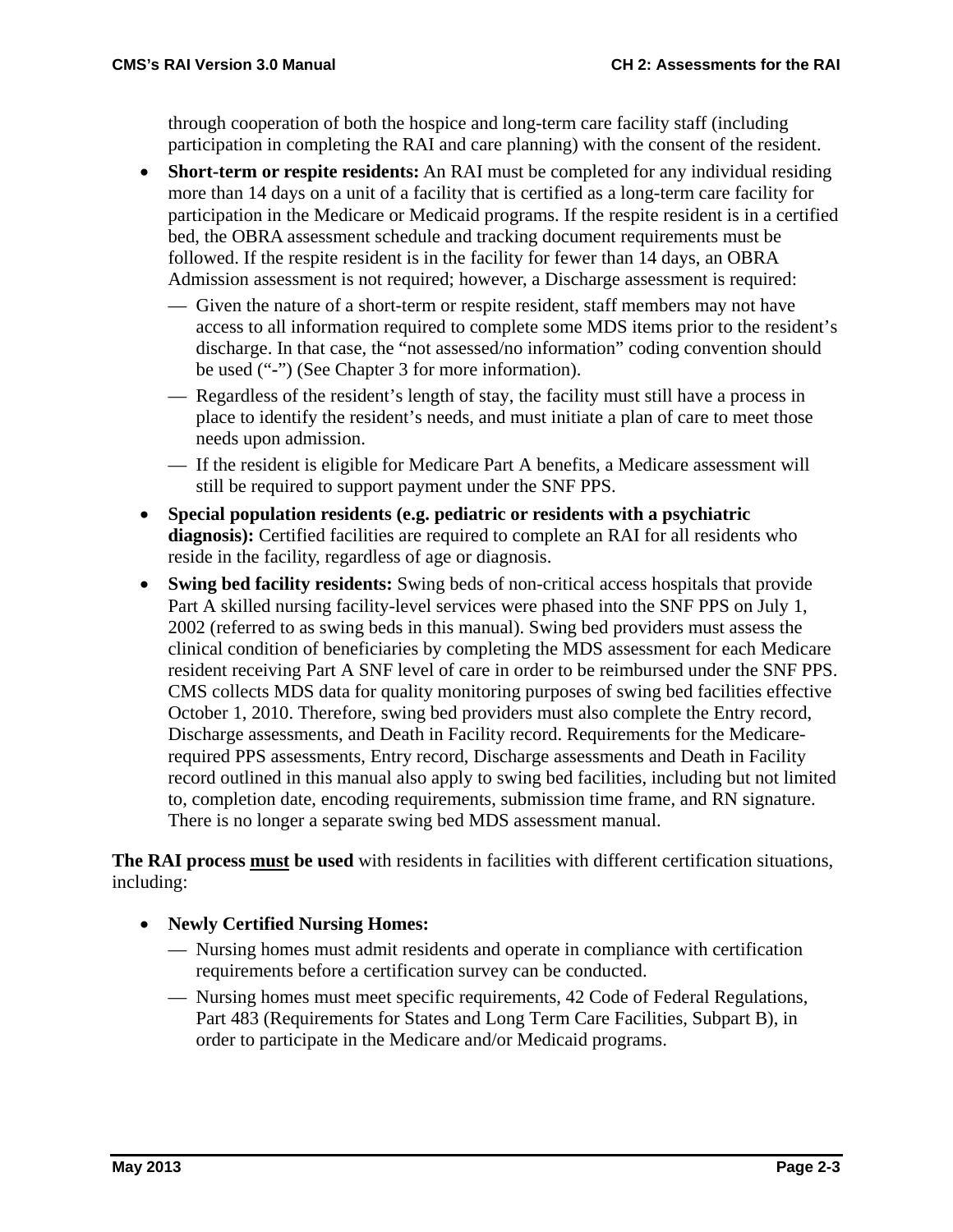through cooperation of both the hospice and long-term care facility staff (including participation in completing the RAI and care planning) with the consent of the resident.

- **Short-term or respite residents:** An RAI must be completed for any individual residing more than 14 days on a unit of a facility that is certified as a long-term care facility for participation in the Medicare or Medicaid programs. If the respite resident is in a certified bed, the OBRA assessment schedule and tracking document requirements must be followed. If the respite resident is in the facility for fewer than 14 days, an OBRA Admission assessment is not required; however, a Discharge assessment is required:
  - — Given the nature of a short-term or respite resident, staff members may not have access to all information required to complete some MDS items prior to the resident's discharge. In that case, the "not assessed/no information" coding convention should be used ("-") (See Chapter 3 for more information).
  - — Regardless of the resident's length of stay, the facility must still have a process in place to identify the resident's needs, and must initiate a plan of care to meet those needs upon admission.
  - — If the resident is eligible for Medicare Part A benefits, a Medicare assessment will still be required to support payment under the SNF PPS.
- **Special population residents (e.g. pediatric or residents with a psychiatric diagnosis):** Certified facilities are required to complete an RAI for all residents who reside in the facility, regardless of age or diagnosis.
- **Swing bed facility residents:** Swing beds of non-critical access hospitals that provide Part A skilled nursing facility-level services were phased into the SNF PPS on July 1, 2002 (referred to as swing beds in this manual). Swing bed providers must assess the clinical condition of beneficiaries by completing the MDS assessment for each Medicare resident receiving Part A SNF level of care in order to be reimbursed under the SNF PPS. CMS collects MDS data for quality monitoring purposes of swing bed facilities effective October 1, 2010. Therefore, swing bed providers must also complete the Entry record, Discharge assessments, and Death in Facility record. Requirements for the Medicare-required PPS assessments, Entry record, Discharge assessments and Death in Facility record outlined in this manual also apply to swing bed facilities, including but not limited to, completion date, encoding requirements, submission time frame, and RN signature. There is no longer a separate swing bed MDS assessment manual.

**The RAI process <u>must</u> be used** with residents in facilities with different certification situations, including:

- **Newly Certified Nursing Homes:**
  - — Nursing homes must admit residents and operate in compliance with certification requirements before a certification survey can be conducted.
  - — Nursing homes must meet specific requirements, 42 Code of Federal Regulations, Part 483 (Requirements for States and Long Term Care Facilities, Subpart B), in order to participate in the Medicare and/or Medicaid programs.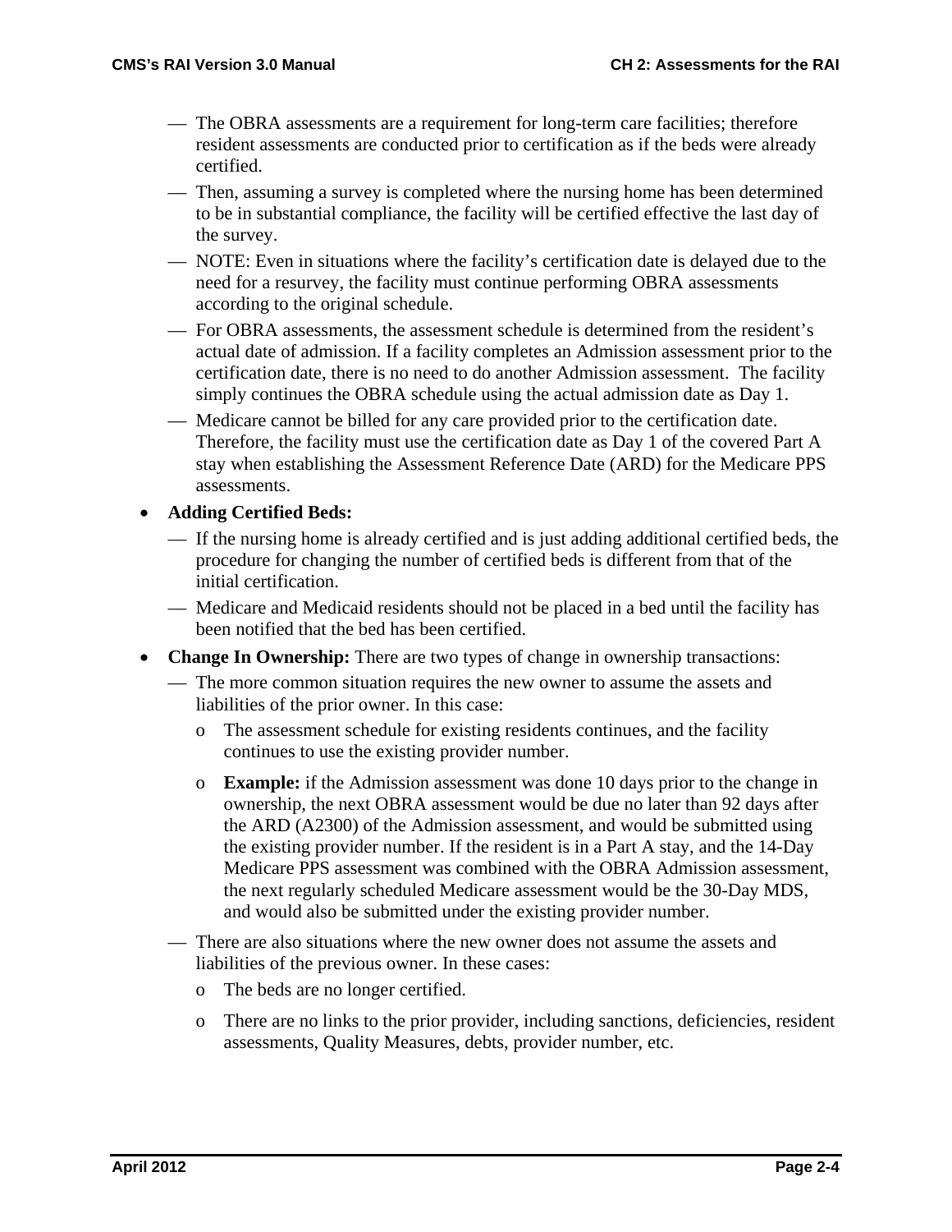- The OBRA assessments are a requirement for long-term care facilities; therefore resident assessments are conducted prior to certification as if the beds were already certified.
- Then, assuming a survey is completed where the nursing home has been determined to be in substantial compliance, the facility will be certified effective the last day of the survey.
- NOTE: Even in situations where the facility's certification date is delayed due to the need for a resurvey, the facility must continue performing OBRA assessments according to the original schedule.
- For OBRA assessments, the assessment schedule is determined from the resident's actual date of admission. If a facility completes an Admission assessment prior to the certification date, there is no need to do another Admission assessment. The facility simply continues the OBRA schedule using the actual admission date as Day 1.
- Medicare cannot be billed for any care provided prior to the certification date. Therefore, the facility must use the certification date as Day 1 of the covered Part A stay when establishing the Assessment Reference Date (ARD) for the Medicare PPS assessments.

- **Adding Certified Beds:**
  - If the nursing home is already certified and is just adding additional certified beds, the procedure for changing the number of certified beds is different from that of the initial certification.
  - Medicare and Medicaid residents should not be placed in a bed until the facility has been notified that the bed has been certified.
- **Change In Ownership:** There are two types of change in ownership transactions:
  - The more common situation requires the new owner to assume the assets and liabilities of the prior owner. In this case:
    - The assessment schedule for existing residents continues, and the facility continues to use the existing provider number.
    - **Example:** if the Admission assessment was done 10 days prior to the change in ownership, the next OBRA assessment would be due no later than 92 days after the ARD (A2300) of the Admission assessment, and would be submitted using the existing provider number. If the resident is in a Part A stay, and the 14-Day Medicare PPS assessment was combined with the OBRA Admission assessment, the next regularly scheduled Medicare assessment would be the 30-Day MDS, and would also be submitted under the existing provider number.
  - There are also situations where the new owner does not assume the assets and liabilities of the previous owner. In these cases:
    - The beds are no longer certified.
    - There are no links to the prior provider, including sanctions, deficiencies, resident assessments, Quality Measures, debts, provider number, etc.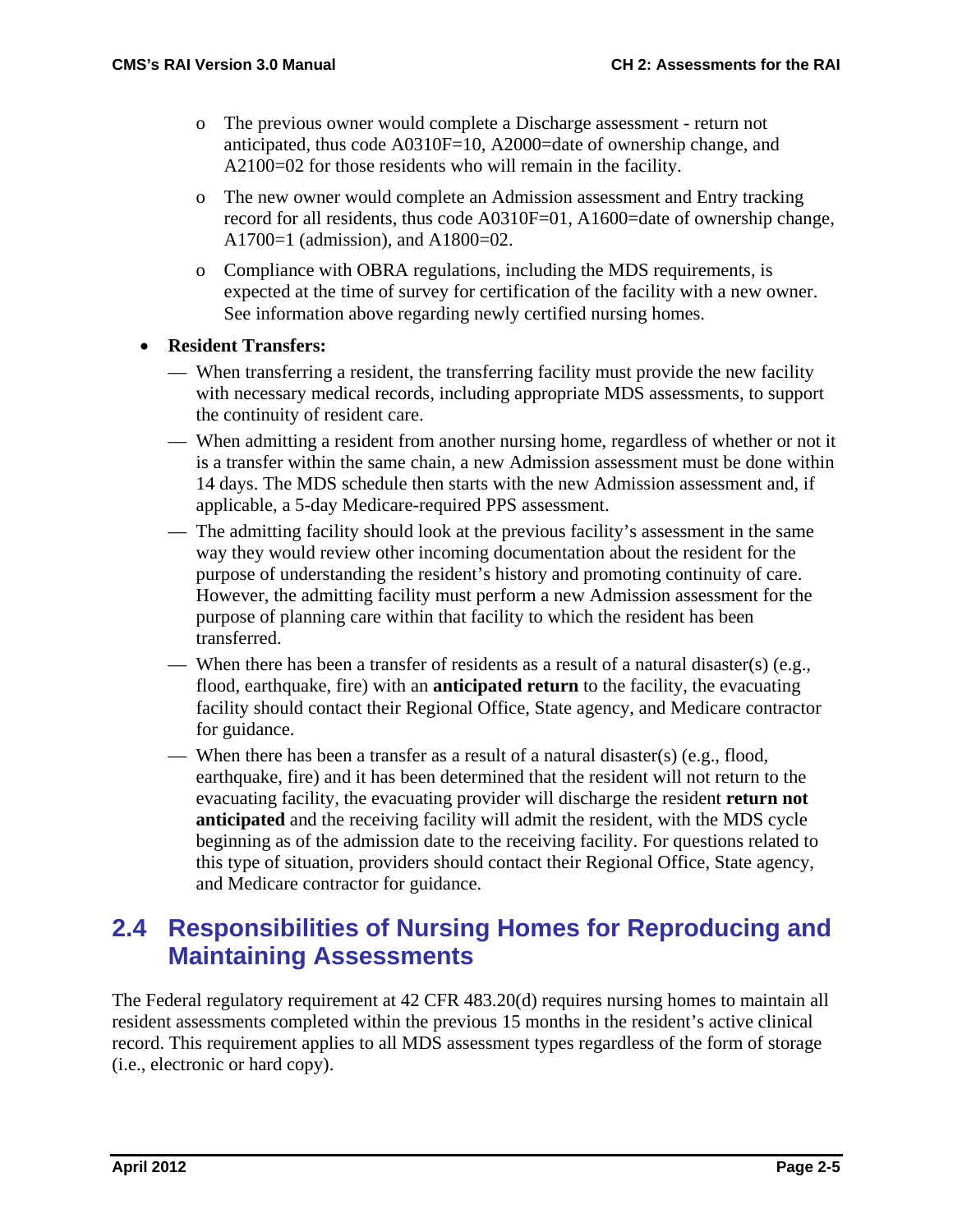- The previous owner would complete a Discharge assessment - return not anticipated, thus code A0310F=10, A2000=date of ownership change, and A2100=02 for those residents who will remain in the facility.
  - The new owner would complete an Admission assessment and Entry tracking record for all residents, thus code A0310F=01, A1600=date of ownership change, A1700=1 (admission), and A1800=02.
  - Compliance with OBRA regulations, including the MDS requirements, is expected at the time of survey for certification of the facility with a new owner. See information above regarding newly certified nursing homes.

- **Resident Transfers:**
  - When transferring a resident, the transferring facility must provide the new facility with necessary medical records, including appropriate MDS assessments, to support the continuity of resident care.
  - When admitting a resident from another nursing home, regardless of whether or not it is a transfer within the same chain, a new Admission assessment must be done within 14 days. The MDS schedule then starts with the new Admission assessment and, if applicable, a 5-day Medicare-required PPS assessment.
  - The admitting facility should look at the previous facility's assessment in the same way they would review other incoming documentation about the resident for the purpose of understanding the resident's history and promoting continuity of care. However, the admitting facility must perform a new Admission assessment for the purpose of planning care within that facility to which the resident has been transferred.
  - When there has been a transfer of residents as a result of a natural disaster(s) (e.g., flood, earthquake, fire) with an **anticipated return** to the facility, the evacuating facility should contact their Regional Office, State agency, and Medicare contractor for guidance.
  - When there has been a transfer as a result of a natural disaster(s) (e.g., flood, earthquake, fire) and it has been determined that the resident will not return to the evacuating facility, the evacuating provider will discharge the resident **return not anticipated** and the receiving facility will admit the resident, with the MDS cycle beginning as of the admission date to the receiving facility. For questions related to this type of situation, providers should contact their Regional Office, State agency, and Medicare contractor for guidance.

## 2.4 Responsibilities of Nursing Homes for Reproducing and Maintaining Assessments

The Federal regulatory requirement at 42 CFR 483.20(d) requires nursing homes to maintain all resident assessments completed within the previous 15 months in the resident's active clinical record. This requirement applies to all MDS assessment types regardless of the form of storage (i.e., electronic or hard copy).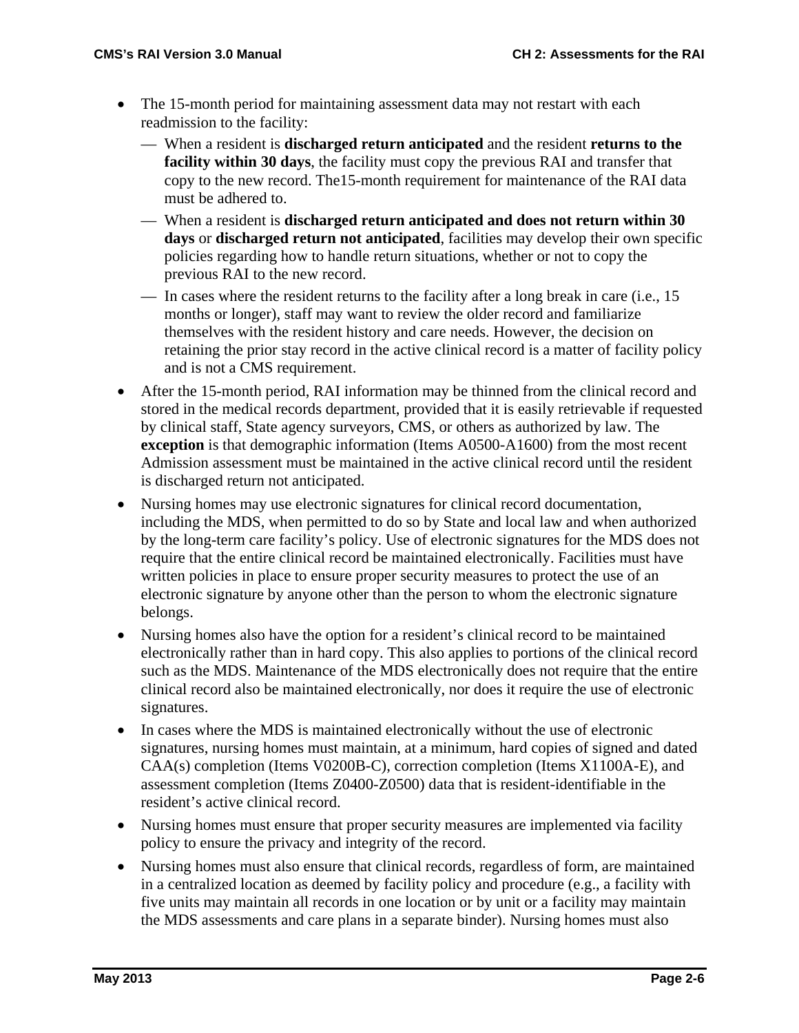- The 15-month period for maintaining assessment data may not restart with each readmission to the facility:
  - When a resident is **discharged return anticipated** and the resident **returns to the facility within 30 days**, the facility must copy the previous RAI and transfer that copy to the new record. The15-month requirement for maintenance of the RAI data must be adhered to.
  - When a resident is **discharged return anticipated and does not return within 30 days** or **discharged return not anticipated**, facilities may develop their own specific policies regarding how to handle return situations, whether or not to copy the previous RAI to the new record.
  - In cases where the resident returns to the facility after a long break in care (i.e., 15 months or longer), staff may want to review the older record and familiarize themselves with the resident history and care needs. However, the decision on retaining the prior stay record in the active clinical record is a matter of facility policy and is not a CMS requirement.
- After the 15-month period, RAI information may be thinned from the clinical record and stored in the medical records department, provided that it is easily retrievable if requested by clinical staff, State agency surveyors, CMS, or others as authorized by law. The **exception** is that demographic information (Items A0500-A1600) from the most recent Admission assessment must be maintained in the active clinical record until the resident is discharged return not anticipated.
- Nursing homes may use electronic signatures for clinical record documentation, including the MDS, when permitted to do so by State and local law and when authorized by the long-term care facility's policy. Use of electronic signatures for the MDS does not require that the entire clinical record be maintained electronically. Facilities must have written policies in place to ensure proper security measures to protect the use of an electronic signature by anyone other than the person to whom the electronic signature belongs.
- Nursing homes also have the option for a resident's clinical record to be maintained electronically rather than in hard copy. This also applies to portions of the clinical record such as the MDS. Maintenance of the MDS electronically does not require that the entire clinical record also be maintained electronically, nor does it require the use of electronic signatures.
- In cases where the MDS is maintained electronically without the use of electronic signatures, nursing homes must maintain, at a minimum, hard copies of signed and dated CAA(s) completion (Items V0200B-C), correction completion (Items X1100A-E), and assessment completion (Items Z0400-Z0500) data that is resident-identifiable in the resident's active clinical record.
- Nursing homes must ensure that proper security measures are implemented via facility policy to ensure the privacy and integrity of the record.
- Nursing homes must also ensure that clinical records, regardless of form, are maintained in a centralized location as deemed by facility policy and procedure (e.g., a facility with five units may maintain all records in one location or by unit or a facility may maintain the MDS assessments and care plans in a separate binder). Nursing homes must also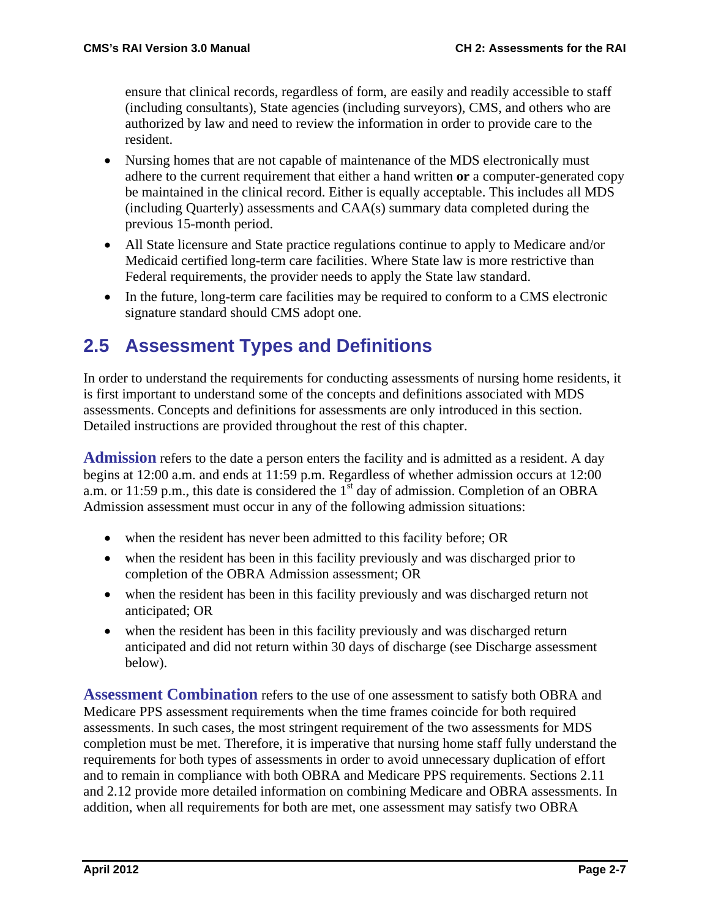ensure that clinical records, regardless of form, are easily and readily accessible to staff (including consultants), State agencies (including surveyors), CMS, and others who are authorized by law and need to review the information in order to provide care to the resident.

- Nursing homes that are not capable of maintenance of the MDS electronically must adhere to the current requirement that either a hand written **or** a computer-generated copy be maintained in the clinical record. Either is equally acceptable. This includes all MDS (including Quarterly) assessments and CAA(s) summary data completed during the previous 15-month period.
- All State licensure and State practice regulations continue to apply to Medicare and/or Medicaid certified long-term care facilities. Where State law is more restrictive than Federal requirements, the provider needs to apply the State law standard.
- In the future, long-term care facilities may be required to conform to a CMS electronic signature standard should CMS adopt one.

## 2.5 Assessment Types and Definitions

In order to understand the requirements for conducting assessments of nursing home residents, it is first important to understand some of the concepts and definitions associated with MDS assessments. Concepts and definitions for assessments are only introduced in this section. Detailed instructions are provided throughout the rest of this chapter.

**Admission** refers to the date a person enters the facility and is admitted as a resident. A day begins at 12:00 a.m. and ends at 11:59 p.m. Regardless of whether admission occurs at 12:00 a.m. or 11:59 p.m., this date is considered the 1st day of admission. Completion of an OBRA Admission assessment must occur in any of the following admission situations:

- when the resident has never been admitted to this facility before; OR
- when the resident has been in this facility previously and was discharged prior to completion of the OBRA Admission assessment; OR
- when the resident has been in this facility previously and was discharged return not anticipated; OR
- when the resident has been in this facility previously and was discharged return anticipated and did not return within 30 days of discharge (see Discharge assessment below).

**Assessment Combination** refers to the use of one assessment to satisfy both OBRA and Medicare PPS assessment requirements when the time frames coincide for both required assessments. In such cases, the most stringent requirement of the two assessments for MDS completion must be met. Therefore, it is imperative that nursing home staff fully understand the requirements for both types of assessments in order to avoid unnecessary duplication of effort and to remain in compliance with both OBRA and Medicare PPS requirements. Sections 2.11 and 2.12 provide more detailed information on combining Medicare and OBRA assessments. In addition, when all requirements for both are met, one assessment may satisfy two OBRA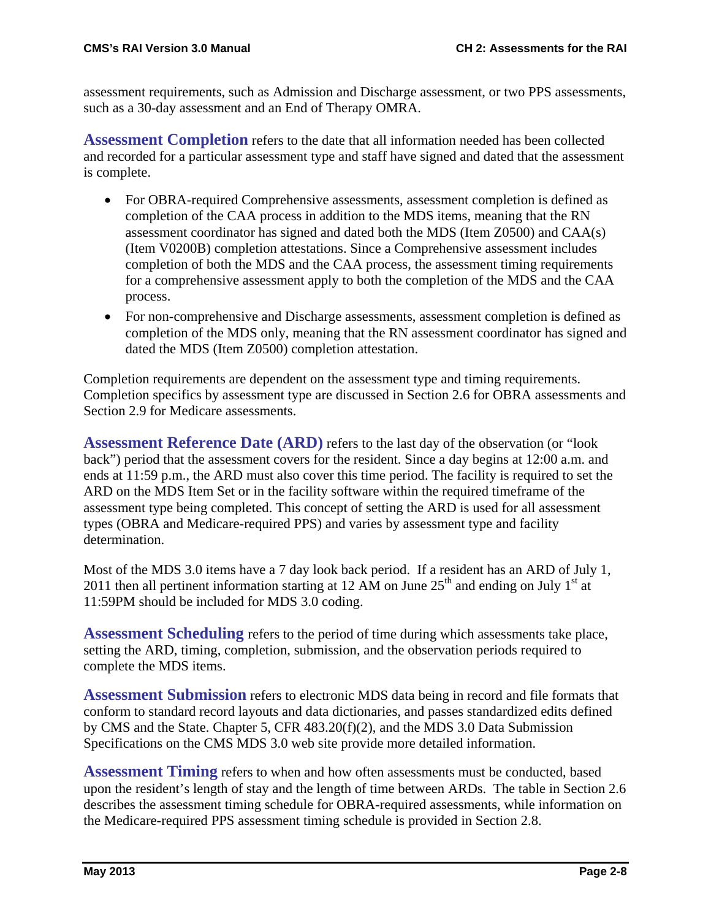assessment requirements, such as Admission and Discharge assessment, or two PPS assessments, such as a 30-day assessment and an End of Therapy OMRA.

**Assessment Completion** refers to the date that all information needed has been collected and recorded for a particular assessment type and staff have signed and dated that the assessment is complete.

- For OBRA-required Comprehensive assessments, assessment completion is defined as completion of the CAA process in addition to the MDS items, meaning that the RN assessment coordinator has signed and dated both the MDS (Item Z0500) and CAA(s) (Item V0200B) completion attestations. Since a Comprehensive assessment includes completion of both the MDS and the CAA process, the assessment timing requirements for a comprehensive assessment apply to both the completion of the MDS and the CAA process.
- For non-comprehensive and Discharge assessments, assessment completion is defined as completion of the MDS only, meaning that the RN assessment coordinator has signed and dated the MDS (Item Z0500) completion attestation.

Completion requirements are dependent on the assessment type and timing requirements. Completion specifics by assessment type are discussed in Section 2.6 for OBRA assessments and Section 2.9 for Medicare assessments.

**Assessment Reference Date (ARD)** refers to the last day of the observation (or "look back") period that the assessment covers for the resident. Since a day begins at 12:00 a.m. and ends at 11:59 p.m., the ARD must also cover this time period. The facility is required to set the ARD on the MDS Item Set or in the facility software within the required timeframe of the assessment type being completed. This concept of setting the ARD is used for all assessment types (OBRA and Medicare-required PPS) and varies by assessment type and facility determination.

Most of the MDS 3.0 items have a 7 day look back period. If a resident has an ARD of July 1, 2011 then all pertinent information starting at 12 AM on June 25th and ending on July 1st at 11:59PM should be included for MDS 3.0 coding.

**Assessment Scheduling** refers to the period of time during which assessments take place, setting the ARD, timing, completion, submission, and the observation periods required to complete the MDS items.

**Assessment Submission** refers to electronic MDS data being in record and file formats that conform to standard record layouts and data dictionaries, and passes standardized edits defined by CMS and the State. Chapter 5, CFR 483.20(f)(2), and the MDS 3.0 Data Submission Specifications on the CMS MDS 3.0 web site provide more detailed information.

**Assessment Timing** refers to when and how often assessments must be conducted, based upon the resident's length of stay and the length of time between ARDs. The table in Section 2.6 describes the assessment timing schedule for OBRA-required assessments, while information on the Medicare-required PPS assessment timing schedule is provided in Section 2.8.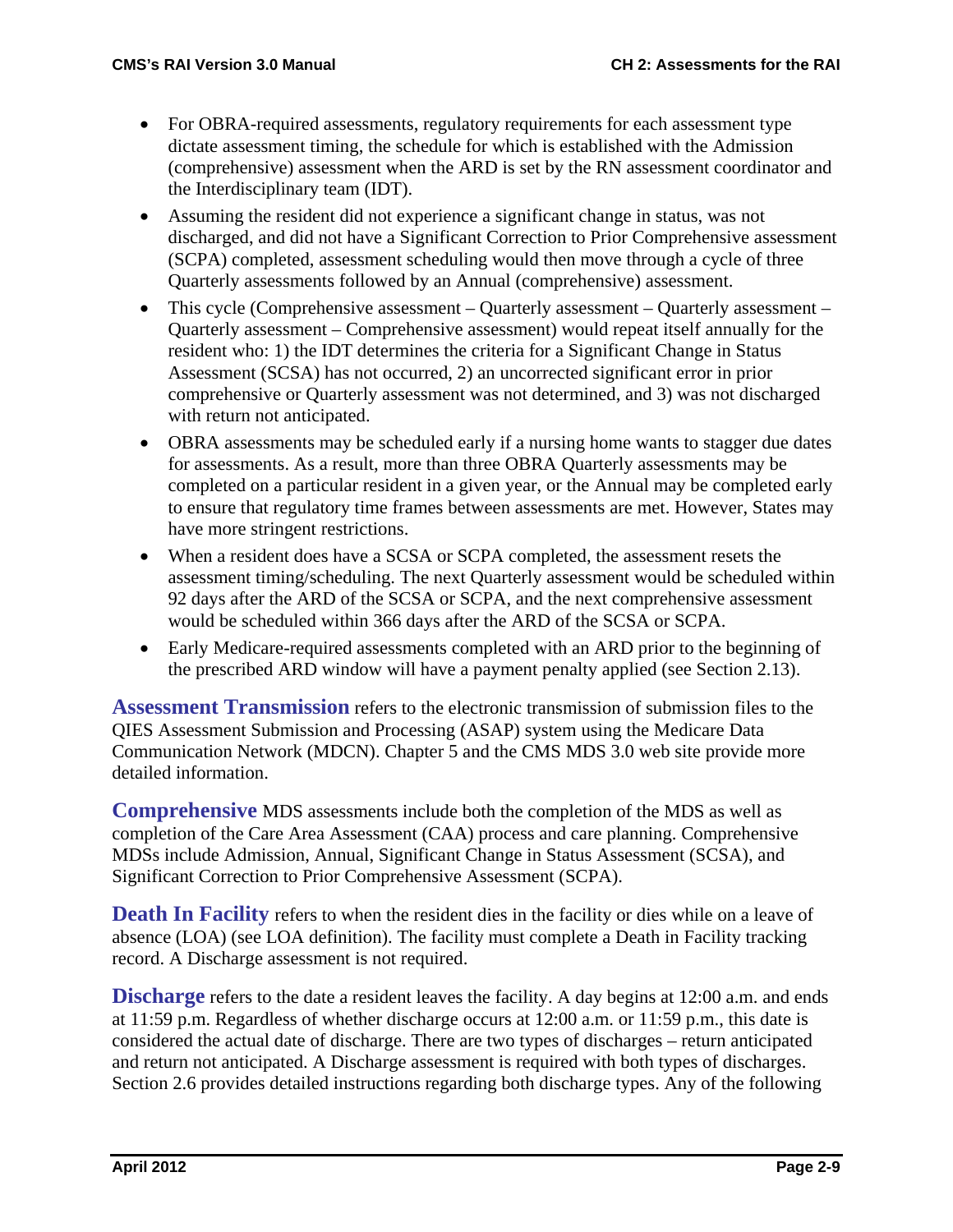- For OBRA-required assessments, regulatory requirements for each assessment type dictate assessment timing, the schedule for which is established with the Admission (comprehensive) assessment when the ARD is set by the RN assessment coordinator and the Interdisciplinary team (IDT).
- Assuming the resident did not experience a significant change in status, was not discharged, and did not have a Significant Correction to Prior Comprehensive assessment (SCPA) completed, assessment scheduling would then move through a cycle of three Quarterly assessments followed by an Annual (comprehensive) assessment.
- This cycle (Comprehensive assessment – Quarterly assessment – Quarterly assessment – Quarterly assessment – Comprehensive assessment) would repeat itself annually for the resident who: 1) the IDT determines the criteria for a Significant Change in Status Assessment (SCSA) has not occurred, 2) an uncorrected significant error in prior comprehensive or Quarterly assessment was not determined, and 3) was not discharged with return not anticipated.
- OBRA assessments may be scheduled early if a nursing home wants to stagger due dates for assessments. As a result, more than three OBRA Quarterly assessments may be completed on a particular resident in a given year, or the Annual may be completed early to ensure that regulatory time frames between assessments are met. However, States may have more stringent restrictions.
- When a resident does have a SCSA or SCPA completed, the assessment resets the assessment timing/scheduling. The next Quarterly assessment would be scheduled within 92 days after the ARD of the SCSA or SCPA, and the next comprehensive assessment would be scheduled within 366 days after the ARD of the SCSA or SCPA.
- Early Medicare-required assessments completed with an ARD prior to the beginning of the prescribed ARD window will have a payment penalty applied (see Section 2.13).

**Assessment Transmission** refers to the electronic transmission of submission files to the QIES Assessment Submission and Processing (ASAP) system using the Medicare Data Communication Network (MDCN). Chapter 5 and the CMS MDS 3.0 web site provide more detailed information.

**Comprehensive** MDS assessments include both the completion of the MDS as well as completion of the Care Area Assessment (CAA) process and care planning. Comprehensive MDSs include Admission, Annual, Significant Change in Status Assessment (SCSA), and Significant Correction to Prior Comprehensive Assessment (SCPA).

**Death In Facility** refers to when the resident dies in the facility or dies while on a leave of absence (LOA) (see LOA definition). The facility must complete a Death in Facility tracking record. A Discharge assessment is not required.

**Discharge** refers to the date a resident leaves the facility. A day begins at 12:00 a.m. and ends at 11:59 p.m. Regardless of whether discharge occurs at 12:00 a.m. or 11:59 p.m., this date is considered the actual date of discharge. There are two types of discharges – return anticipated and return not anticipated. A Discharge assessment is required with both types of discharges. Section 2.6 provides detailed instructions regarding both discharge types. Any of the following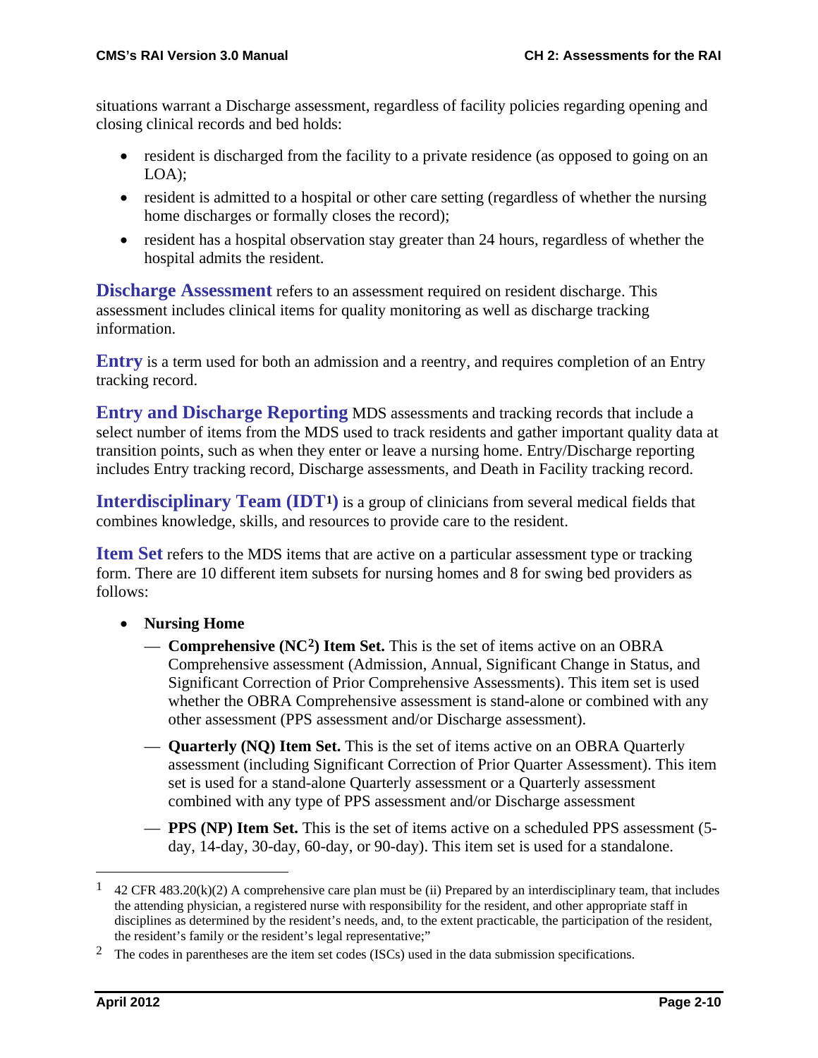situations warrant a Discharge assessment, regardless of facility policies regarding opening and closing clinical records and bed holds:

- resident is discharged from the facility to a private residence (as opposed to going on an LOA);
- resident is admitted to a hospital or other care setting (regardless of whether the nursing home discharges or formally closes the record);
- resident has a hospital observation stay greater than 24 hours, regardless of whether the hospital admits the resident.

**Discharge Assessment** refers to an assessment required on resident discharge. This assessment includes clinical items for quality monitoring as well as discharge tracking information.

**Entry** is a term used for both an admission and a reentry, and requires completion of an Entry tracking record.

**Entry and Discharge Reporting** MDS assessments and tracking records that include a select number of items from the MDS used to track residents and gather important quality data at transition points, such as when they enter or leave a nursing home. Entry/Discharge reporting includes Entry tracking record, Discharge assessments, and Death in Facility tracking record.

**Interdisciplinary Team (IDT[1])** is a group of clinicians from several medical fields that combines knowledge, skills, and resources to provide care to the resident.

**Item Set** refers to the MDS items that are active on a particular assessment type or tracking form. There are 10 different item subsets for nursing homes and 8 for swing bed providers as follows:

- **Nursing Home**
  - **Comprehensive (NC[2]) Item Set.** This is the set of items active on an OBRA Comprehensive assessment (Admission, Annual, Significant Change in Status, and Significant Correction of Prior Comprehensive Assessments). This item set is used whether the OBRA Comprehensive assessment is stand-alone or combined with any other assessment (PPS assessment and/or Discharge assessment).
  - **Quarterly (NQ) Item Set.** This is the set of items active on an OBRA Quarterly assessment (including Significant Correction of Prior Quarter Assessment). This item set is used for a stand-alone Quarterly assessment or a Quarterly assessment combined with any type of PPS assessment and/or Discharge assessment
  - **PPS (NP) Item Set.** This is the set of items active on a scheduled PPS assessment (5-day, 14-day, 30-day, 60-day, or 90-day). This item set is used for a standalone.

---

[1] 42 CFR 483.20(k)(2) A comprehensive care plan must be (ii) Prepared by an interdisciplinary team, that includes the attending physician, a registered nurse with responsibility for the resident, and other appropriate staff in disciplines as determined by the resident's needs, and, to the extent practicable, the participation of the resident, the resident's family or the resident's legal representative;"

[2] The codes in parentheses are the item set codes (ISCs) used in the data submission specifications.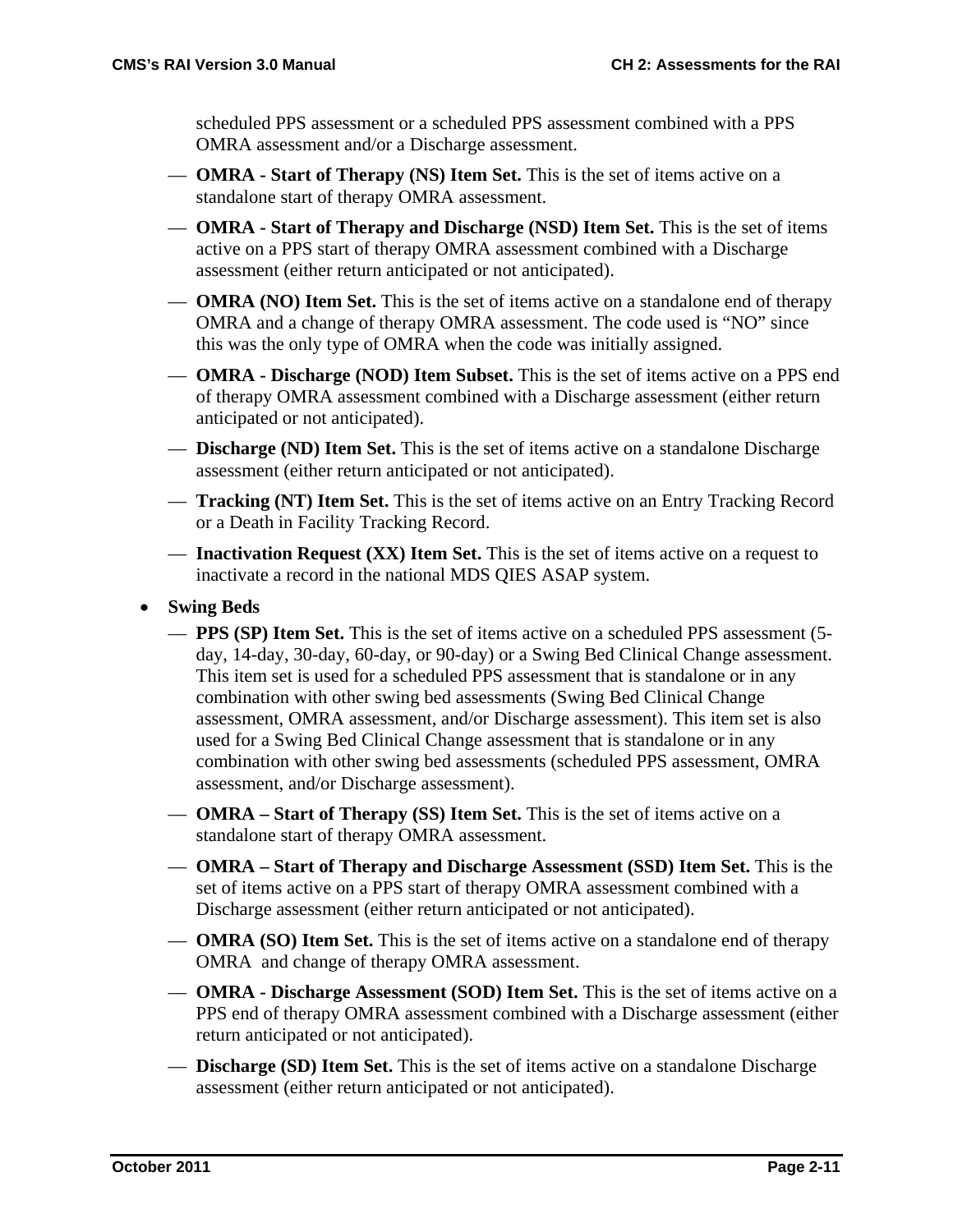scheduled PPS assessment or a scheduled PPS assessment combined with a PPS OMRA assessment and/or a Discharge assessment.

- — **OMRA - Start of Therapy (NS) Item Set.** This is the set of items active on a standalone start of therapy OMRA assessment.
- — **OMRA - Start of Therapy and Discharge (NSD) Item Set.** This is the set of items active on a PPS start of therapy OMRA assessment combined with a Discharge assessment (either return anticipated or not anticipated).
- — **OMRA (NO) Item Set.** This is the set of items active on a standalone end of therapy OMRA and a change of therapy OMRA assessment. The code used is "NO" since this was the only type of OMRA when the code was initially assigned.
- — **OMRA - Discharge (NOD) Item Subset.** This is the set of items active on a PPS end of therapy OMRA assessment combined with a Discharge assessment (either return anticipated or not anticipated).
- — **Discharge (ND) Item Set.** This is the set of items active on a standalone Discharge assessment (either return anticipated or not anticipated).
- — **Tracking (NT) Item Set.** This is the set of items active on an Entry Tracking Record or a Death in Facility Tracking Record.
- — **Inactivation Request (XX) Item Set.** This is the set of items active on a request to inactivate a record in the national MDS QIES ASAP system.

- **Swing Beds**
  - — **PPS (SP) Item Set.** This is the set of items active on a scheduled PPS assessment (5-day, 14-day, 30-day, 60-day, or 90-day) or a Swing Bed Clinical Change assessment. This item set is used for a scheduled PPS assessment that is standalone or in any combination with other swing bed assessments (Swing Bed Clinical Change assessment, OMRA assessment, and/or Discharge assessment). This item set is also used for a Swing Bed Clinical Change assessment that is standalone or in any combination with other swing bed assessments (scheduled PPS assessment, OMRA assessment, and/or Discharge assessment).
  - — **OMRA – Start of Therapy (SS) Item Set.** This is the set of items active on a standalone start of therapy OMRA assessment.
  - — **OMRA – Start of Therapy and Discharge Assessment (SSD) Item Set.** This is the set of items active on a PPS start of therapy OMRA assessment combined with a Discharge assessment (either return anticipated or not anticipated).
  - — **OMRA (SO) Item Set.** This is the set of items active on a standalone end of therapy OMRA and change of therapy OMRA assessment.
  - — **OMRA - Discharge Assessment (SOD) Item Set.** This is the set of items active on a PPS end of therapy OMRA assessment combined with a Discharge assessment (either return anticipated or not anticipated).
  - — **Discharge (SD) Item Set.** This is the set of items active on a standalone Discharge assessment (either return anticipated or not anticipated).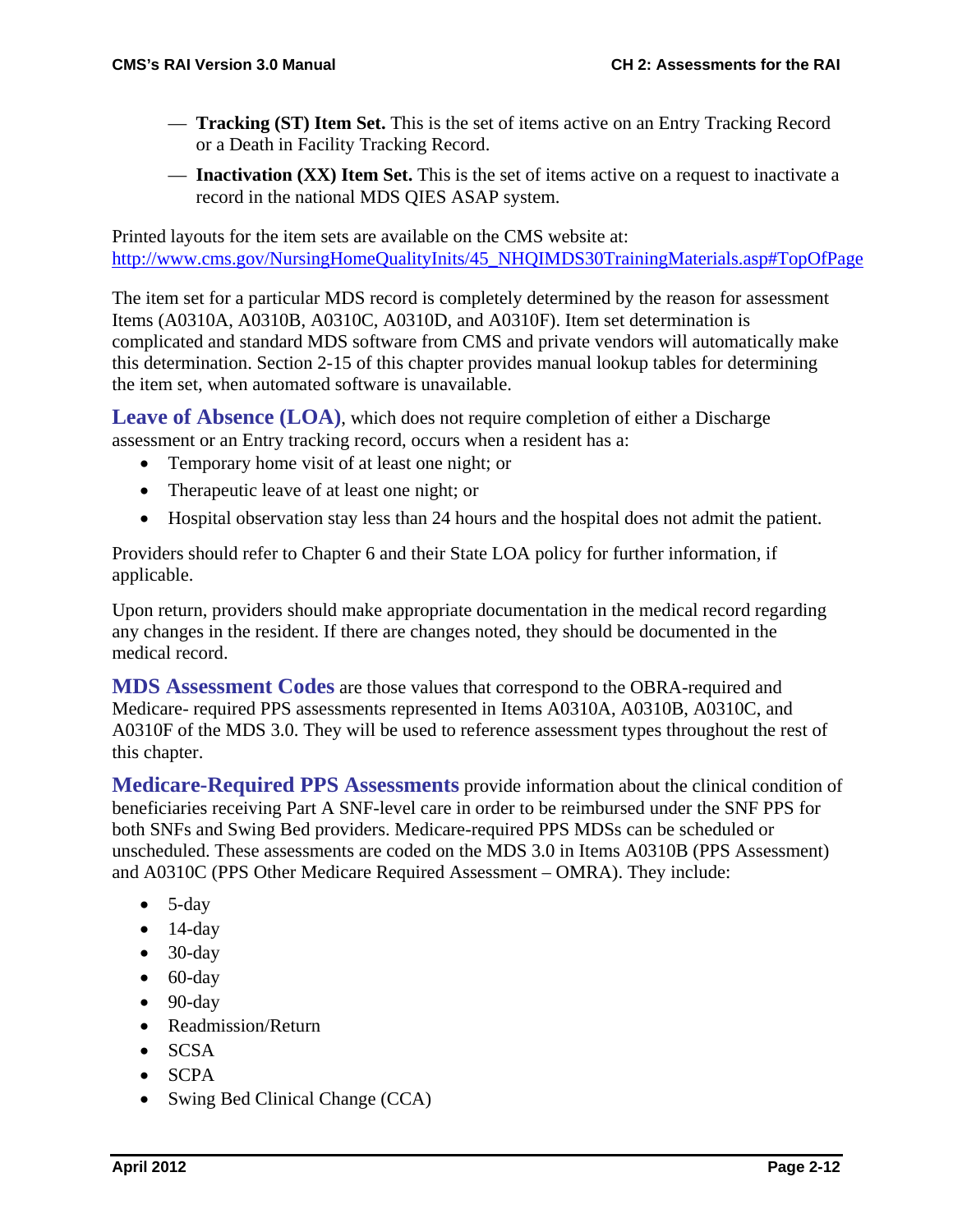- **Tracking (ST) Item Set.** This is the set of items active on an Entry Tracking Record or a Death in Facility Tracking Record.
- **Inactivation (XX) Item Set.** This is the set of items active on a request to inactivate a record in the national MDS QIES ASAP system.

Printed layouts for the item sets are available on the CMS website at: http://www.cms.gov/NursingHomeQualityInits/45_NHQIMDS30TrainingMaterials.asp#TopOfPage

The item set for a particular MDS record is completely determined by the reason for assessment Items (A0310A, A0310B, A0310C, A0310D, and A0310F). Item set determination is complicated and standard MDS software from CMS and private vendors will automatically make this determination. Section 2-15 of this chapter provides manual lookup tables for determining the item set, when automated software is unavailable.

**Leave of Absence (LOA)**, which does not require completion of either a Discharge assessment or an Entry tracking record, occurs when a resident has a:

- Temporary home visit of at least one night; or
- Therapeutic leave of at least one night; or
- Hospital observation stay less than 24 hours and the hospital does not admit the patient.

Providers should refer to Chapter 6 and their State LOA policy for further information, if applicable.

Upon return, providers should make appropriate documentation in the medical record regarding any changes in the resident. If there are changes noted, they should be documented in the medical record.

**MDS Assessment Codes** are those values that correspond to the OBRA-required and Medicare- required PPS assessments represented in Items A0310A, A0310B, A0310C, and A0310F of the MDS 3.0. They will be used to reference assessment types throughout the rest of this chapter.

**Medicare-Required PPS Assessments** provide information about the clinical condition of beneficiaries receiving Part A SNF-level care in order to be reimbursed under the SNF PPS for both SNFs and Swing Bed providers. Medicare-required PPS MDSs can be scheduled or unscheduled. These assessments are coded on the MDS 3.0 in Items A0310B (PPS Assessment) and A0310C (PPS Other Medicare Required Assessment – OMRA). They include:

- 5-day
- 14-day
- 30-day
- 60-day
- 90-day
- Readmission/Return
- SCSA
- SCPA
- Swing Bed Clinical Change (CCA)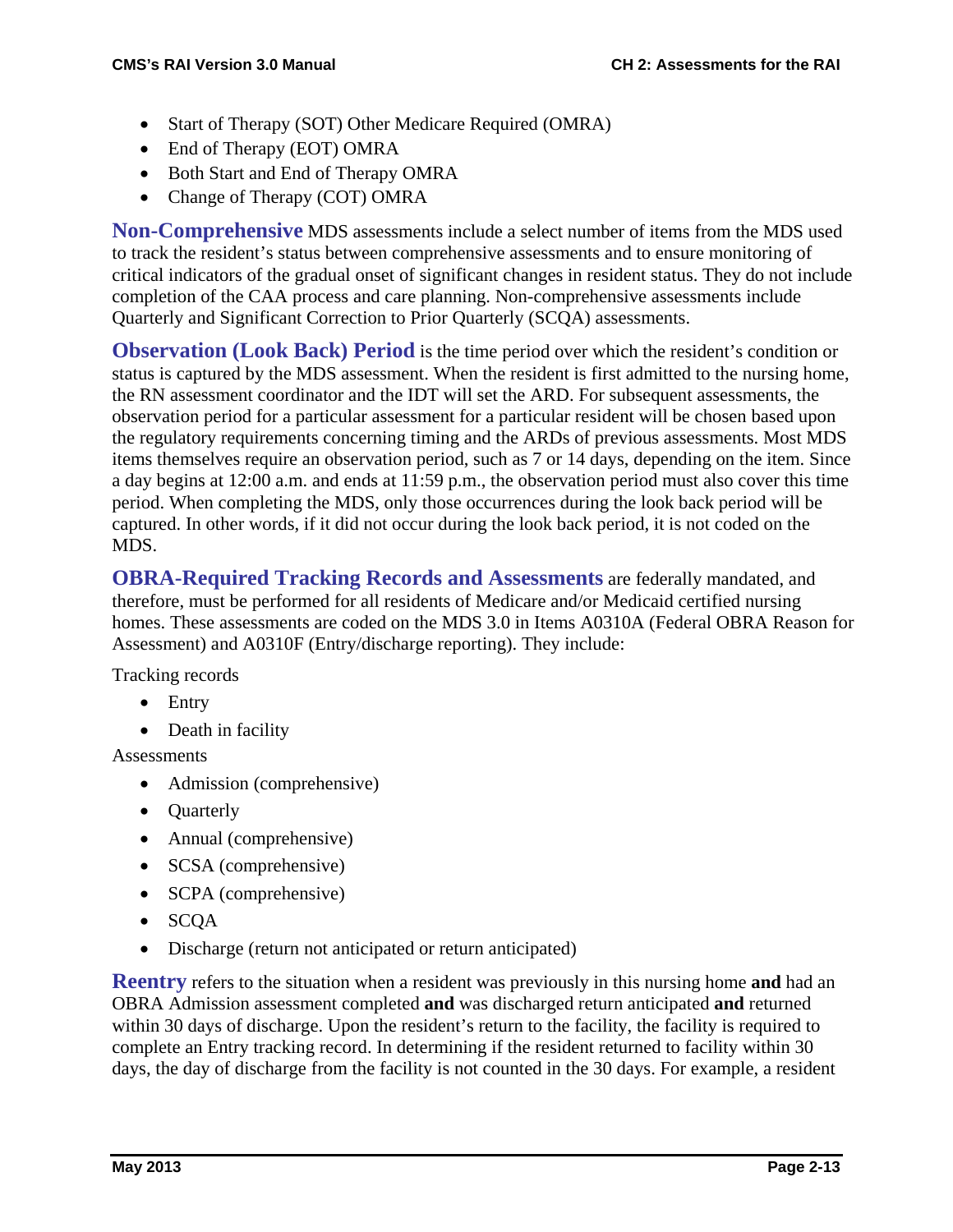- Start of Therapy (SOT) Other Medicare Required (OMRA)
- End of Therapy (EOT) OMRA
- Both Start and End of Therapy OMRA
- Change of Therapy (COT) OMRA

**Non-Comprehensive** MDS assessments include a select number of items from the MDS used to track the resident's status between comprehensive assessments and to ensure monitoring of critical indicators of the gradual onset of significant changes in resident status. They do not include completion of the CAA process and care planning. Non-comprehensive assessments include Quarterly and Significant Correction to Prior Quarterly (SCQA) assessments.

**Observation (Look Back) Period** is the time period over which the resident's condition or status is captured by the MDS assessment. When the resident is first admitted to the nursing home, the RN assessment coordinator and the IDT will set the ARD. For subsequent assessments, the observation period for a particular assessment for a particular resident will be chosen based upon the regulatory requirements concerning timing and the ARDs of previous assessments. Most MDS items themselves require an observation period, such as 7 or 14 days, depending on the item. Since a day begins at 12:00 a.m. and ends at 11:59 p.m., the observation period must also cover this time period. When completing the MDS, only those occurrences during the look back period will be captured. In other words, if it did not occur during the look back period, it is not coded on the MDS.

**OBRA-Required Tracking Records and Assessments** are federally mandated, and therefore, must be performed for all residents of Medicare and/or Medicaid certified nursing homes. These assessments are coded on the MDS 3.0 in Items A0310A (Federal OBRA Reason for Assessment) and A0310F (Entry/discharge reporting). They include:

Tracking records

- Entry
- Death in facility

Assessments

- Admission (comprehensive)
- Quarterly
- Annual (comprehensive)
- SCSA (comprehensive)
- SCPA (comprehensive)
- SCQA
- Discharge (return not anticipated or return anticipated)

**Reentry** refers to the situation when a resident was previously in this nursing home **and** had an OBRA Admission assessment completed **and** was discharged return anticipated **and** returned within 30 days of discharge. Upon the resident's return to the facility, the facility is required to complete an Entry tracking record. In determining if the resident returned to facility within 30 days, the day of discharge from the facility is not counted in the 30 days. For example, a resident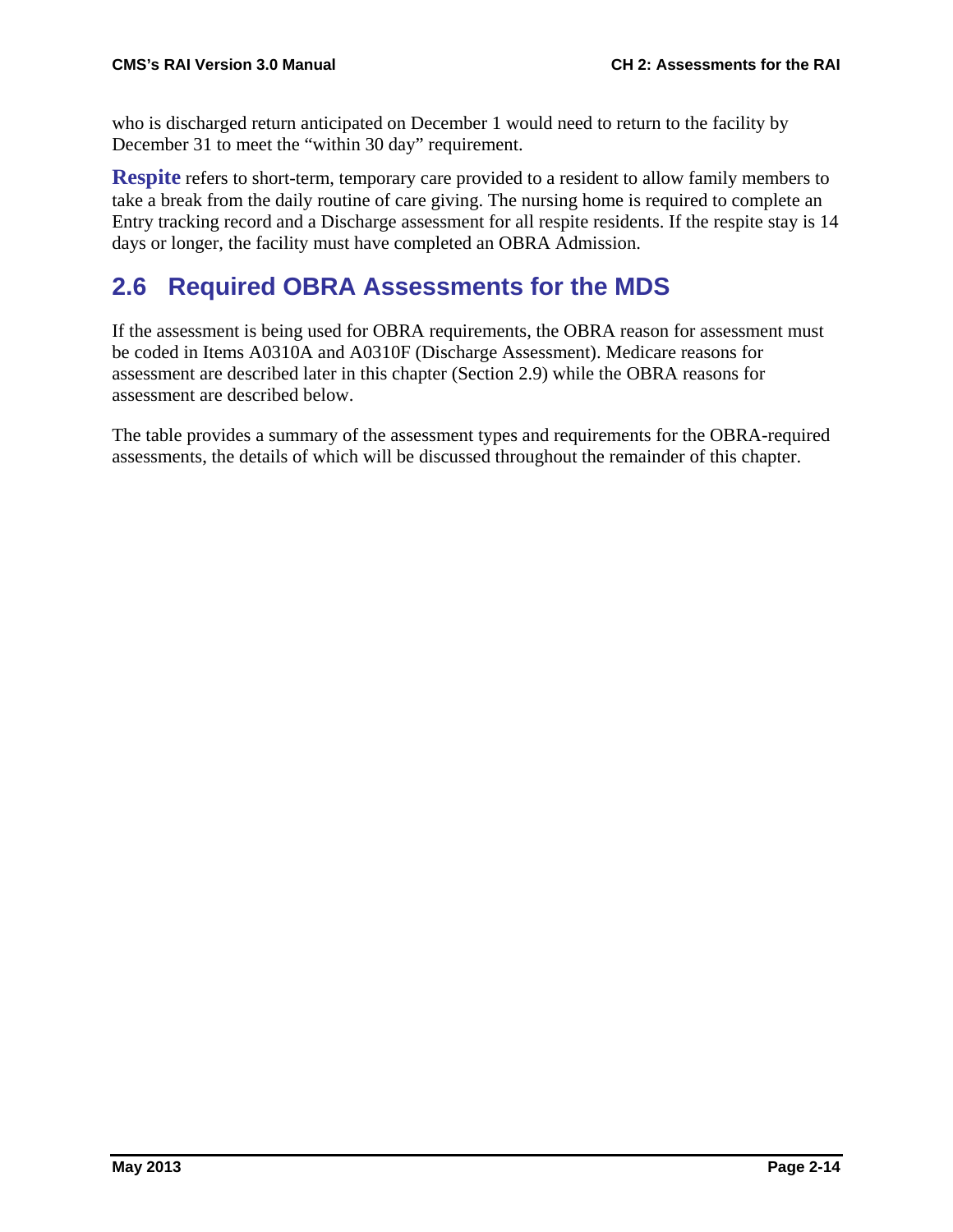who is discharged return anticipated on December 1 would need to return to the facility by December 31 to meet the "within 30 day" requirement.

**Respite** refers to short-term, temporary care provided to a resident to allow family members to take a break from the daily routine of care giving. The nursing home is required to complete an Entry tracking record and a Discharge assessment for all respite residents. If the respite stay is 14 days or longer, the facility must have completed an OBRA Admission.

## 2.6 Required OBRA Assessments for the MDS

If the assessment is being used for OBRA requirements, the OBRA reason for assessment must be coded in Items A0310A and A0310F (Discharge Assessment). Medicare reasons for assessment are described later in this chapter (Section 2.9) while the OBRA reasons for assessment are described below.

The table provides a summary of the assessment types and requirements for the OBRA-required assessments, the details of which will be discussed throughout the remainder of this chapter.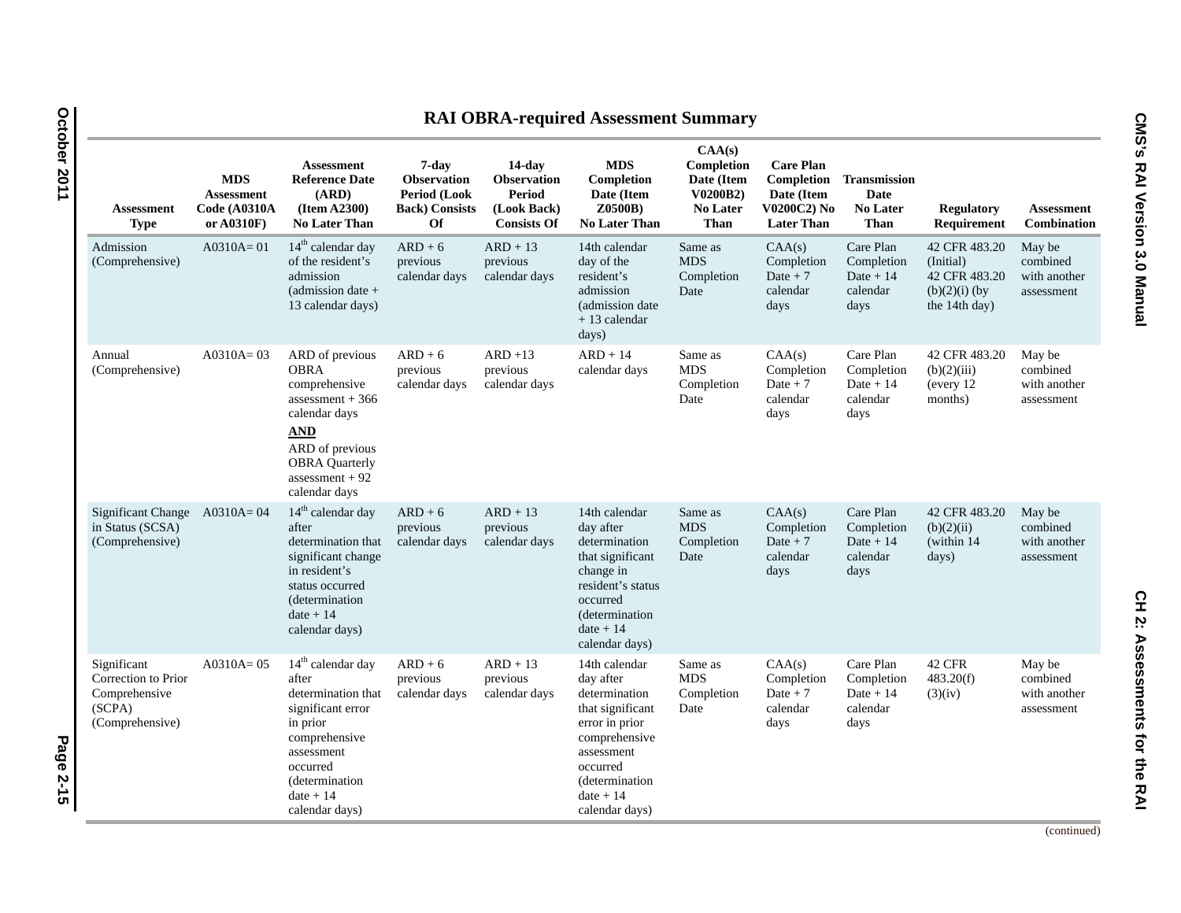## RAI OBRA-required Assessment Summary

| Assessment Type | MDS Assessment Code (A0310A or A0310F) | Assessment Reference Date (ARD) (Item A2300) No Later Than | 7-day Observation Period (Look Back) Consists Of | 14-day Observation Period (Look Back) Consists Of | MDS Completion Date (Item Z0500B) No Later Than | CAA(s) Completion Date (Item V0200B2) No Later Than | Care Plan Completion Date (Item V0200C2) No Later Than | Transmission Date No Later Than | Regulatory Requirement | Assessment Combination |
|---|---|---|---|---|---|---|---|---|---|---|
| Admission (Comprehensive) | A0310A= 01 | 14th calendar day of the resident's admission (admission date + 13 calendar days) | ARD + 6 previous calendar days | ARD + 13 previous calendar days | 14th calendar day of the resident's admission (admission date + 13 calendar days) | Same as MDS Completion Date | CAA(s) Completion Date + 7 calendar days | Care Plan Completion Date + 14 calendar days | 42 CFR 483.20 (Initial) 42 CFR 483.20 (b)(2)(i) (by the 14th day) | May be combined with another assessment |
| Annual (Comprehensive) | A0310A= 03 | ARD of previous OBRA comprehensive assessment + 366 calendar days **AND** ARD of previous OBRA Quarterly assessment + 92 calendar days | ARD + 6 previous calendar days | ARD +13 previous calendar days | ARD + 14 calendar days | Same as MDS Completion Date | CAA(s) Completion Date + 7 calendar days | Care Plan Completion Date + 14 calendar days | 42 CFR 483.20 (b)(2)(iii) (every 12 months) | May be combined with another assessment |
| Significant Change in Status (SCSA) (Comprehensive) | A0310A= 04 | 14th calendar day after determination that significant change in resident's status occurred (determination date + 14 calendar days) | ARD + 6 previous calendar days | ARD + 13 previous calendar days | 14th calendar day after determination that significant change in resident's status occurred (determination date + 14 calendar days) | Same as MDS Completion Date | CAA(s) Completion Date + 7 calendar days | Care Plan Completion Date + 14 calendar days | 42 CFR 483.20 (b)(2)(ii) (within 14 days) | May be combined with another assessment |
| Significant Correction to Prior Comprehensive (SCPA) (Comprehensive) | A0310A= 05 | 14th calendar day after determination that significant error in prior comprehensive assessment occurred (determination date + 14 calendar days) | ARD + 6 previous calendar days | ARD + 13 previous calendar days | 14th calendar day after determination that significant error in prior comprehensive assessment occurred (determination date + 14 calendar days) | Same as MDS Completion Date | CAA(s) Completion Date + 7 calendar days | Care Plan Completion Date + 14 calendar days | 42 CFR 483.20(f) (3)(iv) | May be combined with another assessment |

(continued)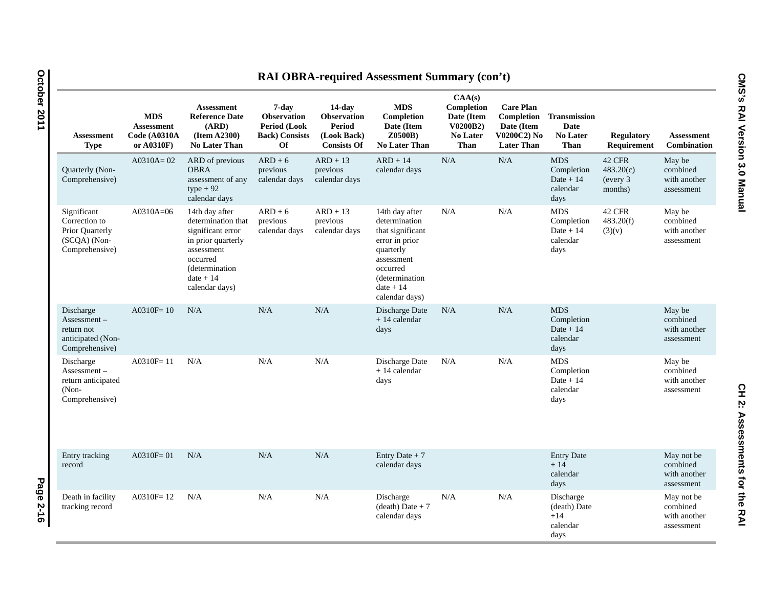## RAI OBRA-required Assessment Summary (con't)

| Assessment Type | MDS Assessment Code (A0310A or A0310F) | Assessment Reference Date (ARD) (Item A2300) No Later Than | 7-day Observation Period (Look Back) Consists Of | 14-day Observation Period (Look Back) Consists Of | MDS Completion Date (Item Z0500B) No Later Than | CAA(s) Completion Date (Item V0200B2) No Later Than | Care Plan Completion Date (Item V0200C2) No Later Than | Transmission Date No Later Than | Regulatory Requirement | Assessment Combination |
|---|---|---|---|---|---|---|---|---|---|---|
| Quarterly (Non-Comprehensive) | A0310A= 02 | ARD of previous OBRA assessment of any type + 92 calendar days | ARD + 6 previous calendar days | ARD + 13 previous calendar days | ARD + 14 calendar days | N/A | N/A | MDS Completion Date + 14 calendar days | 42 CFR 483.20(c) (every 3 months) | May be combined with another assessment |
| Significant Correction to Prior Quarterly (SCQA) (Non-Comprehensive) | A0310A=06 | 14th day after determination that significant error in prior quarterly assessment occurred (determination date + 14 calendar days) | ARD + 6 previous calendar days | ARD + 13 previous calendar days | 14th day after determination that significant error in prior quarterly assessment occurred (determination date + 14 calendar days) | N/A | N/A | MDS Completion Date + 14 calendar days | 42 CFR 483.20(f)(3)(v) | May be combined with another assessment |
| Discharge Assessment – return not anticipated (Non-Comprehensive) | A0310F= 10 | N/A | N/A | N/A | Discharge Date + 14 calendar days | N/A | N/A | MDS Completion Date + 14 calendar days | | May be combined with another assessment |
| Discharge Assessment – return anticipated (Non-Comprehensive) | A0310F= 11 | N/A | N/A | N/A | Discharge Date + 14 calendar days | N/A | N/A | MDS Completion Date + 14 calendar days | | May be combined with another assessment |
| Entry tracking record | A0310F= 01 | N/A | N/A | N/A | Entry Date + 7 calendar days | | | Entry Date + 14 calendar days | | May not be combined with another assessment |
| Death in facility tracking record | A0310F= 12 | N/A | N/A | N/A | Discharge (death) Date + 7 calendar days | N/A | N/A | Discharge (death) Date +14 calendar days | | May not be combined with another assessment |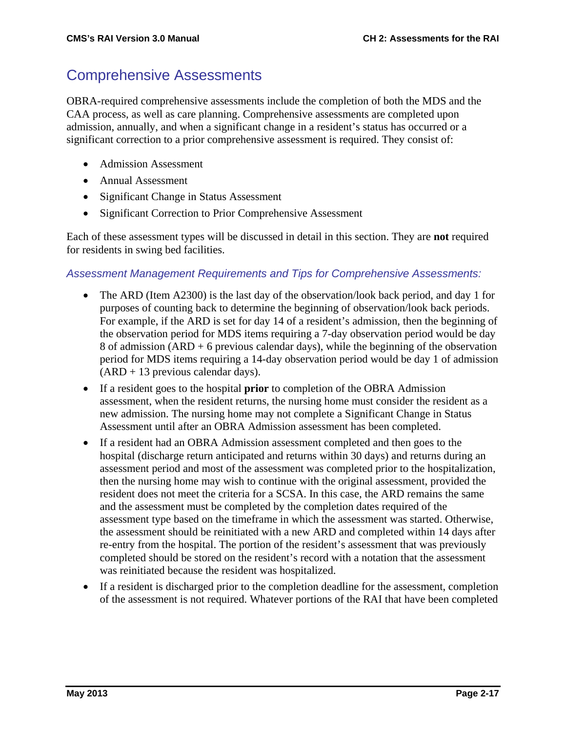## Comprehensive Assessments

OBRA-required comprehensive assessments include the completion of both the MDS and the CAA process, as well as care planning. Comprehensive assessments are completed upon admission, annually, and when a significant change in a resident's status has occurred or a significant correction to a prior comprehensive assessment is required. They consist of:

- Admission Assessment
- Annual Assessment
- Significant Change in Status Assessment
- Significant Correction to Prior Comprehensive Assessment

Each of these assessment types will be discussed in detail in this section. They are **not** required for residents in swing bed facilities.

### *Assessment Management Requirements and Tips for Comprehensive Assessments:*

- The ARD (Item A2300) is the last day of the observation/look back period, and day 1 for purposes of counting back to determine the beginning of observation/look back periods. For example, if the ARD is set for day 14 of a resident's admission, then the beginning of the observation period for MDS items requiring a 7-day observation period would be day 8 of admission (ARD + 6 previous calendar days), while the beginning of the observation period for MDS items requiring a 14-day observation period would be day 1 of admission (ARD + 13 previous calendar days).
- If a resident goes to the hospital **prior** to completion of the OBRA Admission assessment, when the resident returns, the nursing home must consider the resident as a new admission. The nursing home may not complete a Significant Change in Status Assessment until after an OBRA Admission assessment has been completed.
- If a resident had an OBRA Admission assessment completed and then goes to the hospital (discharge return anticipated and returns within 30 days) and returns during an assessment period and most of the assessment was completed prior to the hospitalization, then the nursing home may wish to continue with the original assessment, provided the resident does not meet the criteria for a SCSA. In this case, the ARD remains the same and the assessment must be completed by the completion dates required of the assessment type based on the timeframe in which the assessment was started. Otherwise, the assessment should be reinitiated with a new ARD and completed within 14 days after re-entry from the hospital. The portion of the resident's assessment that was previously completed should be stored on the resident's record with a notation that the assessment was reinitiated because the resident was hospitalized.
- If a resident is discharged prior to the completion deadline for the assessment, completion of the assessment is not required. Whatever portions of the RAI that have been completed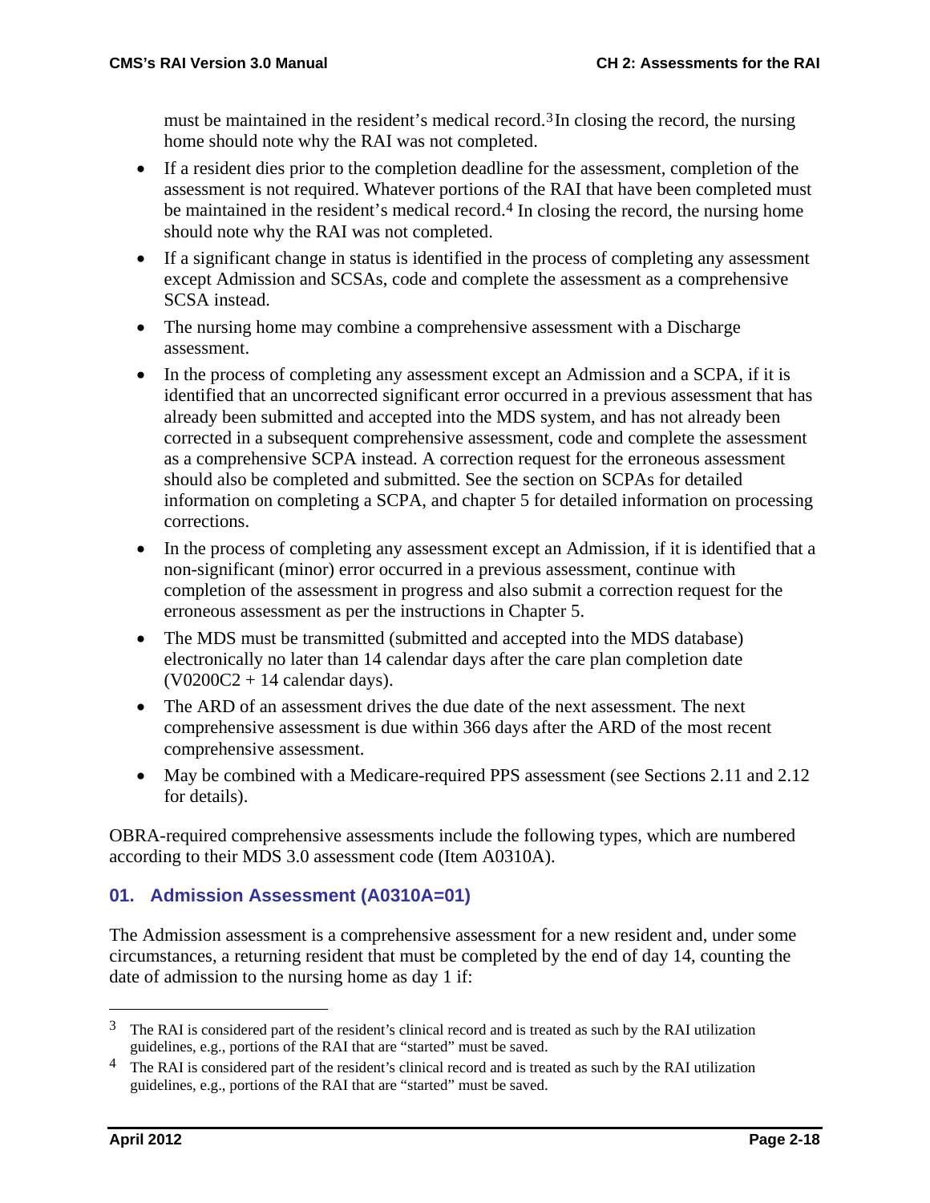must be maintained in the resident's medical record.[3] In closing the record, the nursing home should note why the RAI was not completed.

- If a resident dies prior to the completion deadline for the assessment, completion of the assessment is not required. Whatever portions of the RAI that have been completed must be maintained in the resident's medical record.[4] In closing the record, the nursing home should note why the RAI was not completed.
- If a significant change in status is identified in the process of completing any assessment except Admission and SCSAs, code and complete the assessment as a comprehensive SCSA instead.
- The nursing home may combine a comprehensive assessment with a Discharge assessment.
- In the process of completing any assessment except an Admission and a SCPA, if it is identified that an uncorrected significant error occurred in a previous assessment that has already been submitted and accepted into the MDS system, and has not already been corrected in a subsequent comprehensive assessment, code and complete the assessment as a comprehensive SCPA instead. A correction request for the erroneous assessment should also be completed and submitted. See the section on SCPAs for detailed information on completing a SCPA, and chapter 5 for detailed information on processing corrections.
- In the process of completing any assessment except an Admission, if it is identified that a non-significant (minor) error occurred in a previous assessment, continue with completion of the assessment in progress and also submit a correction request for the erroneous assessment as per the instructions in Chapter 5.
- The MDS must be transmitted (submitted and accepted into the MDS database) electronically no later than 14 calendar days after the care plan completion date (V0200C2 + 14 calendar days).
- The ARD of an assessment drives the due date of the next assessment. The next comprehensive assessment is due within 366 days after the ARD of the most recent comprehensive assessment.
- May be combined with a Medicare-required PPS assessment (see Sections 2.11 and 2.12 for details).

OBRA-required comprehensive assessments include the following types, which are numbered according to their MDS 3.0 assessment code (Item A0310A).

### 01. Admission Assessment (A0310A=01)

The Admission assessment is a comprehensive assessment for a new resident and, under some circumstances, a returning resident that must be completed by the end of day 14, counting the date of admission to the nursing home as day 1 if:

---

[3] The RAI is considered part of the resident's clinical record and is treated as such by the RAI utilization guidelines, e.g., portions of the RAI that are "started" must be saved.

[4] The RAI is considered part of the resident's clinical record and is treated as such by the RAI utilization guidelines, e.g., portions of the RAI that are "started" must be saved.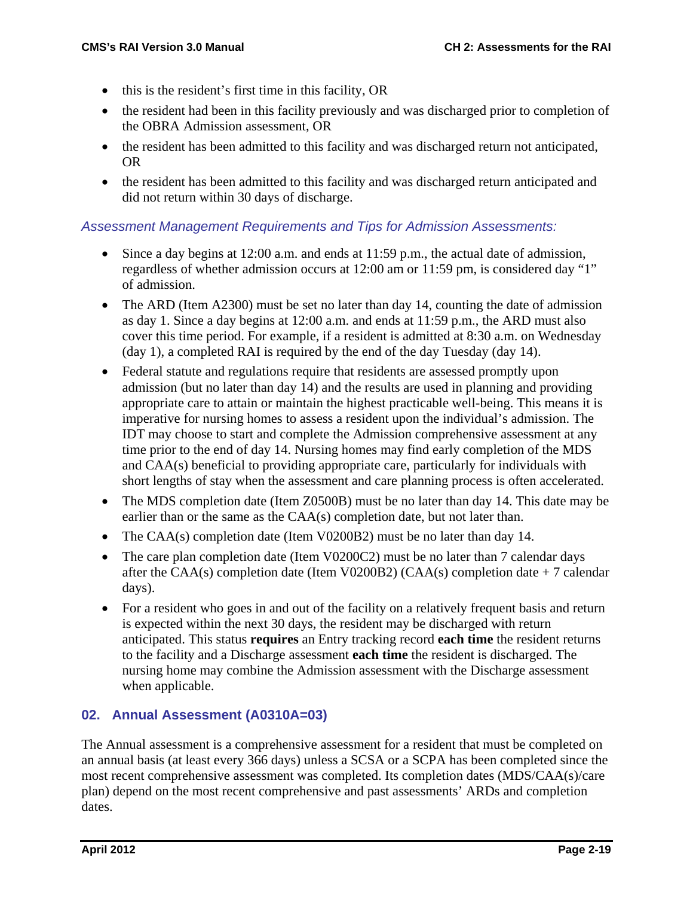- this is the resident's first time in this facility, OR
- the resident had been in this facility previously and was discharged prior to completion of the OBRA Admission assessment, OR
- the resident has been admitted to this facility and was discharged return not anticipated, OR
- the resident has been admitted to this facility and was discharged return anticipated and did not return within 30 days of discharge.

### *Assessment Management Requirements and Tips for Admission Assessments:*

- Since a day begins at 12:00 a.m. and ends at 11:59 p.m., the actual date of admission, regardless of whether admission occurs at 12:00 am or 11:59 pm, is considered day "1" of admission.
- The ARD (Item A2300) must be set no later than day 14, counting the date of admission as day 1. Since a day begins at 12:00 a.m. and ends at 11:59 p.m., the ARD must also cover this time period. For example, if a resident is admitted at 8:30 a.m. on Wednesday (day 1), a completed RAI is required by the end of the day Tuesday (day 14).
- Federal statute and regulations require that residents are assessed promptly upon admission (but no later than day 14) and the results are used in planning and providing appropriate care to attain or maintain the highest practicable well-being. This means it is imperative for nursing homes to assess a resident upon the individual's admission. The IDT may choose to start and complete the Admission comprehensive assessment at any time prior to the end of day 14. Nursing homes may find early completion of the MDS and CAA(s) beneficial to providing appropriate care, particularly for individuals with short lengths of stay when the assessment and care planning process is often accelerated.
- The MDS completion date (Item Z0500B) must be no later than day 14. This date may be earlier than or the same as the CAA(s) completion date, but not later than.
- The CAA(s) completion date (Item V0200B2) must be no later than day 14.
- The care plan completion date (Item V0200C2) must be no later than 7 calendar days after the CAA(s) completion date (Item V0200B2) (CAA(s) completion date + 7 calendar days).
- For a resident who goes in and out of the facility on a relatively frequent basis and return is expected within the next 30 days, the resident may be discharged with return anticipated. This status **requires** an Entry tracking record **each time** the resident returns to the facility and a Discharge assessment **each time** the resident is discharged. The nursing home may combine the Admission assessment with the Discharge assessment when applicable.

## 02. Annual Assessment (A0310A=03)

The Annual assessment is a comprehensive assessment for a resident that must be completed on an annual basis (at least every 366 days) unless a SCSA or a SCPA has been completed since the most recent comprehensive assessment was completed. Its completion dates (MDS/CAA(s)/care plan) depend on the most recent comprehensive and past assessments' ARDs and completion dates.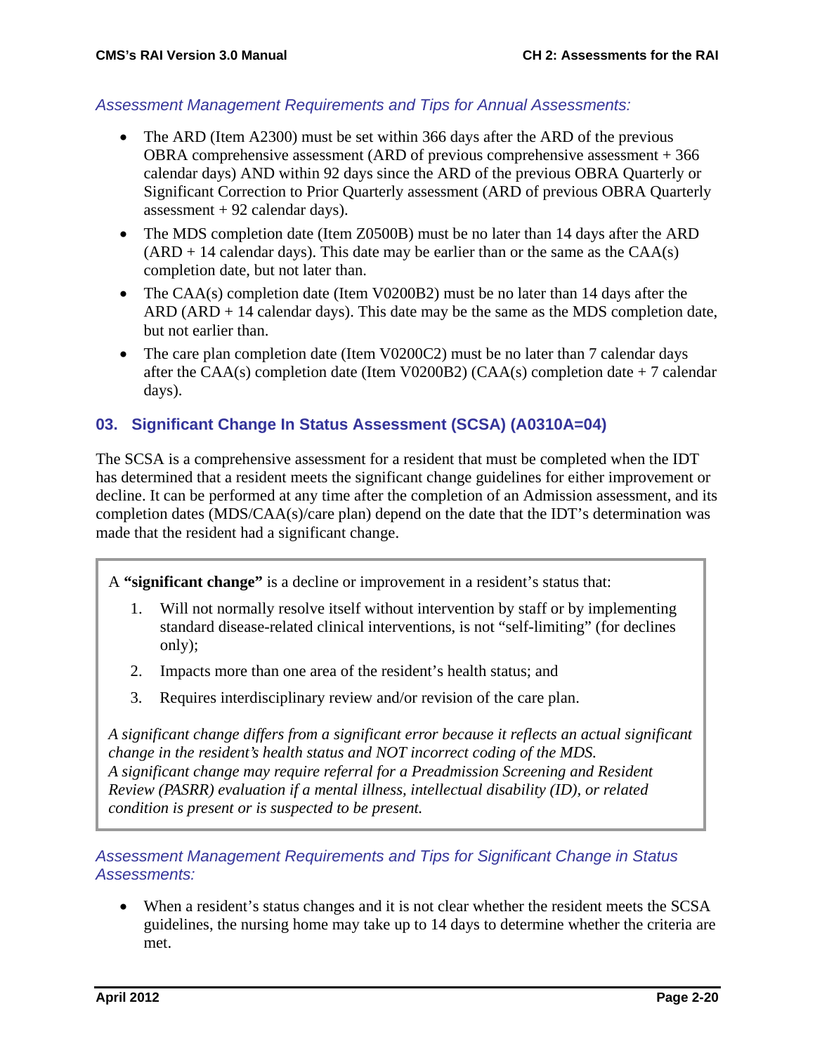*Assessment Management Requirements and Tips for Annual Assessments:*

- The ARD (Item A2300) must be set within 366 days after the ARD of the previous OBRA comprehensive assessment (ARD of previous comprehensive assessment + 366 calendar days) AND within 92 days since the ARD of the previous OBRA Quarterly or Significant Correction to Prior Quarterly assessment (ARD of previous OBRA Quarterly assessment + 92 calendar days).
- The MDS completion date (Item Z0500B) must be no later than 14 days after the ARD (ARD + 14 calendar days). This date may be earlier than or the same as the CAA(s) completion date, but not later than.
- The CAA(s) completion date (Item V0200B2) must be no later than 14 days after the ARD (ARD + 14 calendar days). This date may be the same as the MDS completion date, but not earlier than.
- The care plan completion date (Item V0200C2) must be no later than 7 calendar days after the CAA(s) completion date (Item V0200B2) (CAA(s) completion date + 7 calendar days).

## 03. Significant Change In Status Assessment (SCSA) (A0310A=04)

The SCSA is a comprehensive assessment for a resident that must be completed when the IDT has determined that a resident meets the significant change guidelines for either improvement or decline. It can be performed at any time after the completion of an Admission assessment, and its completion dates (MDS/CAA(s)/care plan) depend on the date that the IDT's determination was made that the resident had a significant change.

> A **"significant change"** is a decline or improvement in a resident's status that:
>
> 1. Will not normally resolve itself without intervention by staff or by implementing standard disease-related clinical interventions, is not "self-limiting" (for declines only);
> 2. Impacts more than one area of the resident's health status; and
> 3. Requires interdisciplinary review and/or revision of the care plan.
>
> *A significant change differs from a significant error because it reflects an actual significant change in the resident's health status and NOT incorrect coding of the MDS.*
> *A significant change may require referral for a Preadmission Screening and Resident Review (PASRR) evaluation if a mental illness, intellectual disability (ID), or related condition is present or is suspected to be present.*

*Assessment Management Requirements and Tips for Significant Change in Status Assessments:*

- When a resident's status changes and it is not clear whether the resident meets the SCSA guidelines, the nursing home may take up to 14 days to determine whether the criteria are met.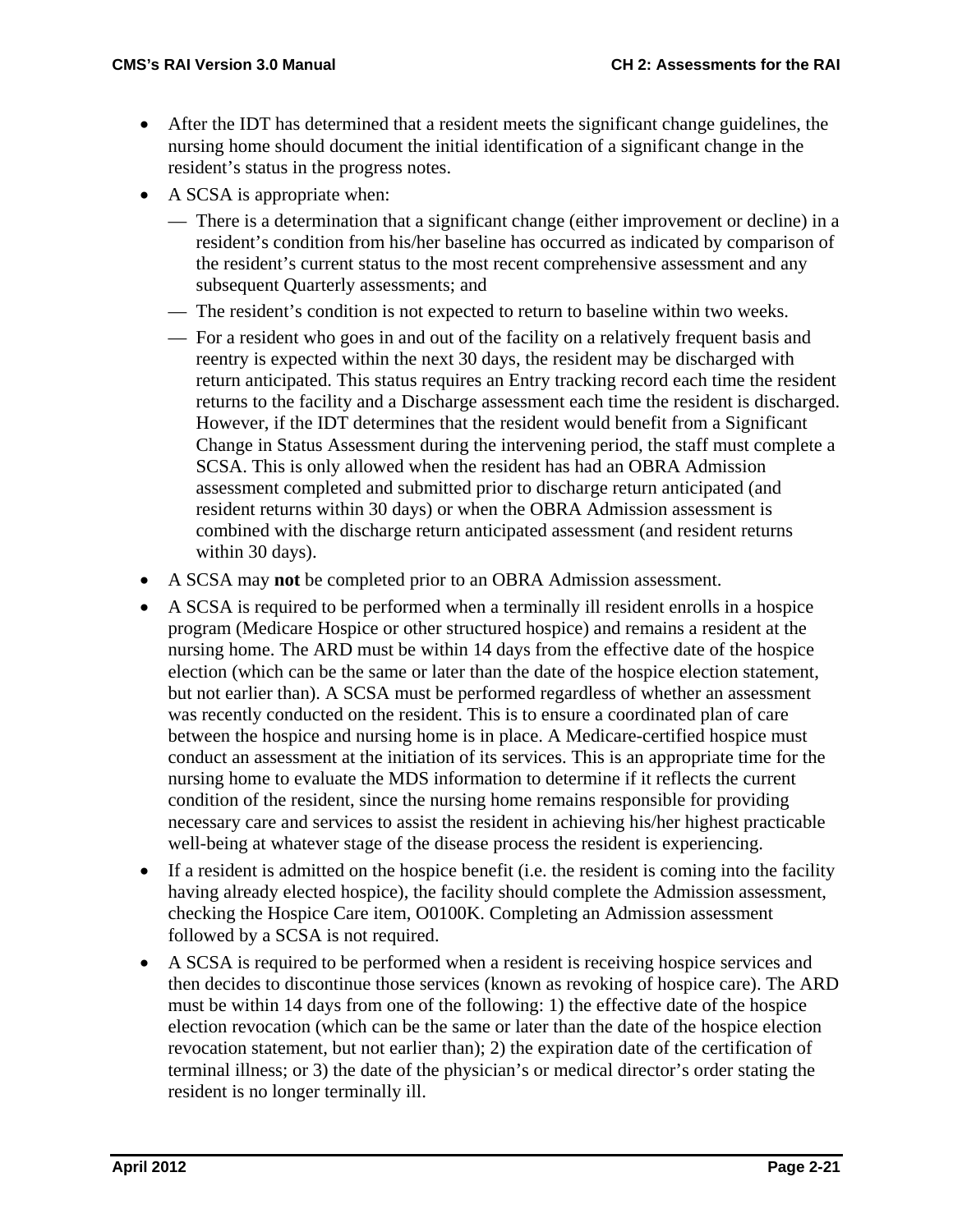- After the IDT has determined that a resident meets the significant change guidelines, the nursing home should document the initial identification of a significant change in the resident's status in the progress notes.
- A SCSA is appropriate when:
  - — There is a determination that a significant change (either improvement or decline) in a resident's condition from his/her baseline has occurred as indicated by comparison of the resident's current status to the most recent comprehensive assessment and any subsequent Quarterly assessments; and
  - — The resident's condition is not expected to return to baseline within two weeks.
  - — For a resident who goes in and out of the facility on a relatively frequent basis and reentry is expected within the next 30 days, the resident may be discharged with return anticipated. This status requires an Entry tracking record each time the resident returns to the facility and a Discharge assessment each time the resident is discharged. However, if the IDT determines that the resident would benefit from a Significant Change in Status Assessment during the intervening period, the staff must complete a SCSA. This is only allowed when the resident has had an OBRA Admission assessment completed and submitted prior to discharge return anticipated (and resident returns within 30 days) or when the OBRA Admission assessment is combined with the discharge return anticipated assessment (and resident returns within 30 days).
- A SCSA may **not** be completed prior to an OBRA Admission assessment.
- A SCSA is required to be performed when a terminally ill resident enrolls in a hospice program (Medicare Hospice or other structured hospice) and remains a resident at the nursing home. The ARD must be within 14 days from the effective date of the hospice election (which can be the same or later than the date of the hospice election statement, but not earlier than). A SCSA must be performed regardless of whether an assessment was recently conducted on the resident. This is to ensure a coordinated plan of care between the hospice and nursing home is in place. A Medicare-certified hospice must conduct an assessment at the initiation of its services. This is an appropriate time for the nursing home to evaluate the MDS information to determine if it reflects the current condition of the resident, since the nursing home remains responsible for providing necessary care and services to assist the resident in achieving his/her highest practicable well-being at whatever stage of the disease process the resident is experiencing.
- If a resident is admitted on the hospice benefit (i.e. the resident is coming into the facility having already elected hospice), the facility should complete the Admission assessment, checking the Hospice Care item, O0100K. Completing an Admission assessment followed by a SCSA is not required.
- A SCSA is required to be performed when a resident is receiving hospice services and then decides to discontinue those services (known as revoking of hospice care). The ARD must be within 14 days from one of the following: 1) the effective date of the hospice election revocation (which can be the same or later than the date of the hospice election revocation statement, but not earlier than); 2) the expiration date of the certification of terminal illness; or 3) the date of the physician's or medical director's order stating the resident is no longer terminally ill.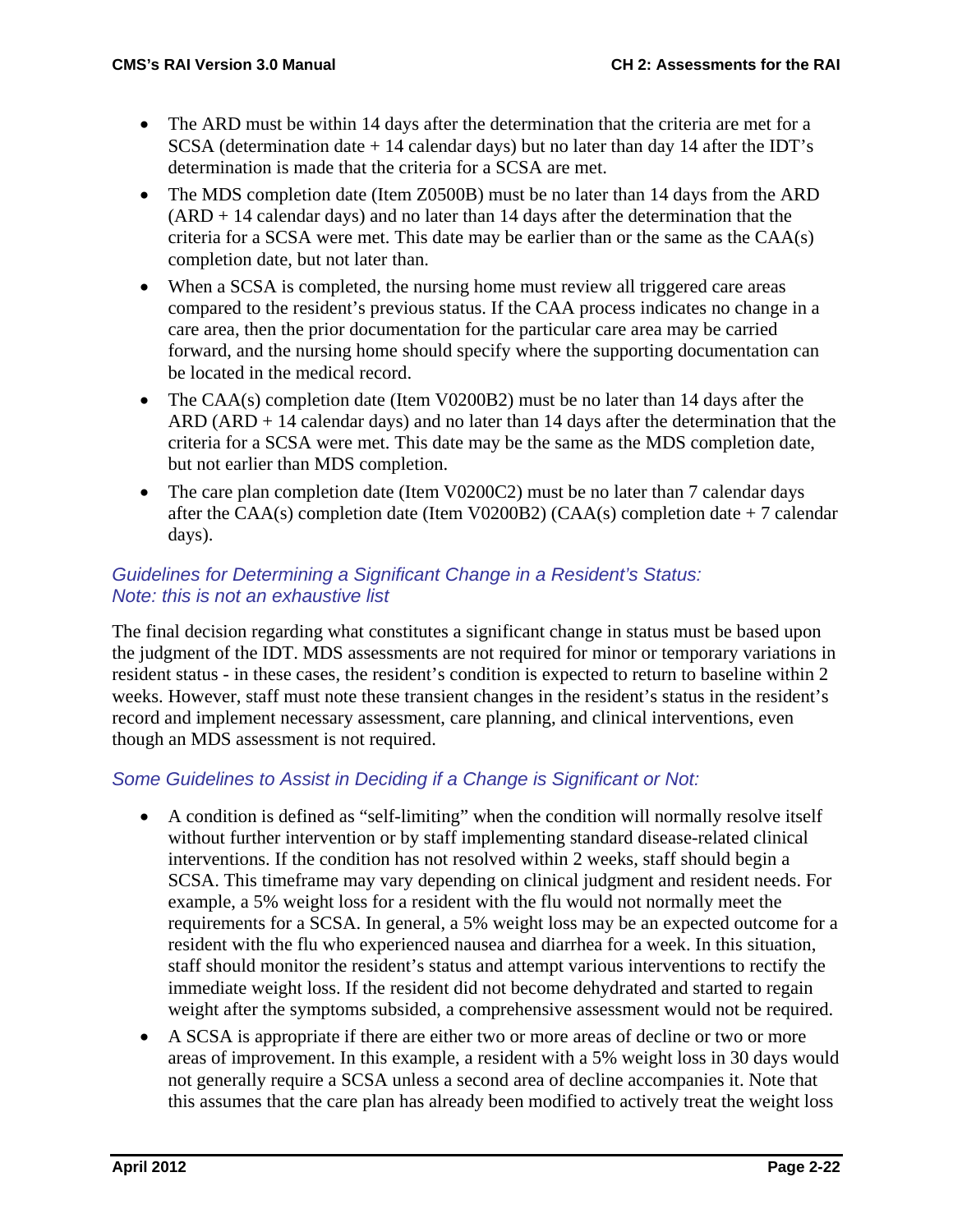- The ARD must be within 14 days after the determination that the criteria are met for a SCSA (determination date + 14 calendar days) but no later than day 14 after the IDT's determination is made that the criteria for a SCSA are met.
- The MDS completion date (Item Z0500B) must be no later than 14 days from the ARD (ARD + 14 calendar days) and no later than 14 days after the determination that the criteria for a SCSA were met. This date may be earlier than or the same as the CAA(s) completion date, but not later than.
- When a SCSA is completed, the nursing home must review all triggered care areas compared to the resident's previous status. If the CAA process indicates no change in a care area, then the prior documentation for the particular care area may be carried forward, and the nursing home should specify where the supporting documentation can be located in the medical record.
- The CAA(s) completion date (Item V0200B2) must be no later than 14 days after the ARD (ARD + 14 calendar days) and no later than 14 days after the determination that the criteria for a SCSA were met. This date may be the same as the MDS completion date, but not earlier than MDS completion.
- The care plan completion date (Item V0200C2) must be no later than 7 calendar days after the CAA(s) completion date (Item V0200B2) (CAA(s) completion date + 7 calendar days).

### *Guidelines for Determining a Significant Change in a Resident's Status: Note: this is not an exhaustive list*

The final decision regarding what constitutes a significant change in status must be based upon the judgment of the IDT. MDS assessments are not required for minor or temporary variations in resident status - in these cases, the resident's condition is expected to return to baseline within 2 weeks. However, staff must note these transient changes in the resident's status in the resident's record and implement necessary assessment, care planning, and clinical interventions, even though an MDS assessment is not required.

### *Some Guidelines to Assist in Deciding if a Change is Significant or Not:*

- A condition is defined as "self-limiting" when the condition will normally resolve itself without further intervention or by staff implementing standard disease-related clinical interventions. If the condition has not resolved within 2 weeks, staff should begin a SCSA. This timeframe may vary depending on clinical judgment and resident needs. For example, a 5% weight loss for a resident with the flu would not normally meet the requirements for a SCSA. In general, a 5% weight loss may be an expected outcome for a resident with the flu who experienced nausea and diarrhea for a week. In this situation, staff should monitor the resident's status and attempt various interventions to rectify the immediate weight loss. If the resident did not become dehydrated and started to regain weight after the symptoms subsided, a comprehensive assessment would not be required.
- A SCSA is appropriate if there are either two or more areas of decline or two or more areas of improvement. In this example, a resident with a 5% weight loss in 30 days would not generally require a SCSA unless a second area of decline accompanies it. Note that this assumes that the care plan has already been modified to actively treat the weight loss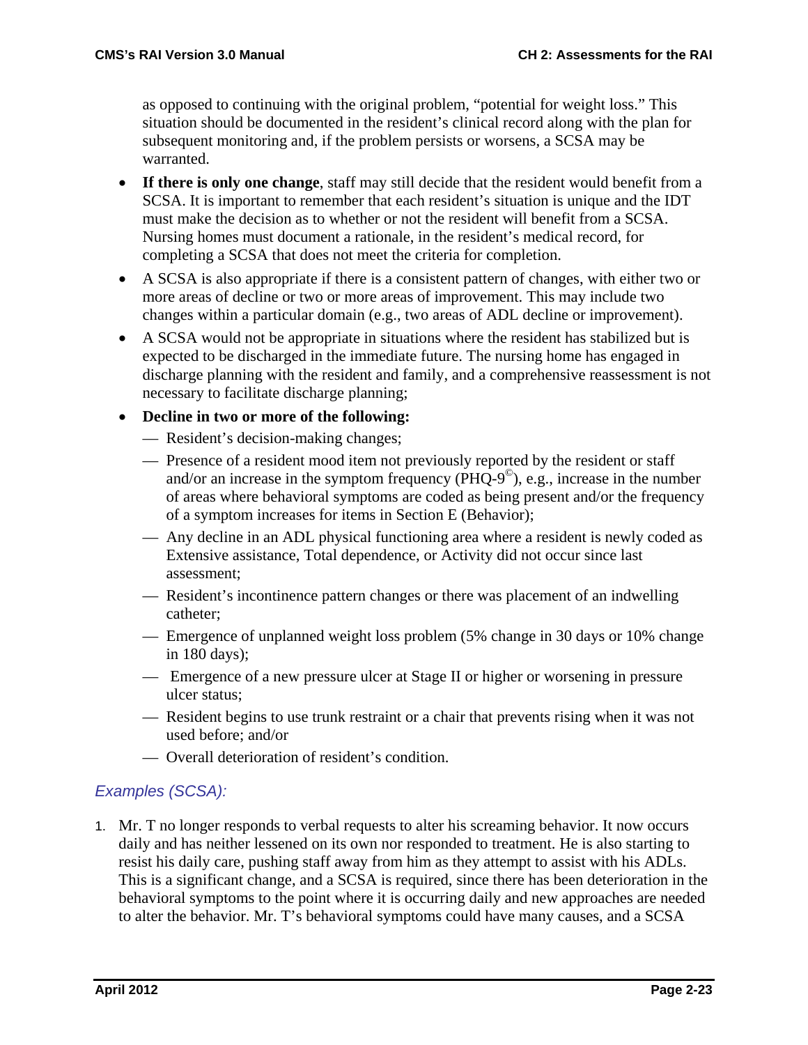as opposed to continuing with the original problem, "potential for weight loss." This situation should be documented in the resident's clinical record along with the plan for subsequent monitoring and, if the problem persists or worsens, a SCSA may be warranted.

- **If there is only one change**, staff may still decide that the resident would benefit from a SCSA. It is important to remember that each resident's situation is unique and the IDT must make the decision as to whether or not the resident will benefit from a SCSA. Nursing homes must document a rationale, in the resident's medical record, for completing a SCSA that does not meet the criteria for completion.
- A SCSA is also appropriate if there is a consistent pattern of changes, with either two or more areas of decline or two or more areas of improvement. This may include two changes within a particular domain (e.g., two areas of ADL decline or improvement).
- A SCSA would not be appropriate in situations where the resident has stabilized but is expected to be discharged in the immediate future. The nursing home has engaged in discharge planning with the resident and family, and a comprehensive reassessment is not necessary to facilitate discharge planning;
- **Decline in two or more of the following:**
  - — Resident's decision-making changes;
  - — Presence of a resident mood item not previously reported by the resident or staff and/or an increase in the symptom frequency (PHQ-9©), e.g., increase in the number of areas where behavioral symptoms are coded as being present and/or the frequency of a symptom increases for items in Section E (Behavior);
  - — Any decline in an ADL physical functioning area where a resident is newly coded as Extensive assistance, Total dependence, or Activity did not occur since last assessment;
  - — Resident's incontinence pattern changes or there was placement of an indwelling catheter;
  - — Emergence of unplanned weight loss problem (5% change in 30 days or 10% change in 180 days);
  - — Emergence of a new pressure ulcer at Stage II or higher or worsening in pressure ulcer status;
  - — Resident begins to use trunk restraint or a chair that prevents rising when it was not used before; and/or
  - — Overall deterioration of resident's condition.

### *Examples (SCSA):*

1. Mr. T no longer responds to verbal requests to alter his screaming behavior. It now occurs daily and has neither lessened on its own nor responded to treatment. He is also starting to resist his daily care, pushing staff away from him as they attempt to assist with his ADLs. This is a significant change, and a SCSA is required, since there has been deterioration in the behavioral symptoms to the point where it is occurring daily and new approaches are needed to alter the behavior. Mr. T's behavioral symptoms could have many causes, and a SCSA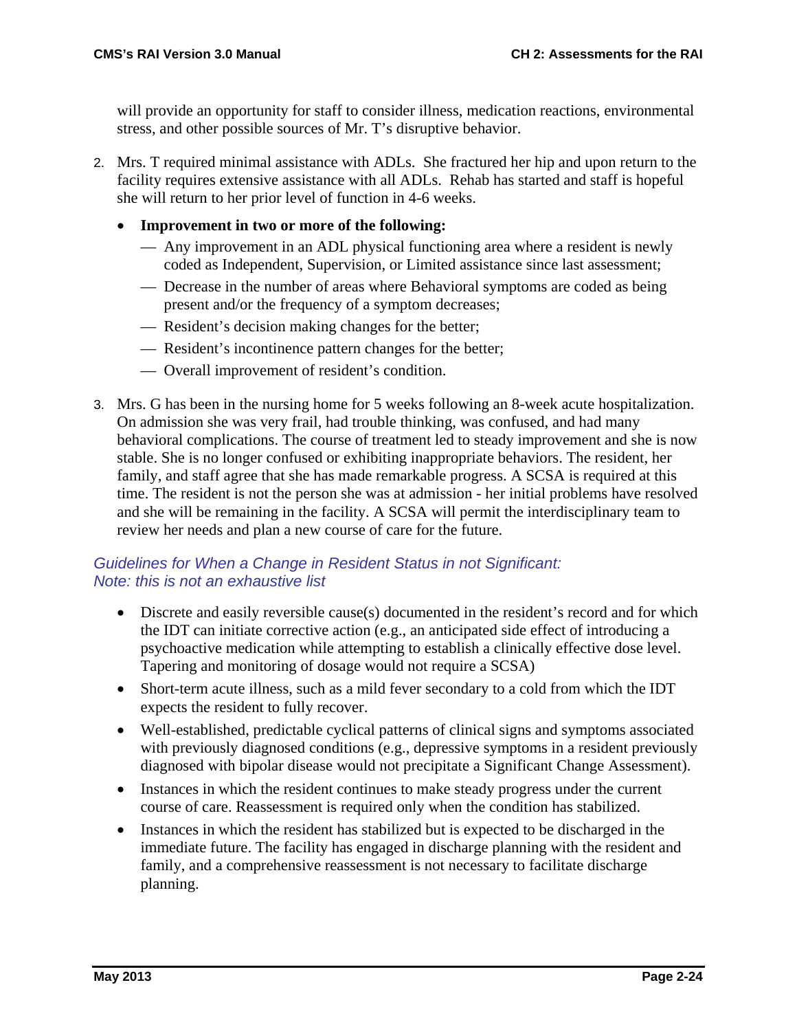will provide an opportunity for staff to consider illness, medication reactions, environmental stress, and other possible sources of Mr. T's disruptive behavior.

2. Mrs. T required minimal assistance with ADLs. She fractured her hip and upon return to the facility requires extensive assistance with all ADLs. Rehab has started and staff is hopeful she will return to her prior level of function in 4-6 weeks.

- **Improvement in two or more of the following:**
  - — Any improvement in an ADL physical functioning area where a resident is newly coded as Independent, Supervision, or Limited assistance since last assessment;
  - — Decrease in the number of areas where Behavioral symptoms are coded as being present and/or the frequency of a symptom decreases;
  - — Resident's decision making changes for the better;
  - — Resident's incontinence pattern changes for the better;
  - — Overall improvement of resident's condition.

3. Mrs. G has been in the nursing home for 5 weeks following an 8-week acute hospitalization. On admission she was very frail, had trouble thinking, was confused, and had many behavioral complications. The course of treatment led to steady improvement and she is now stable. She is no longer confused or exhibiting inappropriate behaviors. The resident, her family, and staff agree that she has made remarkable progress. A SCSA is required at this time. The resident is not the person she was at admission - her initial problems have resolved and she will be remaining in the facility. A SCSA will permit the interdisciplinary team to review her needs and plan a new course of care for the future.

*Guidelines for When a Change in Resident Status in not Significant:*
*Note: this is not an exhaustive list*

- Discrete and easily reversible cause(s) documented in the resident's record and for which the IDT can initiate corrective action (e.g., an anticipated side effect of introducing a psychoactive medication while attempting to establish a clinically effective dose level. Tapering and monitoring of dosage would not require a SCSA)
- Short-term acute illness, such as a mild fever secondary to a cold from which the IDT expects the resident to fully recover.
- Well-established, predictable cyclical patterns of clinical signs and symptoms associated with previously diagnosed conditions (e.g., depressive symptoms in a resident previously diagnosed with bipolar disease would not precipitate a Significant Change Assessment).
- Instances in which the resident continues to make steady progress under the current course of care. Reassessment is required only when the condition has stabilized.
- Instances in which the resident has stabilized but is expected to be discharged in the immediate future. The facility has engaged in discharge planning with the resident and family, and a comprehensive reassessment is not necessary to facilitate discharge planning.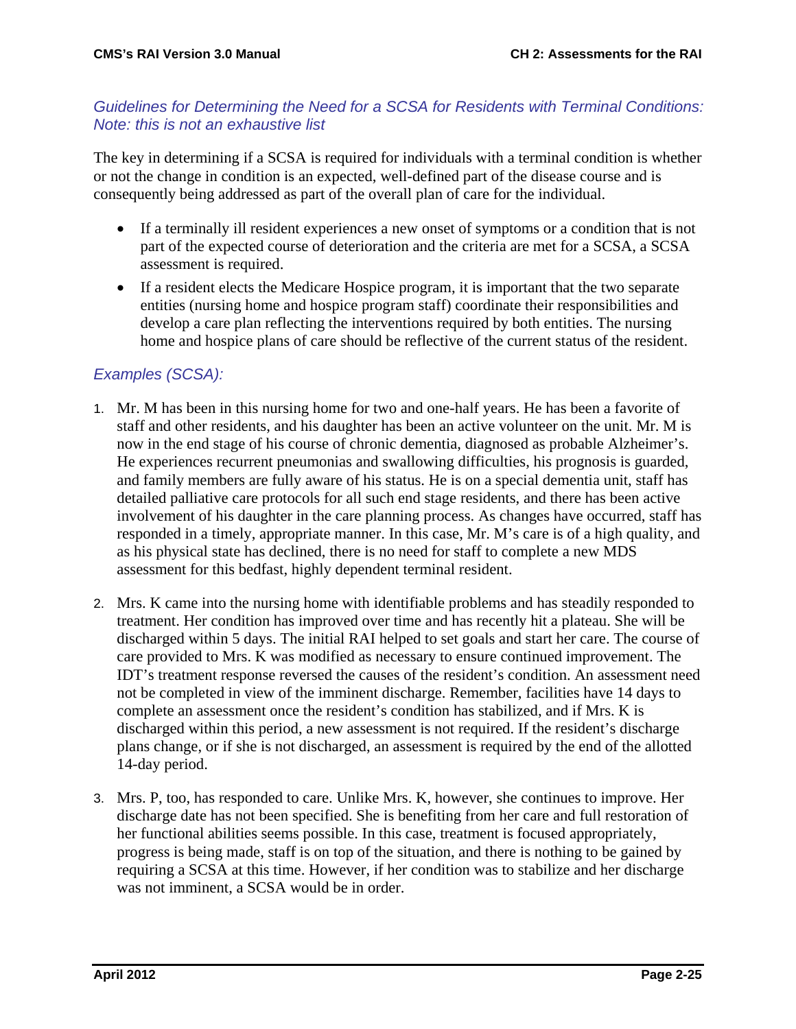*Guidelines for Determining the Need for a SCSA for Residents with Terminal Conditions: Note: this is not an exhaustive list*

The key in determining if a SCSA is required for individuals with a terminal condition is whether or not the change in condition is an expected, well-defined part of the disease course and is consequently being addressed as part of the overall plan of care for the individual.

- If a terminally ill resident experiences a new onset of symptoms or a condition that is not part of the expected course of deterioration and the criteria are met for a SCSA, a SCSA assessment is required.
- If a resident elects the Medicare Hospice program, it is important that the two separate entities (nursing home and hospice program staff) coordinate their responsibilities and develop a care plan reflecting the interventions required by both entities. The nursing home and hospice plans of care should be reflective of the current status of the resident.

*Examples (SCSA):*

1. Mr. M has been in this nursing home for two and one-half years. He has been a favorite of staff and other residents, and his daughter has been an active volunteer on the unit. Mr. M is now in the end stage of his course of chronic dementia, diagnosed as probable Alzheimer's. He experiences recurrent pneumonias and swallowing difficulties, his prognosis is guarded, and family members are fully aware of his status. He is on a special dementia unit, staff has detailed palliative care protocols for all such end stage residents, and there has been active involvement of his daughter in the care planning process. As changes have occurred, staff has responded in a timely, appropriate manner. In this case, Mr. M's care is of a high quality, and as his physical state has declined, there is no need for staff to complete a new MDS assessment for this bedfast, highly dependent terminal resident.

2. Mrs. K came into the nursing home with identifiable problems and has steadily responded to treatment. Her condition has improved over time and has recently hit a plateau. She will be discharged within 5 days. The initial RAI helped to set goals and start her care. The course of care provided to Mrs. K was modified as necessary to ensure continued improvement. The IDT's treatment response reversed the causes of the resident's condition. An assessment need not be completed in view of the imminent discharge. Remember, facilities have 14 days to complete an assessment once the resident's condition has stabilized, and if Mrs. K is discharged within this period, a new assessment is not required. If the resident's discharge plans change, or if she is not discharged, an assessment is required by the end of the allotted 14-day period.

3. Mrs. P, too, has responded to care. Unlike Mrs. K, however, she continues to improve. Her discharge date has not been specified. She is benefiting from her care and full restoration of her functional abilities seems possible. In this case, treatment is focused appropriately, progress is being made, staff is on top of the situation, and there is nothing to be gained by requiring a SCSA at this time. However, if her condition was to stabilize and her discharge was not imminent, a SCSA would be in order.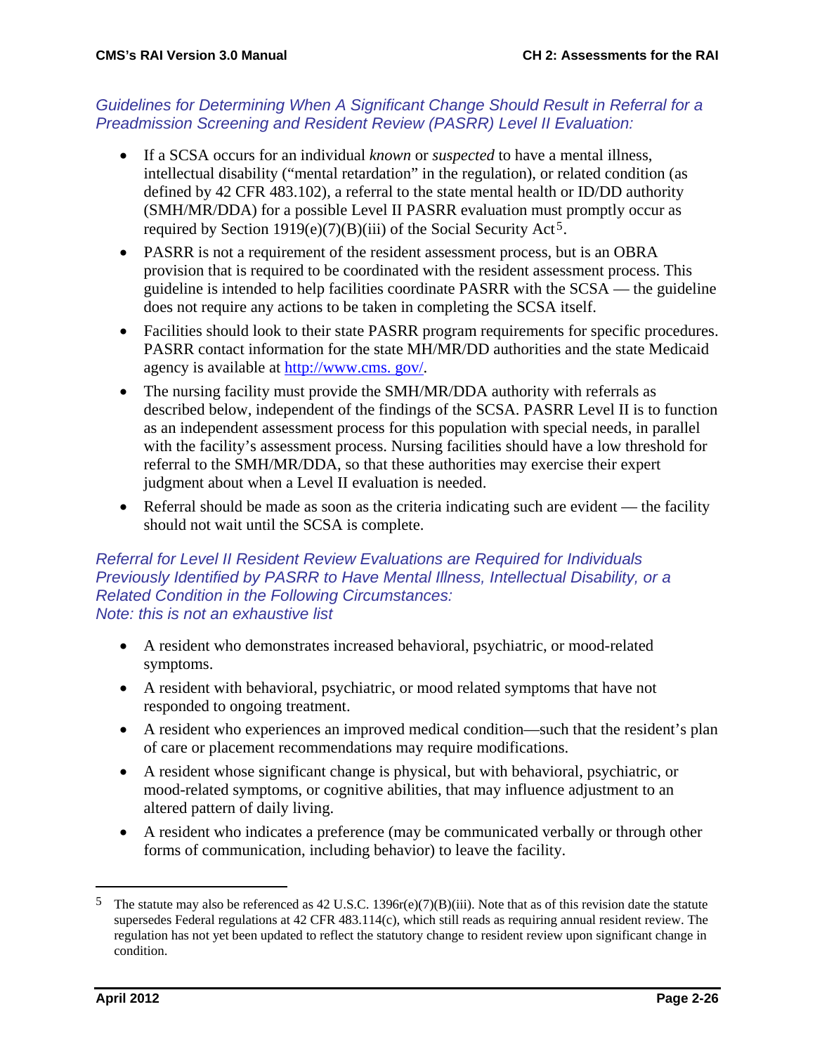*Guidelines for Determining When A Significant Change Should Result in Referral for a Preadmission Screening and Resident Review (PASRR) Level II Evaluation:*

- If a SCSA occurs for an individual *known* or *suspected* to have a mental illness, intellectual disability ("mental retardation" in the regulation), or related condition (as defined by 42 CFR 483.102), a referral to the state mental health or ID/DD authority (SMH/MR/DDA) for a possible Level II PASRR evaluation must promptly occur as required by Section 1919(e)(7)(B)(iii) of the Social Security Act[5].
- PASRR is not a requirement of the resident assessment process, but is an OBRA provision that is required to be coordinated with the resident assessment process. This guideline is intended to help facilities coordinate PASRR with the SCSA — the guideline does not require any actions to be taken in completing the SCSA itself.
- Facilities should look to their state PASRR program requirements for specific procedures. PASRR contact information for the state MH/MR/DD authorities and the state Medicaid agency is available at [http://www.cms. gov/](http://www.cms.gov/).
- The nursing facility must provide the SMH/MR/DDA authority with referrals as described below, independent of the findings of the SCSA. PASRR Level II is to function as an independent assessment process for this population with special needs, in parallel with the facility's assessment process. Nursing facilities should have a low threshold for referral to the SMH/MR/DDA, so that these authorities may exercise their expert judgment about when a Level II evaluation is needed.
- Referral should be made as soon as the criteria indicating such are evident — the facility should not wait until the SCSA is complete.

*Referral for Level II Resident Review Evaluations are Required for Individuals Previously Identified by PASRR to Have Mental Illness, Intellectual Disability, or a Related Condition in the Following Circumstances:*
*Note: this is not an exhaustive list*

- A resident who demonstrates increased behavioral, psychiatric, or mood-related symptoms.
- A resident with behavioral, psychiatric, or mood related symptoms that have not responded to ongoing treatment.
- A resident who experiences an improved medical condition—such that the resident's plan of care or placement recommendations may require modifications.
- A resident whose significant change is physical, but with behavioral, psychiatric, or mood-related symptoms, or cognitive abilities, that may influence adjustment to an altered pattern of daily living.
- A resident who indicates a preference (may be communicated verbally or through other forms of communication, including behavior) to leave the facility.

---

[5] The statute may also be referenced as 42 U.S.C. 1396r(e)(7)(B)(iii). Note that as of this revision date the statute supersedes Federal regulations at 42 CFR 483.114(c), which still reads as requiring annual resident review. The regulation has not yet been updated to reflect the statutory change to resident review upon significant change in condition.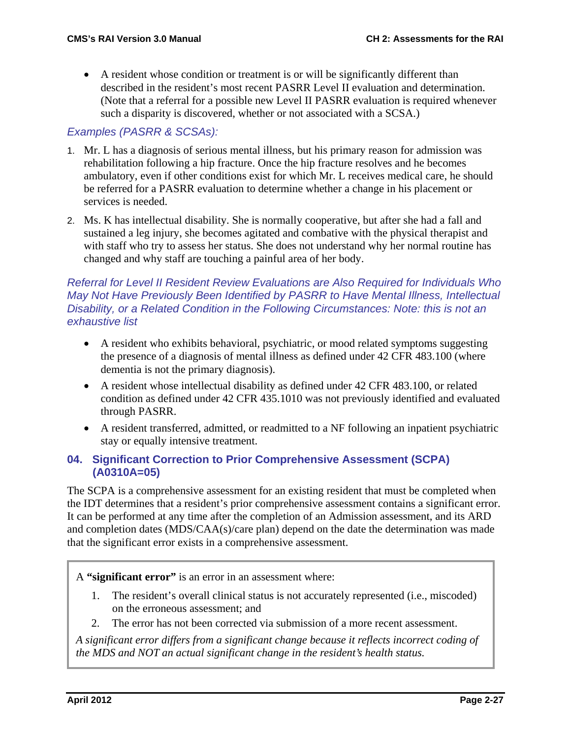- A resident whose condition or treatment is or will be significantly different than described in the resident's most recent PASRR Level II evaluation and determination. (Note that a referral for a possible new Level II PASRR evaluation is required whenever such a disparity is discovered, whether or not associated with a SCSA.)

*Examples (PASRR & SCSAs):*

1. Mr. L has a diagnosis of serious mental illness, but his primary reason for admission was rehabilitation following a hip fracture. Once the hip fracture resolves and he becomes ambulatory, even if other conditions exist for which Mr. L receives medical care, he should be referred for a PASRR evaluation to determine whether a change in his placement or services is needed.
2. Ms. K has intellectual disability. She is normally cooperative, but after she had a fall and sustained a leg injury, she becomes agitated and combative with the physical therapist and with staff who try to assess her status. She does not understand why her normal routine has changed and why staff are touching a painful area of her body.

*Referral for Level II Resident Review Evaluations are Also Required for Individuals Who May Not Have Previously Been Identified by PASRR to Have Mental Illness, Intellectual Disability, or a Related Condition in the Following Circumstances: Note: this is not an exhaustive list*

- A resident who exhibits behavioral, psychiatric, or mood related symptoms suggesting the presence of a diagnosis of mental illness as defined under 42 CFR 483.100 (where dementia is not the primary diagnosis).
- A resident whose intellectual disability as defined under 42 CFR 483.100, or related condition as defined under 42 CFR 435.1010 was not previously identified and evaluated through PASRR.
- A resident transferred, admitted, or readmitted to a NF following an inpatient psychiatric stay or equally intensive treatment.

### 04. Significant Correction to Prior Comprehensive Assessment (SCPA) (A0310A=05)

The SCPA is a comprehensive assessment for an existing resident that must be completed when the IDT determines that a resident's prior comprehensive assessment contains a significant error. It can be performed at any time after the completion of an Admission assessment, and its ARD and completion dates (MDS/CAA(s)/care plan) depend on the date the determination was made that the significant error exists in a comprehensive assessment.

A **"significant error"** is an error in an assessment where:

1. The resident's overall clinical status is not accurately represented (i.e., miscoded) on the erroneous assessment; and
2. The error has not been corrected via submission of a more recent assessment.

*A significant error differs from a significant change because it reflects incorrect coding of the MDS and NOT an actual significant change in the resident's health status.*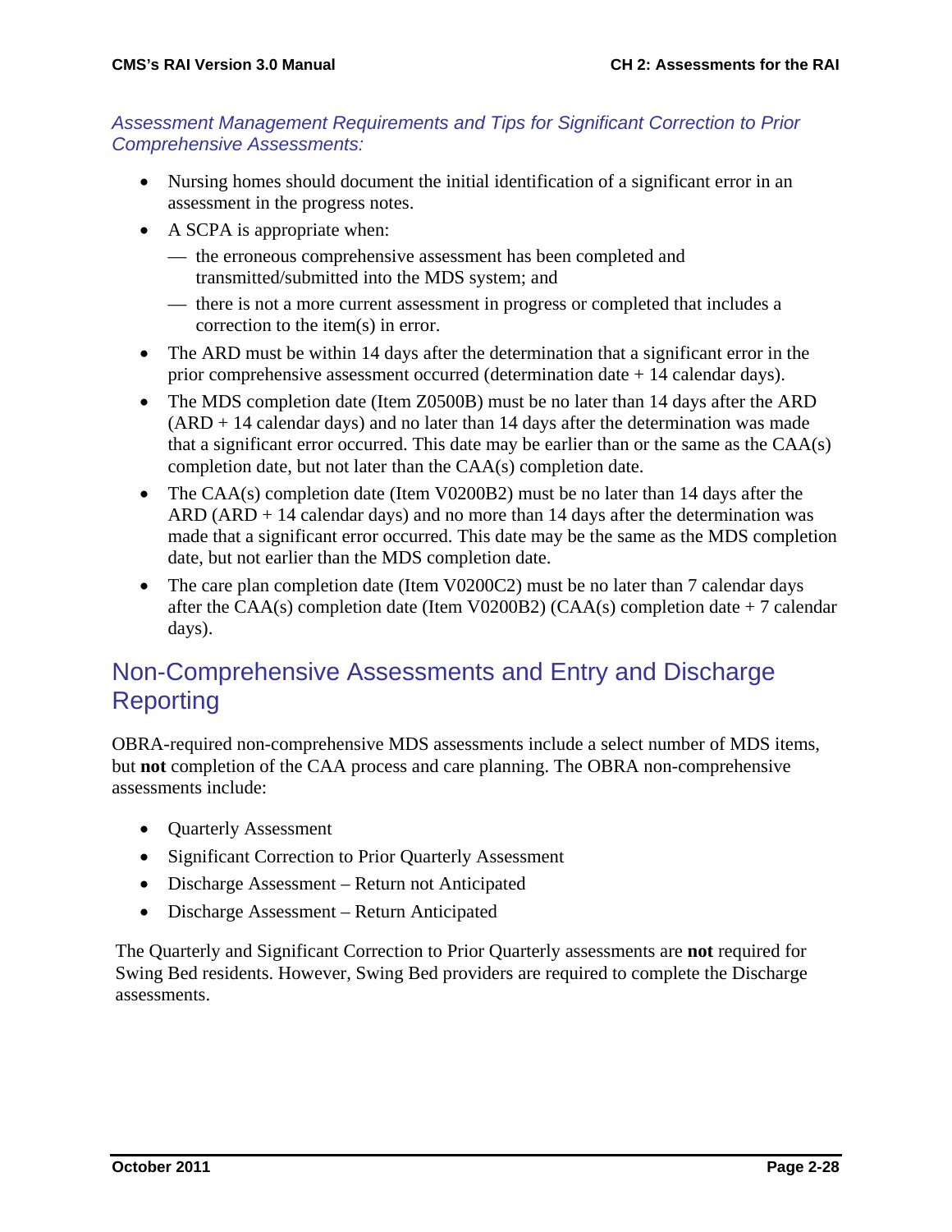*Assessment Management Requirements and Tips for Significant Correction to Prior Comprehensive Assessments:*

- Nursing homes should document the initial identification of a significant error in an assessment in the progress notes.
- A SCPA is appropriate when:
  - — the erroneous comprehensive assessment has been completed and transmitted/submitted into the MDS system; and
  - — there is not a more current assessment in progress or completed that includes a correction to the item(s) in error.
- The ARD must be within 14 days after the determination that a significant error in the prior comprehensive assessment occurred (determination date + 14 calendar days).
- The MDS completion date (Item Z0500B) must be no later than 14 days after the ARD (ARD + 14 calendar days) and no later than 14 days after the determination was made that a significant error occurred. This date may be earlier than or the same as the CAA(s) completion date, but not later than the CAA(s) completion date.
- The CAA(s) completion date (Item V0200B2) must be no later than 14 days after the ARD (ARD + 14 calendar days) and no more than 14 days after the determination was made that a significant error occurred. This date may be the same as the MDS completion date, but not earlier than the MDS completion date.
- The care plan completion date (Item V0200C2) must be no later than 7 calendar days after the CAA(s) completion date (Item V0200B2) (CAA(s) completion date + 7 calendar days).

## Non-Comprehensive Assessments and Entry and Discharge Reporting

OBRA-required non-comprehensive MDS assessments include a select number of MDS items, but **not** completion of the CAA process and care planning. The OBRA non-comprehensive assessments include:

- Quarterly Assessment
- Significant Correction to Prior Quarterly Assessment
- Discharge Assessment – Return not Anticipated
- Discharge Assessment – Return Anticipated

The Quarterly and Significant Correction to Prior Quarterly assessments are **not** required for Swing Bed residents. However, Swing Bed providers are required to complete the Discharge assessments.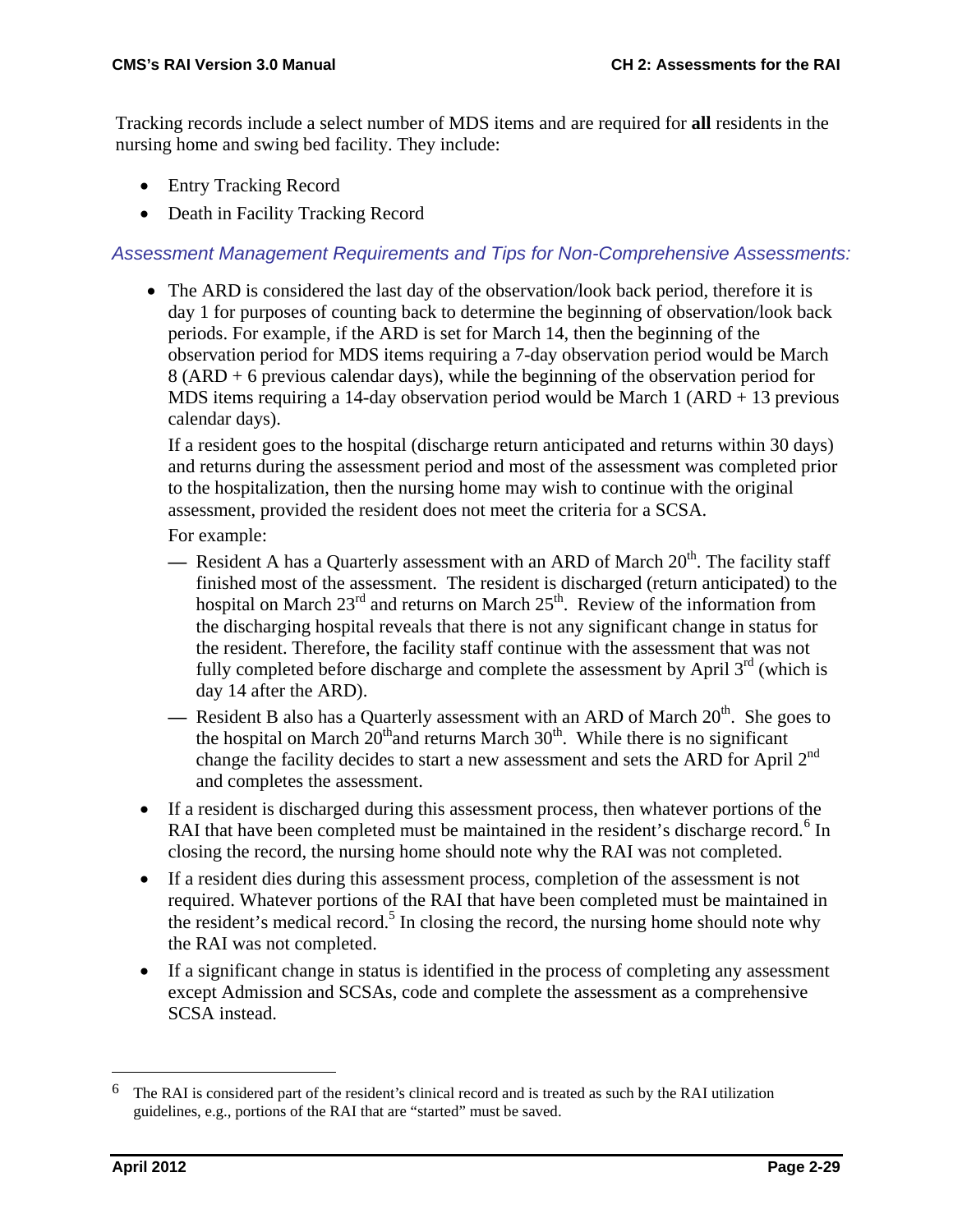Tracking records include a select number of MDS items and are required for **all** residents in the nursing home and swing bed facility. They include:

- Entry Tracking Record
- Death in Facility Tracking Record

### *Assessment Management Requirements and Tips for Non-Comprehensive Assessments:*

- The ARD is considered the last day of the observation/look back period, therefore it is day 1 for purposes of counting back to determine the beginning of observation/look back periods. For example, if the ARD is set for March 14, then the beginning of the observation period for MDS items requiring a 7-day observation period would be March 8 (ARD + 6 previous calendar days), while the beginning of the observation period for MDS items requiring a 14-day observation period would be March 1 (ARD + 13 previous calendar days).

  If a resident goes to the hospital (discharge return anticipated and returns within 30 days) and returns during the assessment period and most of the assessment was completed prior to the hospitalization, then the nursing home may wish to continue with the original assessment, provided the resident does not meet the criteria for a SCSA.

  For example:

  - Resident A has a Quarterly assessment with an ARD of March 20th. The facility staff finished most of the assessment. The resident is discharged (return anticipated) to the hospital on March 23rd and returns on March 25th. Review of the information from the discharging hospital reveals that there is not any significant change in status for the resident. Therefore, the facility staff continue with the assessment that was not fully completed before discharge and complete the assessment by April 3rd (which is day 14 after the ARD).
  - Resident B also has a Quarterly assessment with an ARD of March 20th. She goes to the hospital on March 20th and returns March 30th. While there is no significant change the facility decides to start a new assessment and sets the ARD for April 2nd and completes the assessment.

- If a resident is discharged during this assessment process, then whatever portions of the RAI that have been completed must be maintained in the resident's discharge record.[6] In closing the record, the nursing home should note why the RAI was not completed.
- If a resident dies during this assessment process, completion of the assessment is not required. Whatever portions of the RAI that have been completed must be maintained in the resident's medical record.[5] In closing the record, the nursing home should note why the RAI was not completed.
- If a significant change in status is identified in the process of completing any assessment except Admission and SCSAs, code and complete the assessment as a comprehensive SCSA instead.

---

[6] The RAI is considered part of the resident's clinical record and is treated as such by the RAI utilization guidelines, e.g., portions of the RAI that are "started" must be saved.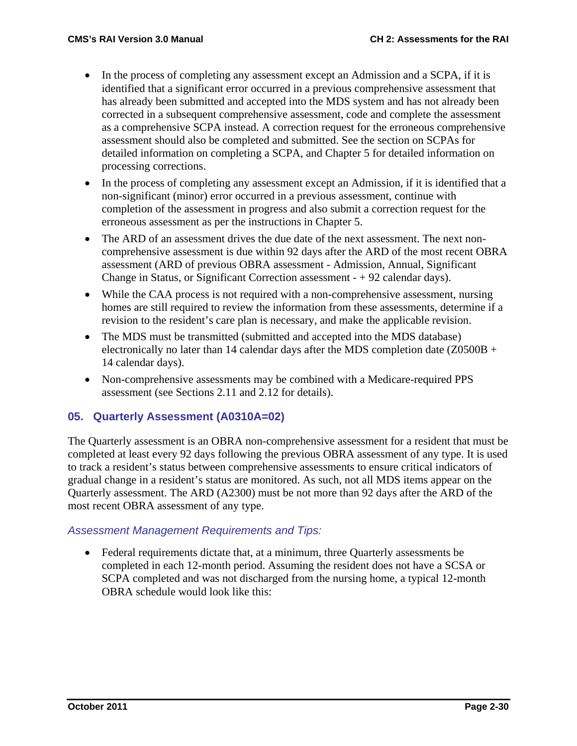- In the process of completing any assessment except an Admission and a SCPA, if it is identified that a significant error occurred in a previous comprehensive assessment that has already been submitted and accepted into the MDS system and has not already been corrected in a subsequent comprehensive assessment, code and complete the assessment as a comprehensive SCPA instead. A correction request for the erroneous comprehensive assessment should also be completed and submitted. See the section on SCPAs for detailed information on completing a SCPA, and Chapter 5 for detailed information on processing corrections.
- In the process of completing any assessment except an Admission, if it is identified that a non-significant (minor) error occurred in a previous assessment, continue with completion of the assessment in progress and also submit a correction request for the erroneous assessment as per the instructions in Chapter 5.
- The ARD of an assessment drives the due date of the next assessment. The next non-comprehensive assessment is due within 92 days after the ARD of the most recent OBRA assessment (ARD of previous OBRA assessment - Admission, Annual, Significant Change in Status, or Significant Correction assessment - + 92 calendar days).
- While the CAA process is not required with a non-comprehensive assessment, nursing homes are still required to review the information from these assessments, determine if a revision to the resident's care plan is necessary, and make the applicable revision.
- The MDS must be transmitted (submitted and accepted into the MDS database) electronically no later than 14 calendar days after the MDS completion date (Z0500B + 14 calendar days).
- Non-comprehensive assessments may be combined with a Medicare-required PPS assessment (see Sections 2.11 and 2.12 for details).

### 05. Quarterly Assessment (A0310A=02)

The Quarterly assessment is an OBRA non-comprehensive assessment for a resident that must be completed at least every 92 days following the previous OBRA assessment of any type. It is used to track a resident's status between comprehensive assessments to ensure critical indicators of gradual change in a resident's status are monitored. As such, not all MDS items appear on the Quarterly assessment. The ARD (A2300) must be not more than 92 days after the ARD of the most recent OBRA assessment of any type.

*Assessment Management Requirements and Tips:*

- Federal requirements dictate that, at a minimum, three Quarterly assessments be completed in each 12-month period. Assuming the resident does not have a SCSA or SCPA completed and was not discharged from the nursing home, a typical 12-month OBRA schedule would look like this: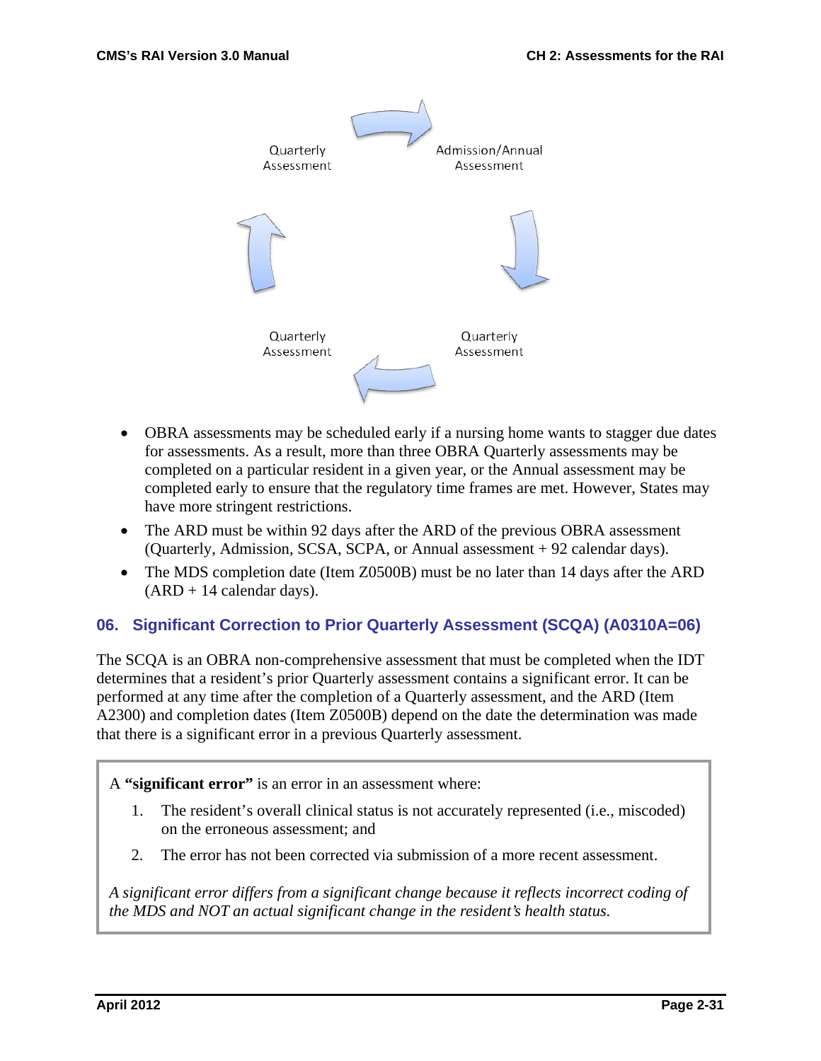Quarterly Assessment → Admission/Annual Assessment → Quarterly Assessment → Quarterly Assessment → Quarterly Assessment

- OBRA assessments may be scheduled early if a nursing home wants to stagger due dates for assessments. As a result, more than three OBRA Quarterly assessments may be completed on a particular resident in a given year, or the Annual assessment may be completed early to ensure that the regulatory time frames are met. However, States may have more stringent restrictions.
- The ARD must be within 92 days after the ARD of the previous OBRA assessment (Quarterly, Admission, SCSA, SCPA, or Annual assessment + 92 calendar days).
- The MDS completion date (Item Z0500B) must be no later than 14 days after the ARD (ARD + 14 calendar days).

### 06. Significant Correction to Prior Quarterly Assessment (SCQA) (A0310A=06)

The SCQA is an OBRA non-comprehensive assessment that must be completed when the IDT determines that a resident's prior Quarterly assessment contains a significant error. It can be performed at any time after the completion of a Quarterly assessment, and the ARD (Item A2300) and completion dates (Item Z0500B) depend on the date the determination was made that there is a significant error in a previous Quarterly assessment.

> A **"significant error"** is an error in an assessment where:
>
> 1. The resident's overall clinical status is not accurately represented (i.e., miscoded) on the erroneous assessment; and
> 2. The error has not been corrected via submission of a more recent assessment.
>
> *A significant error differs from a significant change because it reflects incorrect coding of the MDS and NOT an actual significant change in the resident's health status.*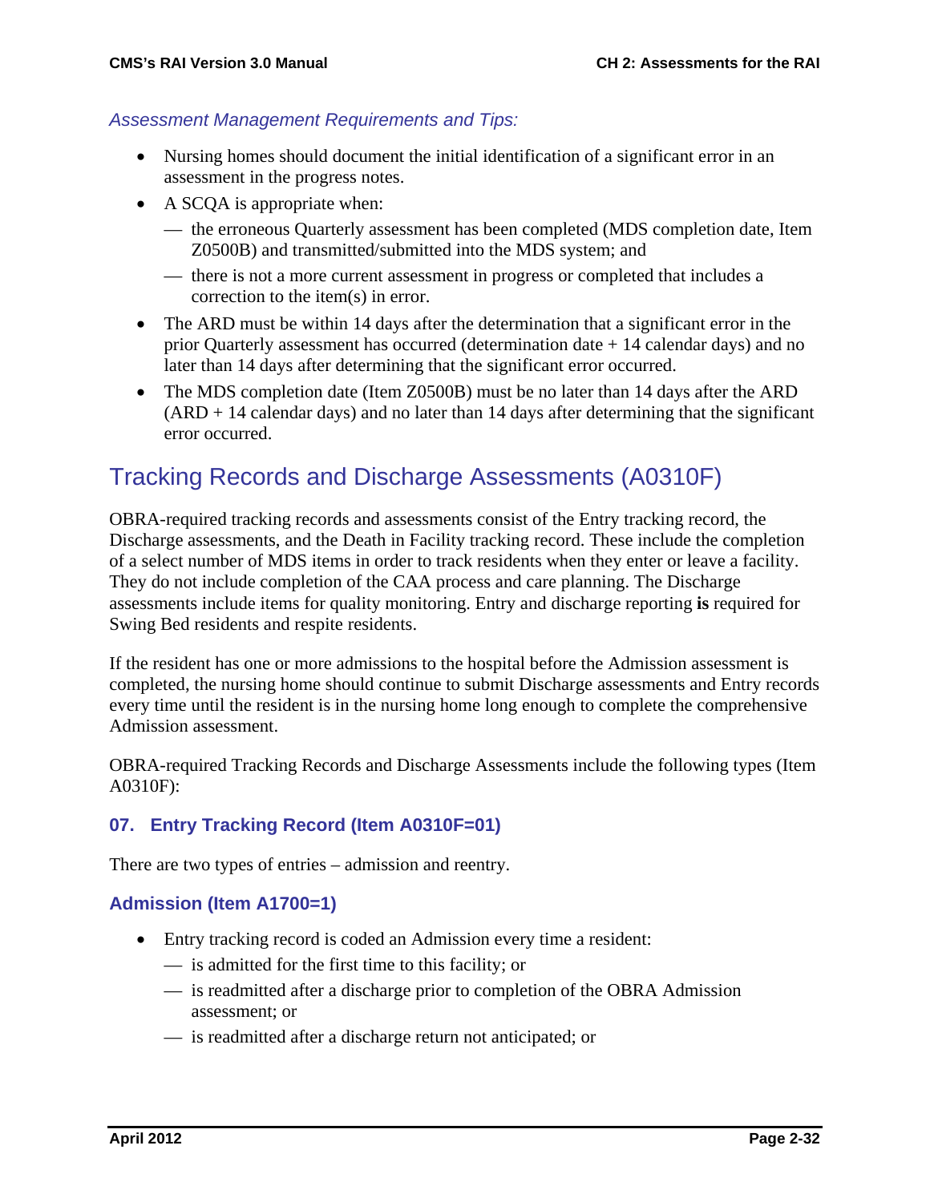*Assessment Management Requirements and Tips:*

- Nursing homes should document the initial identification of a significant error in an assessment in the progress notes.
- A SCQA is appropriate when:
  - — the erroneous Quarterly assessment has been completed (MDS completion date, Item Z0500B) and transmitted/submitted into the MDS system; and
  - — there is not a more current assessment in progress or completed that includes a correction to the item(s) in error.
- The ARD must be within 14 days after the determination that a significant error in the prior Quarterly assessment has occurred (determination date + 14 calendar days) and no later than 14 days after determining that the significant error occurred.
- The MDS completion date (Item Z0500B) must be no later than 14 days after the ARD (ARD + 14 calendar days) and no later than 14 days after determining that the significant error occurred.

## Tracking Records and Discharge Assessments (A0310F)

OBRA-required tracking records and assessments consist of the Entry tracking record, the Discharge assessments, and the Death in Facility tracking record. These include the completion of a select number of MDS items in order to track residents when they enter or leave a facility. They do not include completion of the CAA process and care planning. The Discharge assessments include items for quality monitoring. Entry and discharge reporting **is** required for Swing Bed residents and respite residents.

If the resident has one or more admissions to the hospital before the Admission assessment is completed, the nursing home should continue to submit Discharge assessments and Entry records every time until the resident is in the nursing home long enough to complete the comprehensive Admission assessment.

OBRA-required Tracking Records and Discharge Assessments include the following types (Item A0310F):

### 07. Entry Tracking Record (Item A0310F=01)

There are two types of entries – admission and reentry.

### Admission (Item A1700=1)

- Entry tracking record is coded an Admission every time a resident:
  - — is admitted for the first time to this facility; or
  - — is readmitted after a discharge prior to completion of the OBRA Admission assessment; or
  - — is readmitted after a discharge return not anticipated; or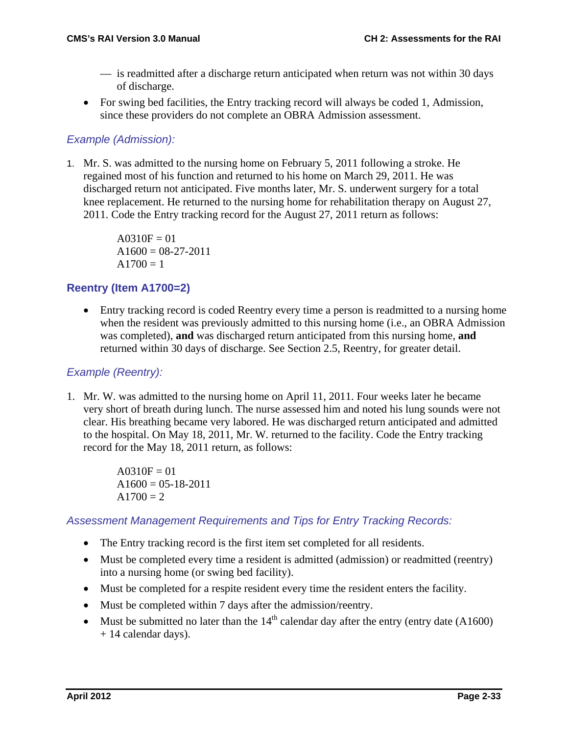— is readmitted after a discharge return anticipated when return was not within 30 days of discharge.

- For swing bed facilities, the Entry tracking record will always be coded 1, Admission, since these providers do not complete an OBRA Admission assessment.

### *Example (Admission):*

1. Mr. S. was admitted to the nursing home on February 5, 2011 following a stroke. He regained most of his function and returned to his home on March 29, 2011. He was discharged return not anticipated. Five months later, Mr. S. underwent surgery for a total knee replacement. He returned to the nursing home for rehabilitation therapy on August 27, 2011. Code the Entry tracking record for the August 27, 2011 return as follows:

   A0310F = 01
   A1600 = 08-27-2011
   A1700 = 1

### Reentry (Item A1700=2)

- Entry tracking record is coded Reentry every time a person is readmitted to a nursing home when the resident was previously admitted to this nursing home (i.e., an OBRA Admission was completed), **and** was discharged return anticipated from this nursing home, **and** returned within 30 days of discharge. See Section 2.5, Reentry, for greater detail.

### *Example (Reentry):*

1. Mr. W. was admitted to the nursing home on April 11, 2011. Four weeks later he became very short of breath during lunch. The nurse assessed him and noted his lung sounds were not clear. His breathing became very labored. He was discharged return anticipated and admitted to the hospital. On May 18, 2011, Mr. W. returned to the facility. Code the Entry tracking record for the May 18, 2011 return, as follows:

   A0310F = 01
   A1600 = 05-18-2011
   A1700 = 2

### *Assessment Management Requirements and Tips for Entry Tracking Records:*

- The Entry tracking record is the first item set completed for all residents.
- Must be completed every time a resident is admitted (admission) or readmitted (reentry) into a nursing home (or swing bed facility).
- Must be completed for a respite resident every time the resident enters the facility.
- Must be completed within 7 days after the admission/reentry.
- Must be submitted no later than the 14th calendar day after the entry (entry date (A1600) + 14 calendar days).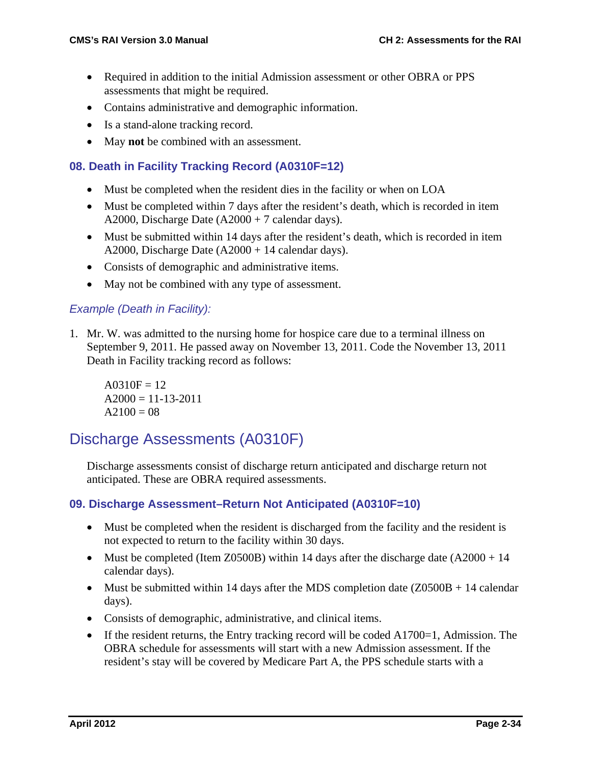- Required in addition to the initial Admission assessment or other OBRA or PPS assessments that might be required.
- Contains administrative and demographic information.
- Is a stand-alone tracking record.
- May **not** be combined with an assessment.

### 08. Death in Facility Tracking Record (A0310F=12)

- Must be completed when the resident dies in the facility or when on LOA
- Must be completed within 7 days after the resident's death, which is recorded in item A2000, Discharge Date (A2000 + 7 calendar days).
- Must be submitted within 14 days after the resident's death, which is recorded in item A2000, Discharge Date (A2000 + 14 calendar days).
- Consists of demographic and administrative items.
- May not be combined with any type of assessment.

#### *Example (Death in Facility):*

1. Mr. W. was admitted to the nursing home for hospice care due to a terminal illness on September 9, 2011. He passed away on November 13, 2011. Code the November 13, 2011 Death in Facility tracking record as follows:

   A0310F = 12
   A2000 = 11-13-2011
   A2100 = 08

## Discharge Assessments (A0310F)

Discharge assessments consist of discharge return anticipated and discharge return not anticipated. These are OBRA required assessments.

### 09. Discharge Assessment–Return Not Anticipated (A0310F=10)

- Must be completed when the resident is discharged from the facility and the resident is not expected to return to the facility within 30 days.
- Must be completed (Item Z0500B) within 14 days after the discharge date (A2000 + 14 calendar days).
- Must be submitted within 14 days after the MDS completion date (Z0500B + 14 calendar days).
- Consists of demographic, administrative, and clinical items.
- If the resident returns, the Entry tracking record will be coded A1700=1, Admission. The OBRA schedule for assessments will start with a new Admission assessment. If the resident's stay will be covered by Medicare Part A, the PPS schedule starts with a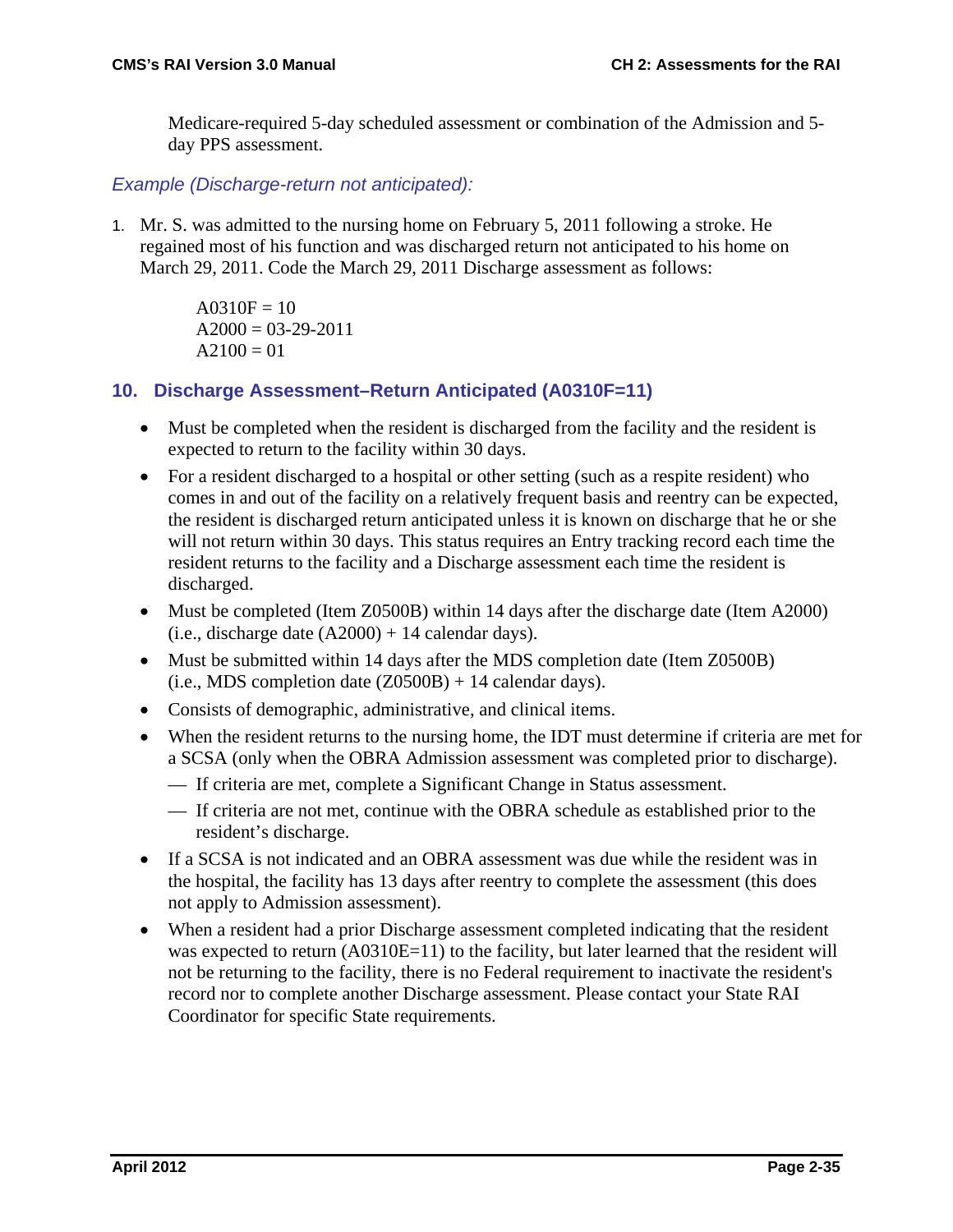Medicare-required 5-day scheduled assessment or combination of the Admission and 5-day PPS assessment.

*Example (Discharge-return not anticipated):*

1. Mr. S. was admitted to the nursing home on February 5, 2011 following a stroke. He regained most of his function and was discharged return not anticipated to his home on March 29, 2011. Code the March 29, 2011 Discharge assessment as follows:

   A0310F = 10
   A2000 = 03-29-2011
   A2100 = 01

### 10. Discharge Assessment–Return Anticipated (A0310F=11)

- Must be completed when the resident is discharged from the facility and the resident is expected to return to the facility within 30 days.
- For a resident discharged to a hospital or other setting (such as a respite resident) who comes in and out of the facility on a relatively frequent basis and reentry can be expected, the resident is discharged return anticipated unless it is known on discharge that he or she will not return within 30 days. This status requires an Entry tracking record each time the resident returns to the facility and a Discharge assessment each time the resident is discharged.
- Must be completed (Item Z0500B) within 14 days after the discharge date (Item A2000) (i.e., discharge date (A2000) + 14 calendar days).
- Must be submitted within 14 days after the MDS completion date (Item Z0500B) (i.e., MDS completion date (Z0500B) + 14 calendar days).
- Consists of demographic, administrative, and clinical items.
- When the resident returns to the nursing home, the IDT must determine if criteria are met for a SCSA (only when the OBRA Admission assessment was completed prior to discharge).
  - If criteria are met, complete a Significant Change in Status assessment.
  - If criteria are not met, continue with the OBRA schedule as established prior to the resident's discharge.
- If a SCSA is not indicated and an OBRA assessment was due while the resident was in the hospital, the facility has 13 days after reentry to complete the assessment (this does not apply to Admission assessment).
- When a resident had a prior Discharge assessment completed indicating that the resident was expected to return (A0310E=11) to the facility, but later learned that the resident will not be returning to the facility, there is no Federal requirement to inactivate the resident's record nor to complete another Discharge assessment. Please contact your State RAI Coordinator for specific State requirements.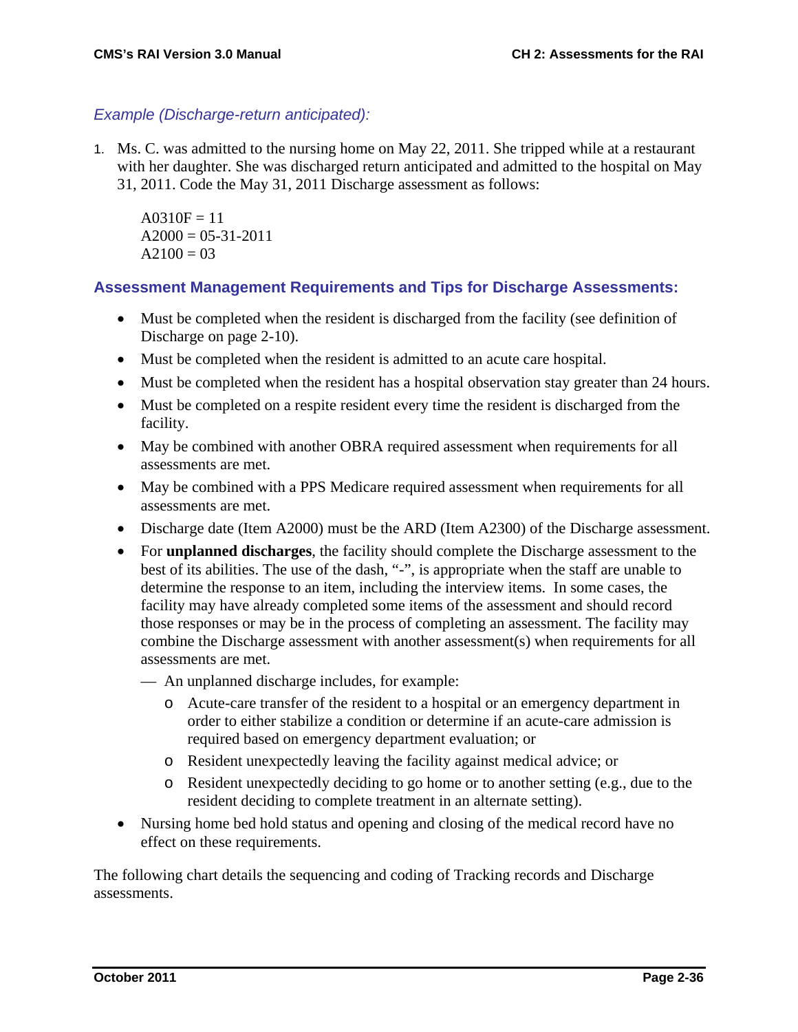*Example (Discharge-return anticipated):*

1. Ms. C. was admitted to the nursing home on May 22, 2011. She tripped while at a restaurant with her daughter. She was discharged return anticipated and admitted to the hospital on May 31, 2011. Code the May 31, 2011 Discharge assessment as follows:

   A0310F = 11
   A2000 = 05-31-2011
   A2100 = 03

### Assessment Management Requirements and Tips for Discharge Assessments:

- Must be completed when the resident is discharged from the facility (see definition of Discharge on page 2-10).
- Must be completed when the resident is admitted to an acute care hospital.
- Must be completed when the resident has a hospital observation stay greater than 24 hours.
- Must be completed on a respite resident every time the resident is discharged from the facility.
- May be combined with another OBRA required assessment when requirements for all assessments are met.
- May be combined with a PPS Medicare required assessment when requirements for all assessments are met.
- Discharge date (Item A2000) must be the ARD (Item A2300) of the Discharge assessment.
- For **unplanned discharges**, the facility should complete the Discharge assessment to the best of its abilities. The use of the dash, "-", is appropriate when the staff are unable to determine the response to an item, including the interview items. In some cases, the facility may have already completed some items of the assessment and should record those responses or may be in the process of completing an assessment. The facility may combine the Discharge assessment with another assessment(s) when requirements for all assessments are met.
  - An unplanned discharge includes, for example:
    - Acute-care transfer of the resident to a hospital or an emergency department in order to either stabilize a condition or determine if an acute-care admission is required based on emergency department evaluation; or
    - Resident unexpectedly leaving the facility against medical advice; or
    - Resident unexpectedly deciding to go home or to another setting (e.g., due to the resident deciding to complete treatment in an alternate setting).
- Nursing home bed hold status and opening and closing of the medical record have no effect on these requirements.

The following chart details the sequencing and coding of Tracking records and Discharge assessments.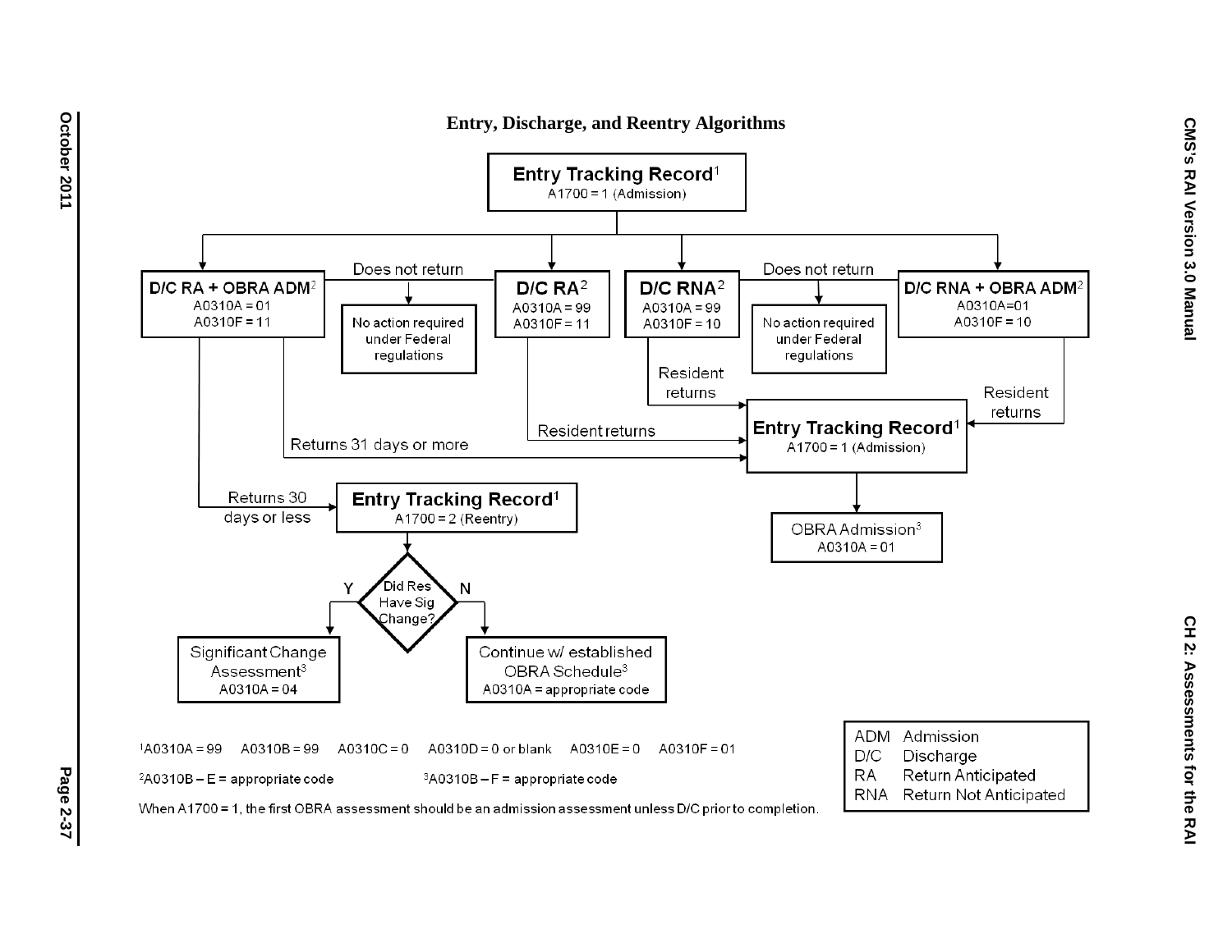## Entry, Discharge, and Reentry Algorithms

**Entry Tracking Record**[1]
A1700 = 1 (Admission)

- **D/C RA + OBRA ADM**[2] — A0310A = 01, A0310F = 11
  - Does not return → No action required under Federal regulations
  - Returns 31 days or more → **Entry Tracking Record**[1] A1700 = 1 (Admission)
  - Returns 30 days or less → **Entry Tracking Record**[1] A1700 = 2 (Reentry)
- **D/C RA**[2] — A0310A = 99, A0310F = 11
  - Does not return → No action required under Federal regulations
  - Resident returns → **Entry Tracking Record**[1] A1700 = 1 (Admission)
- **D/C RNA**[2] — A0310A = 99, A0310F = 10
  - Does not return → No action required under Federal regulations
  - Resident returns → **Entry Tracking Record**[1] A1700 = 1 (Admission)
- **D/C RNA + OBRA ADM**[2] — A0310A=01, A0310F = 10
  - Does not return → No action required under Federal regulations
  - Resident returns → **Entry Tracking Record**[1] A1700 = 1 (Admission)

**Entry Tracking Record**[1] A1700 = 1 (Admission) → OBRA Admission[3] A0310A = 01

**Entry Tracking Record**[1] A1700 = 2 (Reentry) → Did Res Have Sig Change?
- Y → Significant Change Assessment[3] A0310A = 04
- N → Continue w/ established OBRA Schedule[3] A0310A = appropriate code

[1]A0310A = 99 A0310B = 99 A0310C = 0 A0310D = 0 or blank A0310E = 0 A0310F = 01

[2]A0310B – E = appropriate code [3]A0310B – F = appropriate code

When A1700 = 1, the first OBRA assessment should be an admission assessment unless D/C prior to completion.

| | |
|---|---|
| ADM | Admission |
| D/C | Discharge |
| RA | Return Anticipated |
| RNA | Return Not Anticipated |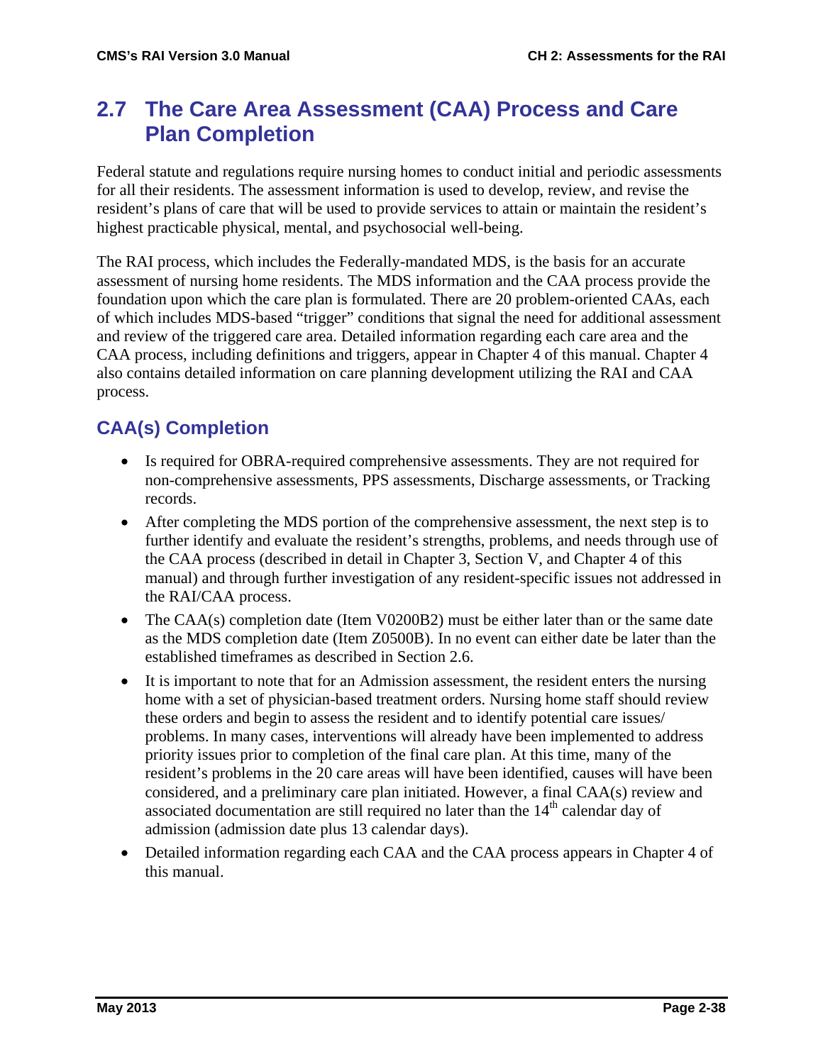## 2.7 The Care Area Assessment (CAA) Process and Care Plan Completion

Federal statute and regulations require nursing homes to conduct initial and periodic assessments for all their residents. The assessment information is used to develop, review, and revise the resident's plans of care that will be used to provide services to attain or maintain the resident's highest practicable physical, mental, and psychosocial well-being.

The RAI process, which includes the Federally-mandated MDS, is the basis for an accurate assessment of nursing home residents. The MDS information and the CAA process provide the foundation upon which the care plan is formulated. There are 20 problem-oriented CAAs, each of which includes MDS-based "trigger" conditions that signal the need for additional assessment and review of the triggered care area. Detailed information regarding each care area and the CAA process, including definitions and triggers, appear in Chapter 4 of this manual. Chapter 4 also contains detailed information on care planning development utilizing the RAI and CAA process.

### CAA(s) Completion

- Is required for OBRA-required comprehensive assessments. They are not required for non-comprehensive assessments, PPS assessments, Discharge assessments, or Tracking records.
- After completing the MDS portion of the comprehensive assessment, the next step is to further identify and evaluate the resident's strengths, problems, and needs through use of the CAA process (described in detail in Chapter 3, Section V, and Chapter 4 of this manual) and through further investigation of any resident-specific issues not addressed in the RAI/CAA process.
- The CAA(s) completion date (Item V0200B2) must be either later than or the same date as the MDS completion date (Item Z0500B). In no event can either date be later than the established timeframes as described in Section 2.6.
- It is important to note that for an Admission assessment, the resident enters the nursing home with a set of physician-based treatment orders. Nursing home staff should review these orders and begin to assess the resident and to identify potential care issues/ problems. In many cases, interventions will already have been implemented to address priority issues prior to completion of the final care plan. At this time, many of the resident's problems in the 20 care areas will have been identified, causes will have been considered, and a preliminary care plan initiated. However, a final CAA(s) review and associated documentation are still required no later than the 14th calendar day of admission (admission date plus 13 calendar days).
- Detailed information regarding each CAA and the CAA process appears in Chapter 4 of this manual.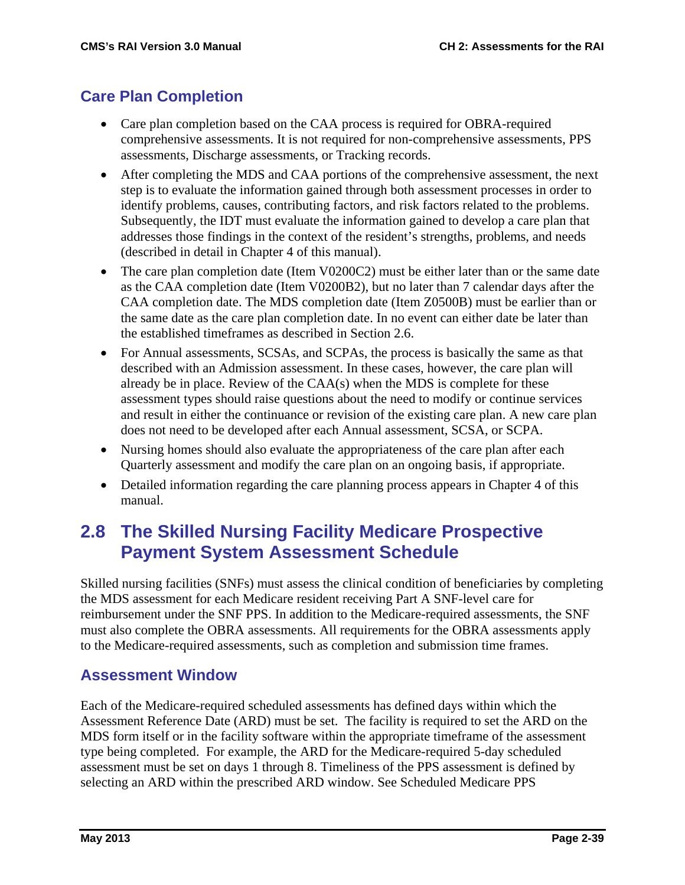### Care Plan Completion

- Care plan completion based on the CAA process is required for OBRA-required comprehensive assessments. It is not required for non-comprehensive assessments, PPS assessments, Discharge assessments, or Tracking records.
- After completing the MDS and CAA portions of the comprehensive assessment, the next step is to evaluate the information gained through both assessment processes in order to identify problems, causes, contributing factors, and risk factors related to the problems. Subsequently, the IDT must evaluate the information gained to develop a care plan that addresses those findings in the context of the resident's strengths, problems, and needs (described in detail in Chapter 4 of this manual).
- The care plan completion date (Item V0200C2) must be either later than or the same date as the CAA completion date (Item V0200B2), but no later than 7 calendar days after the CAA completion date. The MDS completion date (Item Z0500B) must be earlier than or the same date as the care plan completion date. In no event can either date be later than the established timeframes as described in Section 2.6.
- For Annual assessments, SCSAs, and SCPAs, the process is basically the same as that described with an Admission assessment. In these cases, however, the care plan will already be in place. Review of the CAA(s) when the MDS is complete for these assessment types should raise questions about the need to modify or continue services and result in either the continuance or revision of the existing care plan. A new care plan does not need to be developed after each Annual assessment, SCSA, or SCPA.
- Nursing homes should also evaluate the appropriateness of the care plan after each Quarterly assessment and modify the care plan on an ongoing basis, if appropriate.
- Detailed information regarding the care planning process appears in Chapter 4 of this manual.

## 2.8 The Skilled Nursing Facility Medicare Prospective Payment System Assessment Schedule

Skilled nursing facilities (SNFs) must assess the clinical condition of beneficiaries by completing the MDS assessment for each Medicare resident receiving Part A SNF-level care for reimbursement under the SNF PPS. In addition to the Medicare-required assessments, the SNF must also complete the OBRA assessments. All requirements for the OBRA assessments apply to the Medicare-required assessments, such as completion and submission time frames.

### Assessment Window

Each of the Medicare-required scheduled assessments has defined days within which the Assessment Reference Date (ARD) must be set. The facility is required to set the ARD on the MDS form itself or in the facility software within the appropriate timeframe of the assessment type being completed. For example, the ARD for the Medicare-required 5-day scheduled assessment must be set on days 1 through 8. Timeliness of the PPS assessment is defined by selecting an ARD within the prescribed ARD window. See Scheduled Medicare PPS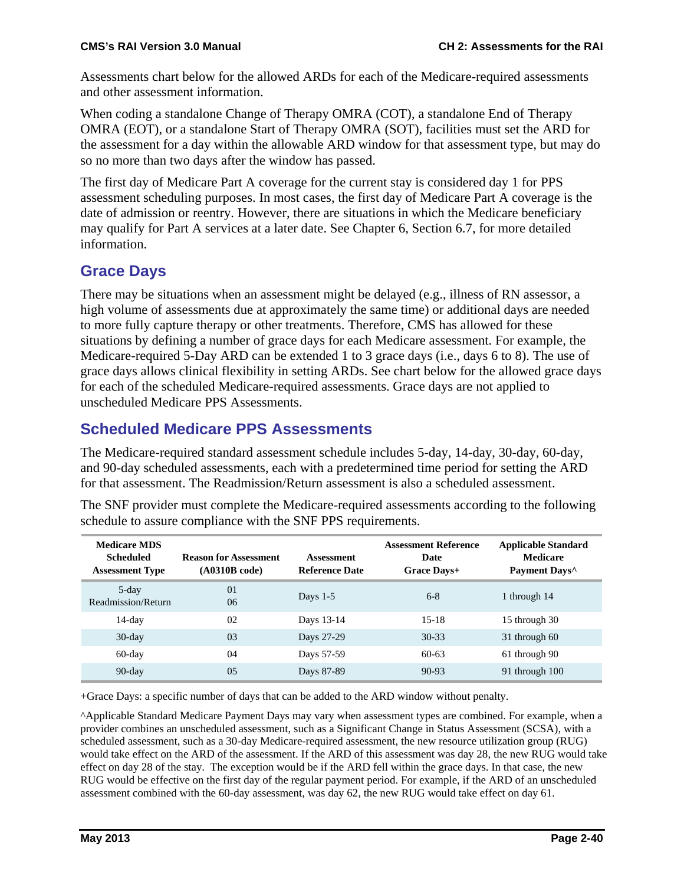Assessments chart below for the allowed ARDs for each of the Medicare-required assessments and other assessment information.

When coding a standalone Change of Therapy OMRA (COT), a standalone End of Therapy OMRA (EOT), or a standalone Start of Therapy OMRA (SOT), facilities must set the ARD for the assessment for a day within the allowable ARD window for that assessment type, but may do so no more than two days after the window has passed.

The first day of Medicare Part A coverage for the current stay is considered day 1 for PPS assessment scheduling purposes. In most cases, the first day of Medicare Part A coverage is the date of admission or reentry. However, there are situations in which the Medicare beneficiary may qualify for Part A services at a later date. See Chapter 6, Section 6.7, for more detailed information.

## Grace Days

There may be situations when an assessment might be delayed (e.g., illness of RN assessor, a high volume of assessments due at approximately the same time) or additional days are needed to more fully capture therapy or other treatments. Therefore, CMS has allowed for these situations by defining a number of grace days for each Medicare assessment. For example, the Medicare-required 5-Day ARD can be extended 1 to 3 grace days (i.e., days 6 to 8). The use of grace days allows clinical flexibility in setting ARDs. See chart below for the allowed grace days for each of the scheduled Medicare-required assessments. Grace days are not applied to unscheduled Medicare PPS Assessments.

## Scheduled Medicare PPS Assessments

The Medicare-required standard assessment schedule includes 5-day, 14-day, 30-day, 60-day, and 90-day scheduled assessments, each with a predetermined time period for setting the ARD for that assessment. The Readmission/Return assessment is also a scheduled assessment.

The SNF provider must complete the Medicare-required assessments according to the following schedule to assure compliance with the SNF PPS requirements.

| Medicare MDS Scheduled Assessment Type | Reason for Assessment (A0310B code) | Assessment Reference Date | Assessment Reference Date Grace Days+ | Applicable Standard Medicare Payment Days^ |
|---|---|---|---|---|
| 5-day<br>Readmission/Return | 01<br>06 | Days 1-5 | 6-8 | 1 through 14 |
| 14-day | 02 | Days 13-14 | 15-18 | 15 through 30 |
| 30-day | 03 | Days 27-29 | 30-33 | 31 through 60 |
| 60-day | 04 | Days 57-59 | 60-63 | 61 through 90 |
| 90-day | 05 | Days 87-89 | 90-93 | 91 through 100 |

+Grace Days: a specific number of days that can be added to the ARD window without penalty.

^Applicable Standard Medicare Payment Days may vary when assessment types are combined. For example, when a provider combines an unscheduled assessment, such as a Significant Change in Status Assessment (SCSA), with a scheduled assessment, such as a 30-day Medicare-required assessment, the new resource utilization group (RUG) would take effect on the ARD of the assessment. If the ARD of this assessment was day 28, the new RUG would take effect on day 28 of the stay. The exception would be if the ARD fell within the grace days. In that case, the new RUG would be effective on the first day of the regular payment period. For example, if the ARD of an unscheduled assessment combined with the 60-day assessment, was day 62, the new RUG would take effect on day 61.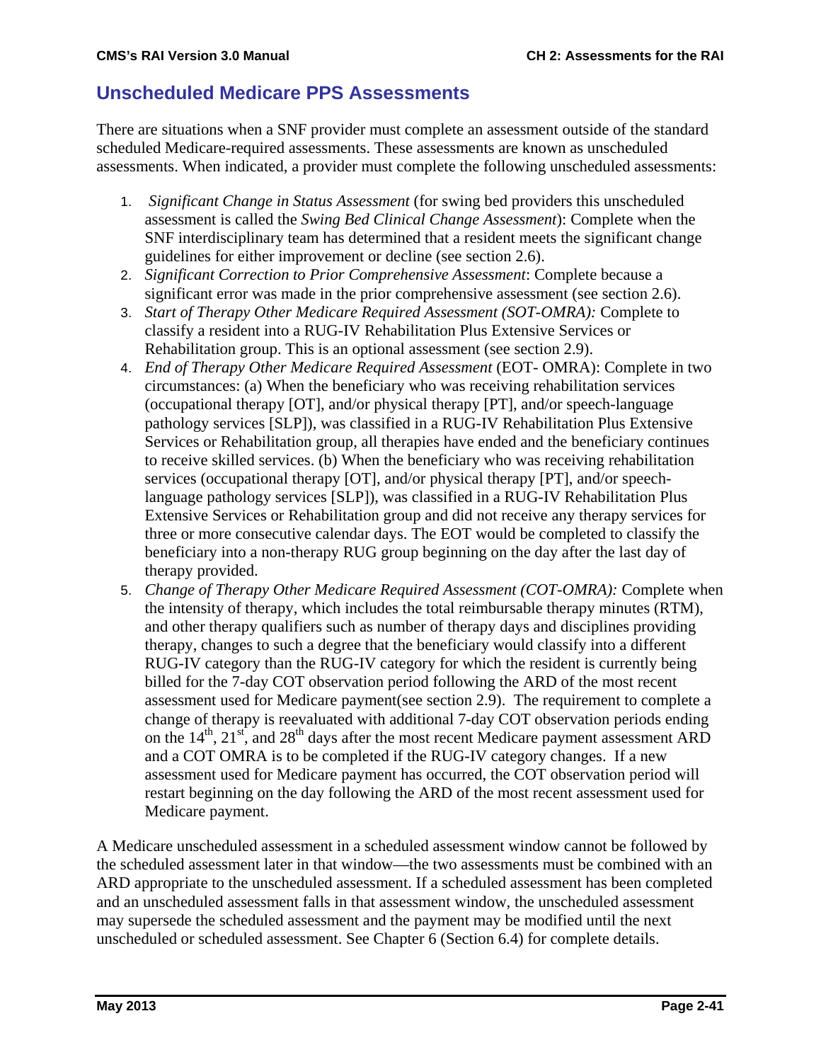## Unscheduled Medicare PPS Assessments

There are situations when a SNF provider must complete an assessment outside of the standard scheduled Medicare-required assessments. These assessments are known as unscheduled assessments. When indicated, a provider must complete the following unscheduled assessments:

1. *Significant Change in Status Assessment* (for swing bed providers this unscheduled assessment is called the *Swing Bed Clinical Change Assessment*): Complete when the SNF interdisciplinary team has determined that a resident meets the significant change guidelines for either improvement or decline (see section 2.6).
2. *Significant Correction to Prior Comprehensive Assessment*: Complete because a significant error was made in the prior comprehensive assessment (see section 2.6).
3. *Start of Therapy Other Medicare Required Assessment (SOT-OMRA):* Complete to classify a resident into a RUG-IV Rehabilitation Plus Extensive Services or Rehabilitation group. This is an optional assessment (see section 2.9).
4. *End of Therapy Other Medicare Required Assessment* (EOT- OMRA): Complete in two circumstances: (a) When the beneficiary who was receiving rehabilitation services (occupational therapy [OT], and/or physical therapy [PT], and/or speech-language pathology services [SLP]), was classified in a RUG-IV Rehabilitation Plus Extensive Services or Rehabilitation group, all therapies have ended and the beneficiary continues to receive skilled services. (b) When the beneficiary who was receiving rehabilitation services (occupational therapy [OT], and/or physical therapy [PT], and/or speech-language pathology services [SLP]), was classified in a RUG-IV Rehabilitation Plus Extensive Services or Rehabilitation group and did not receive any therapy services for three or more consecutive calendar days. The EOT would be completed to classify the beneficiary into a non-therapy RUG group beginning on the day after the last day of therapy provided.
5. *Change of Therapy Other Medicare Required Assessment (COT-OMRA):* Complete when the intensity of therapy, which includes the total reimbursable therapy minutes (RTM), and other therapy qualifiers such as number of therapy days and disciplines providing therapy, changes to such a degree that the beneficiary would classify into a different RUG-IV category than the RUG-IV category for which the resident is currently being billed for the 7-day COT observation period following the ARD of the most recent assessment used for Medicare payment(see section 2.9). The requirement to complete a change of therapy is reevaluated with additional 7-day COT observation periods ending on the 14th, 21st, and 28th days after the most recent Medicare payment assessment ARD and a COT OMRA is to be completed if the RUG-IV category changes. If a new assessment used for Medicare payment has occurred, the COT observation period will restart beginning on the day following the ARD of the most recent assessment used for Medicare payment.

A Medicare unscheduled assessment in a scheduled assessment window cannot be followed by the scheduled assessment later in that window—the two assessments must be combined with an ARD appropriate to the unscheduled assessment. If a scheduled assessment has been completed and an unscheduled assessment falls in that assessment window, the unscheduled assessment may supersede the scheduled assessment and the payment may be modified until the next unscheduled or scheduled assessment. See Chapter 6 (Section 6.4) for complete details.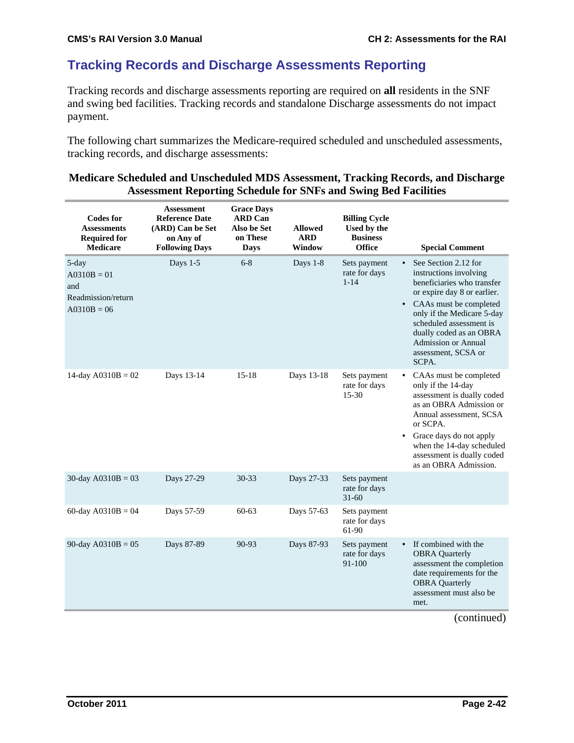## Tracking Records and Discharge Assessments Reporting

Tracking records and discharge assessments reporting are required on **all** residents in the SNF and swing bed facilities. Tracking records and standalone Discharge assessments do not impact payment.

The following chart summarizes the Medicare-required scheduled and unscheduled assessments, tracking records, and discharge assessments:

**Medicare Scheduled and Unscheduled MDS Assessment, Tracking Records, and Discharge Assessment Reporting Schedule for SNFs and Swing Bed Facilities**

| Codes for Assessments Required for Medicare | Assessment Reference Date (ARD) Can be Set on Any of Following Days | Grace Days ARD Can Also be Set on These Days | Allowed ARD Window | Billing Cycle Used by the Business Office | Special Comment |
|---|---|---|---|---|---|
| 5-day A0310B = 01 and Readmission/return A0310B = 06 | Days 1-5 | 6-8 | Days 1-8 | Sets payment rate for days 1-14 | • See Section 2.12 for instructions involving beneficiaries who transfer or expire day 8 or earlier. • CAAs must be completed only if the Medicare 5-day scheduled assessment is dually coded as an OBRA Admission or Annual assessment, SCSA or SCPA. |
| 14-day A0310B = 02 | Days 13-14 | 15-18 | Days 13-18 | Sets payment rate for days 15-30 | • CAAs must be completed only if the 14-day assessment is dually coded as an OBRA Admission or Annual assessment, SCSA or SCPA. • Grace days do not apply when the 14-day scheduled assessment is dually coded as an OBRA Admission. |
| 30-day A0310B = 03 | Days 27-29 | 30-33 | Days 27-33 | Sets payment rate for days 31-60 | |
| 60-day A0310B = 04 | Days 57-59 | 60-63 | Days 57-63 | Sets payment rate for days 61-90 | |
| 90-day A0310B = 05 | Days 87-89 | 90-93 | Days 87-93 | Sets payment rate for days 91-100 | • If combined with the OBRA Quarterly assessment the completion date requirements for the OBRA Quarterly assessment must also be met. |

(continued)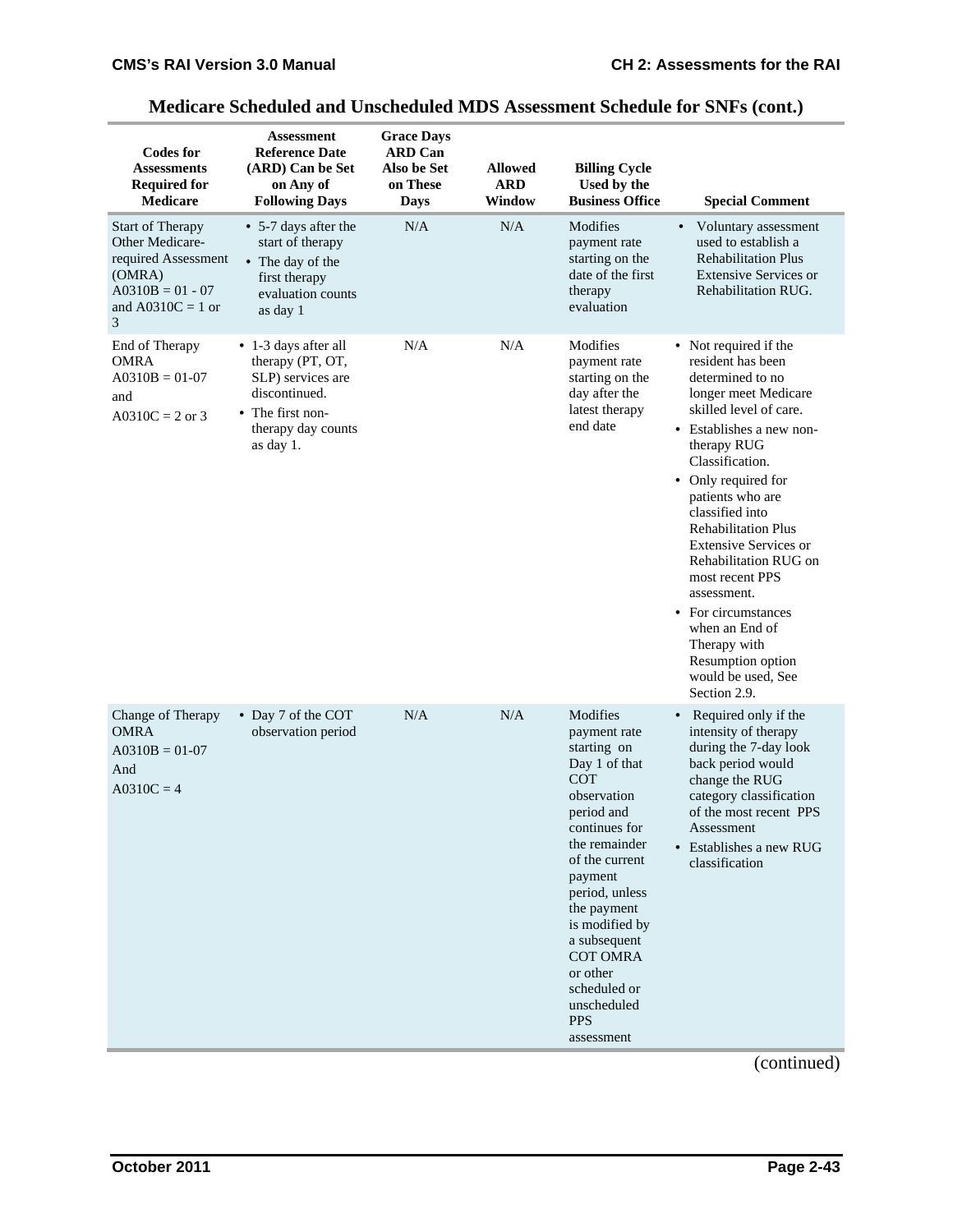## Medicare Scheduled and Unscheduled MDS Assessment Schedule for SNFs (cont.)

| Codes for Assessments Required for Medicare | Assessment Reference Date (ARD) Can be Set on Any of Following Days | Grace Days ARD Can Also be Set on These Days | Allowed ARD Window | Billing Cycle Used by the Business Office | Special Comment |
|---|---|---|---|---|---|
| Start of Therapy Other Medicare-required Assessment (OMRA)<br>A0310B = 01 - 07 and A0310C = 1 or 3 | • 5-7 days after the start of therapy<br>• The day of the first therapy evaluation counts as day 1 | N/A | N/A | Modifies payment rate starting on the date of the first therapy evaluation | • Voluntary assessment used to establish a Rehabilitation Plus Extensive Services or Rehabilitation RUG. |
| End of Therapy OMRA<br>A0310B = 01-07<br>and<br>A0310C = 2 or 3 | • 1-3 days after all therapy (PT, OT, SLP) services are discontinued.<br>• The first non-therapy day counts as day 1. | N/A | N/A | Modifies payment rate starting on the day after the latest therapy end date | • Not required if the resident has been determined to no longer meet Medicare skilled level of care.<br>• Establishes a new non-therapy RUG Classification.<br>• Only required for patients who are classified into Rehabilitation Plus Extensive Services or Rehabilitation RUG on most recent PPS assessment.<br>• For circumstances when an End of Therapy with Resumption option would be used, See Section 2.9. |
| Change of Therapy OMRA<br>A0310B = 01-07<br>And<br>A0310C = 4 | • Day 7 of the COT observation period | N/A | N/A | Modifies payment rate starting on Day 1 of that COT observation period and continues for the remainder of the current payment period, unless the payment is modified by a subsequent COT OMRA or other scheduled or unscheduled PPS assessment | • Required only if the intensity of therapy during the 7-day look back period would change the RUG category classification of the most recent PPS Assessment<br>• Establishes a new RUG classification |

(continued)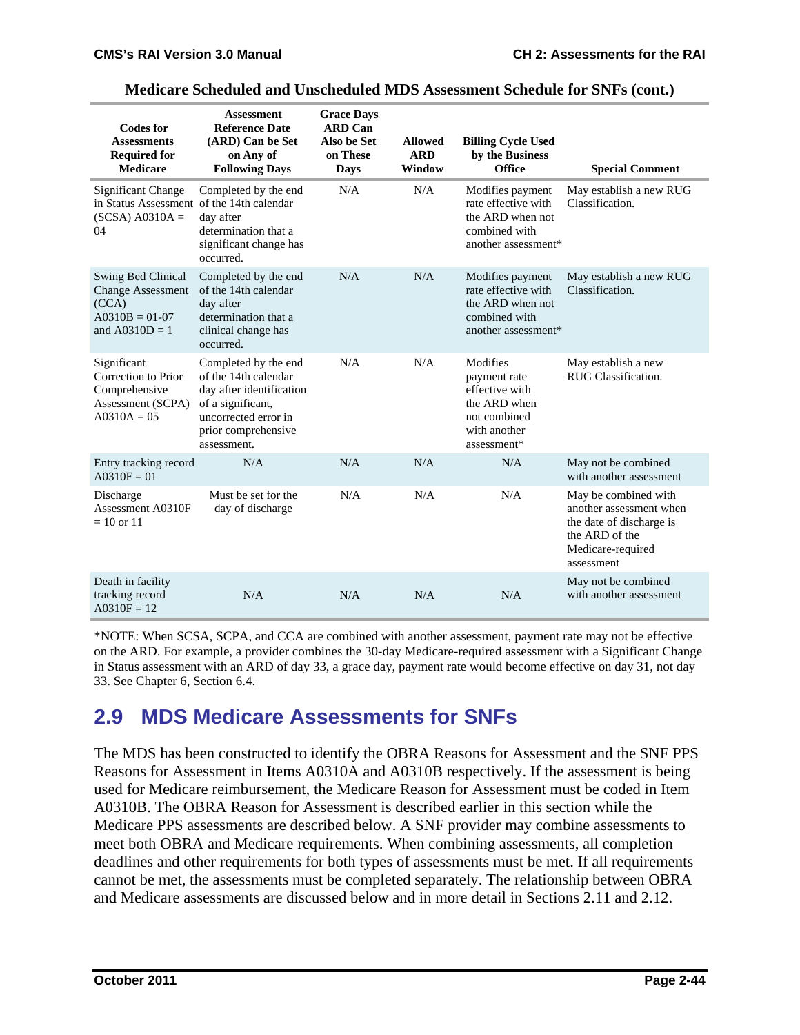**Medicare Scheduled and Unscheduled MDS Assessment Schedule for SNFs (cont.)**

| Codes for Assessments Required for Medicare | Assessment Reference Date (ARD) Can be Set on Any of Following Days | Grace Days ARD Can Also be Set on These Days | Allowed ARD Window | Billing Cycle Used by the Business Office | Special Comment |
|---|---|---|---|---|---|
| Significant Change in Status Assessment (SCSA) A0310A = 04 | Completed by the end of the 14th calendar day after determination that a significant change has occurred. | N/A | N/A | Modifies payment rate effective with the ARD when not combined with another assessment* | May establish a new RUG Classification. |
| Swing Bed Clinical Change Assessment (CCA) A0310B = 01-07 and A0310D = 1 | Completed by the end of the 14th calendar day after determination that a clinical change has occurred. | N/A | N/A | Modifies payment rate effective with the ARD when not combined with another assessment* | May establish a new RUG Classification. |
| Significant Correction to Prior Comprehensive Assessment (SCPA) A0310A = 05 | Completed by the end of the 14th calendar day after identification of a significant, uncorrected error in prior comprehensive assessment. | N/A | N/A | Modifies payment rate effective with the ARD when not combined with another assessment* | May establish a new RUG Classification. |
| Entry tracking record A0310F = 01 | N/A | N/A | N/A | N/A | May not be combined with another assessment |
| Discharge Assessment A0310F = 10 or 11 | Must be set for the day of discharge | N/A | N/A | N/A | May be combined with another assessment when the date of discharge is the ARD of the Medicare-required assessment |
| Death in facility tracking record A0310F = 12 | N/A | N/A | N/A | N/A | May not be combined with another assessment |

*NOTE: When SCSA, SCPA, and CCA are combined with another assessment, payment rate may not be effective on the ARD. For example, a provider combines the 30-day Medicare-required assessment with a Significant Change in Status assessment with an ARD of day 33, a grace day, payment rate would become effective on day 31, not day 33. See Chapter 6, Section 6.4.

## 2.9 MDS Medicare Assessments for SNFs

The MDS has been constructed to identify the OBRA Reasons for Assessment and the SNF PPS Reasons for Assessment in Items A0310A and A0310B respectively. If the assessment is being used for Medicare reimbursement, the Medicare Reason for Assessment must be coded in Item A0310B. The OBRA Reason for Assessment is described earlier in this section while the Medicare PPS assessments are described below. A SNF provider may combine assessments to meet both OBRA and Medicare requirements. When combining assessments, all completion deadlines and other requirements for both types of assessments must be met. If all requirements cannot be met, the assessments must be completed separately. The relationship between OBRA and Medicare assessments are discussed below and in more detail in Sections 2.11 and 2.12.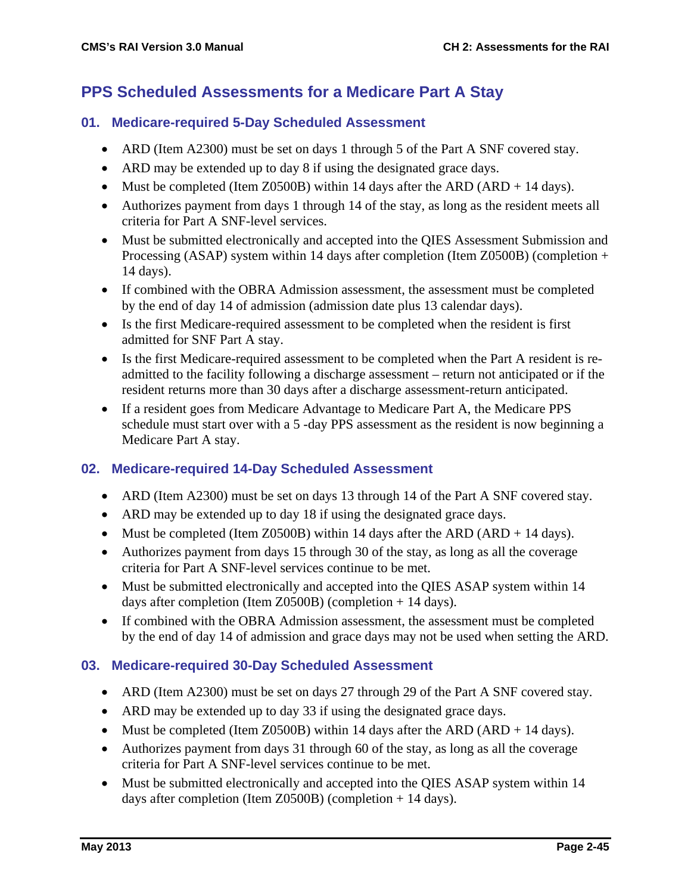## PPS Scheduled Assessments for a Medicare Part A Stay

### 01. Medicare-required 5-Day Scheduled Assessment

- ARD (Item A2300) must be set on days 1 through 5 of the Part A SNF covered stay.
- ARD may be extended up to day 8 if using the designated grace days.
- Must be completed (Item Z0500B) within 14 days after the ARD (ARD + 14 days).
- Authorizes payment from days 1 through 14 of the stay, as long as the resident meets all criteria for Part A SNF-level services.
- Must be submitted electronically and accepted into the QIES Assessment Submission and Processing (ASAP) system within 14 days after completion (Item Z0500B) (completion + 14 days).
- If combined with the OBRA Admission assessment, the assessment must be completed by the end of day 14 of admission (admission date plus 13 calendar days).
- Is the first Medicare-required assessment to be completed when the resident is first admitted for SNF Part A stay.
- Is the first Medicare-required assessment to be completed when the Part A resident is re-admitted to the facility following a discharge assessment – return not anticipated or if the resident returns more than 30 days after a discharge assessment-return anticipated.
- If a resident goes from Medicare Advantage to Medicare Part A, the Medicare PPS schedule must start over with a 5 -day PPS assessment as the resident is now beginning a Medicare Part A stay.

### 02. Medicare-required 14-Day Scheduled Assessment

- ARD (Item A2300) must be set on days 13 through 14 of the Part A SNF covered stay.
- ARD may be extended up to day 18 if using the designated grace days.
- Must be completed (Item Z0500B) within 14 days after the ARD (ARD + 14 days).
- Authorizes payment from days 15 through 30 of the stay, as long as all the coverage criteria for Part A SNF-level services continue to be met.
- Must be submitted electronically and accepted into the QIES ASAP system within 14 days after completion (Item Z0500B) (completion + 14 days).
- If combined with the OBRA Admission assessment, the assessment must be completed by the end of day 14 of admission and grace days may not be used when setting the ARD.

### 03. Medicare-required 30-Day Scheduled Assessment

- ARD (Item A2300) must be set on days 27 through 29 of the Part A SNF covered stay.
- ARD may be extended up to day 33 if using the designated grace days.
- Must be completed (Item Z0500B) within 14 days after the ARD (ARD + 14 days).
- Authorizes payment from days 31 through 60 of the stay, as long as all the coverage criteria for Part A SNF-level services continue to be met.
- Must be submitted electronically and accepted into the QIES ASAP system within 14 days after completion (Item Z0500B) (completion + 14 days).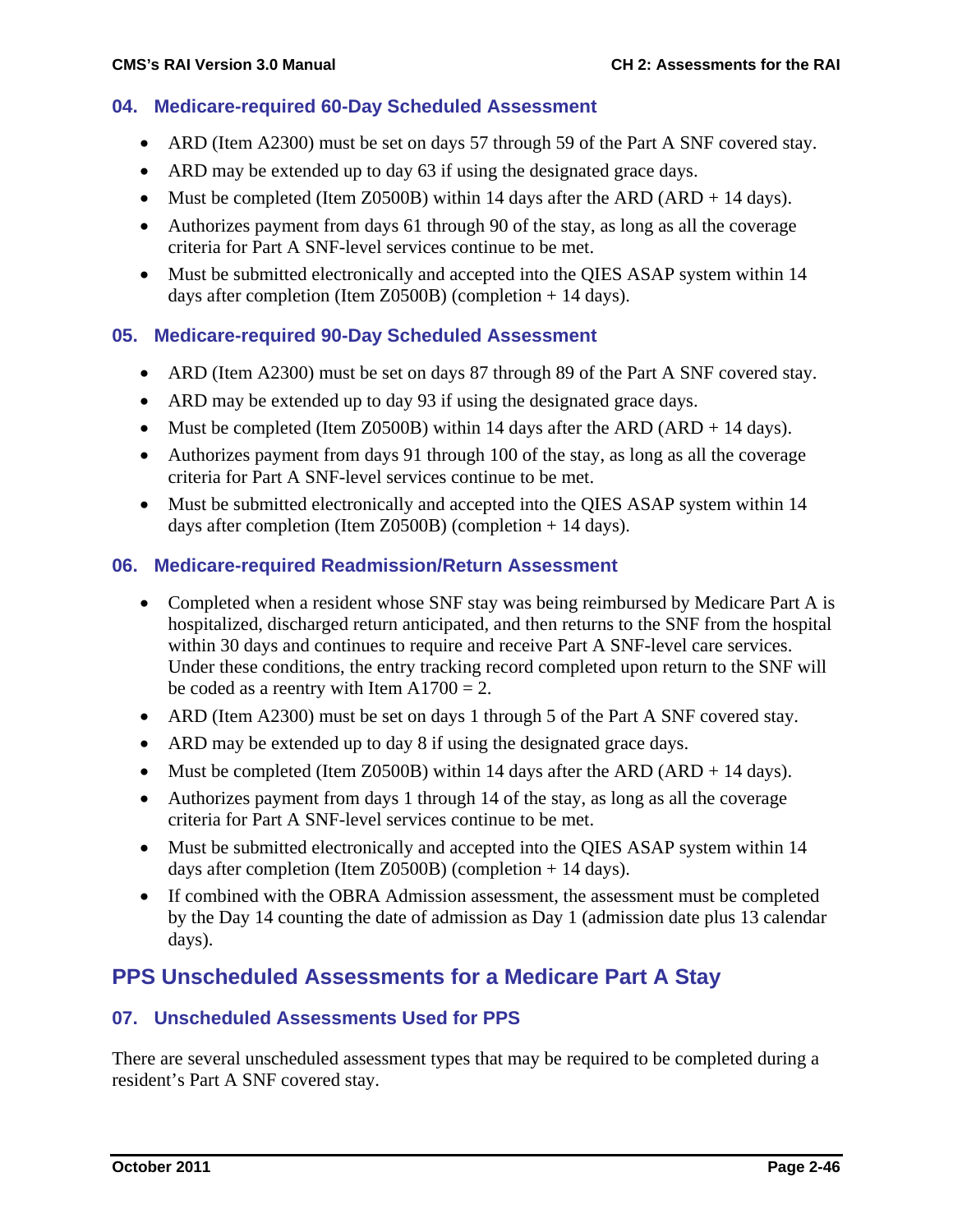### 04. Medicare-required 60-Day Scheduled Assessment

- ARD (Item A2300) must be set on days 57 through 59 of the Part A SNF covered stay.
- ARD may be extended up to day 63 if using the designated grace days.
- Must be completed (Item Z0500B) within 14 days after the ARD (ARD + 14 days).
- Authorizes payment from days 61 through 90 of the stay, as long as all the coverage criteria for Part A SNF-level services continue to be met.
- Must be submitted electronically and accepted into the QIES ASAP system within 14 days after completion (Item Z0500B) (completion + 14 days).

### 05. Medicare-required 90-Day Scheduled Assessment

- ARD (Item A2300) must be set on days 87 through 89 of the Part A SNF covered stay.
- ARD may be extended up to day 93 if using the designated grace days.
- Must be completed (Item Z0500B) within 14 days after the ARD (ARD + 14 days).
- Authorizes payment from days 91 through 100 of the stay, as long as all the coverage criteria for Part A SNF-level services continue to be met.
- Must be submitted electronically and accepted into the QIES ASAP system within 14 days after completion (Item Z0500B) (completion + 14 days).

### 06. Medicare-required Readmission/Return Assessment

- Completed when a resident whose SNF stay was being reimbursed by Medicare Part A is hospitalized, discharged return anticipated, and then returns to the SNF from the hospital within 30 days and continues to require and receive Part A SNF-level care services. Under these conditions, the entry tracking record completed upon return to the SNF will be coded as a reentry with Item A1700 = 2.
- ARD (Item A2300) must be set on days 1 through 5 of the Part A SNF covered stay.
- ARD may be extended up to day 8 if using the designated grace days.
- Must be completed (Item Z0500B) within 14 days after the ARD (ARD + 14 days).
- Authorizes payment from days 1 through 14 of the stay, as long as all the coverage criteria for Part A SNF-level services continue to be met.
- Must be submitted electronically and accepted into the QIES ASAP system within 14 days after completion (Item Z0500B) (completion + 14 days).
- If combined with the OBRA Admission assessment, the assessment must be completed by the Day 14 counting the date of admission as Day 1 (admission date plus 13 calendar days).

## PPS Unscheduled Assessments for a Medicare Part A Stay

### 07. Unscheduled Assessments Used for PPS

There are several unscheduled assessment types that may be required to be completed during a resident's Part A SNF covered stay.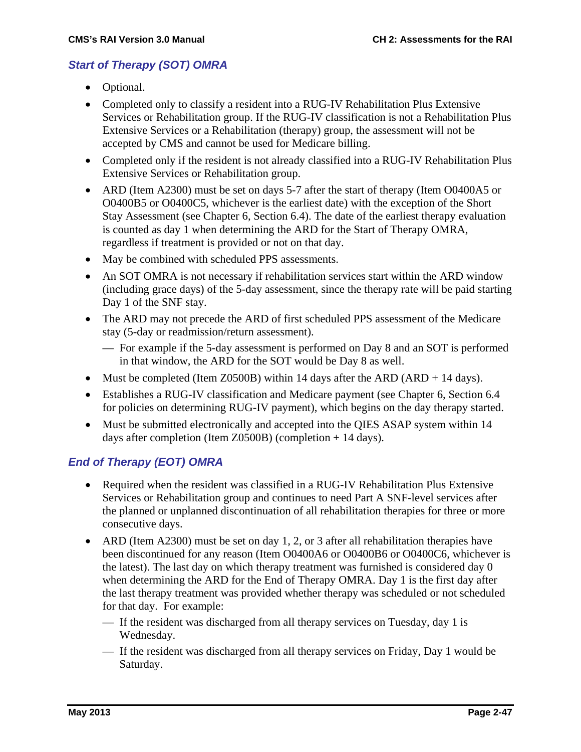### *Start of Therapy (SOT) OMRA*

- Optional.
- Completed only to classify a resident into a RUG-IV Rehabilitation Plus Extensive Services or Rehabilitation group. If the RUG-IV classification is not a Rehabilitation Plus Extensive Services or a Rehabilitation (therapy) group, the assessment will not be accepted by CMS and cannot be used for Medicare billing.
- Completed only if the resident is not already classified into a RUG-IV Rehabilitation Plus Extensive Services or Rehabilitation group.
- ARD (Item A2300) must be set on days 5-7 after the start of therapy (Item O0400A5 or O0400B5 or O0400C5, whichever is the earliest date) with the exception of the Short Stay Assessment (see Chapter 6, Section 6.4). The date of the earliest therapy evaluation is counted as day 1 when determining the ARD for the Start of Therapy OMRA, regardless if treatment is provided or not on that day.
- May be combined with scheduled PPS assessments.
- An SOT OMRA is not necessary if rehabilitation services start within the ARD window (including grace days) of the 5-day assessment, since the therapy rate will be paid starting Day 1 of the SNF stay.
- The ARD may not precede the ARD of first scheduled PPS assessment of the Medicare stay (5-day or readmission/return assessment).
  - For example if the 5-day assessment is performed on Day 8 and an SOT is performed in that window, the ARD for the SOT would be Day 8 as well.
- Must be completed (Item Z0500B) within 14 days after the ARD (ARD + 14 days).
- Establishes a RUG-IV classification and Medicare payment (see Chapter 6, Section 6.4 for policies on determining RUG-IV payment), which begins on the day therapy started.
- Must be submitted electronically and accepted into the QIES ASAP system within 14 days after completion (Item Z0500B) (completion + 14 days).

### *End of Therapy (EOT) OMRA*

- Required when the resident was classified in a RUG-IV Rehabilitation Plus Extensive Services or Rehabilitation group and continues to need Part A SNF-level services after the planned or unplanned discontinuation of all rehabilitation therapies for three or more consecutive days.
- ARD (Item A2300) must be set on day 1, 2, or 3 after all rehabilitation therapies have been discontinued for any reason (Item O0400A6 or O0400B6 or O0400C6, whichever is the latest). The last day on which therapy treatment was furnished is considered day 0 when determining the ARD for the End of Therapy OMRA. Day 1 is the first day after the last therapy treatment was provided whether therapy was scheduled or not scheduled for that day. For example:
  - If the resident was discharged from all therapy services on Tuesday, day 1 is Wednesday.
  - If the resident was discharged from all therapy services on Friday, Day 1 would be Saturday.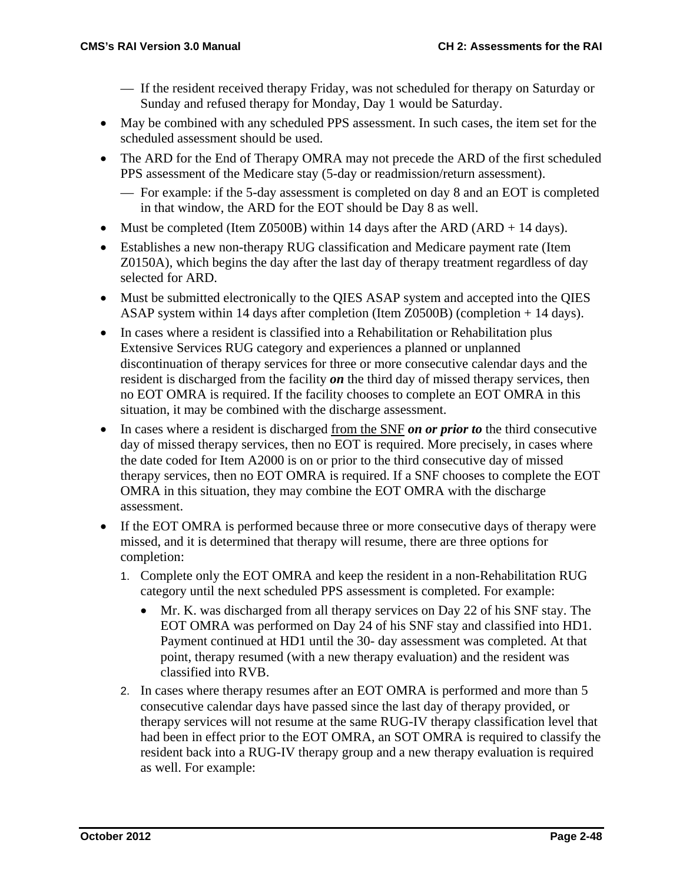- If the resident received therapy Friday, was not scheduled for therapy on Saturday or Sunday and refused therapy for Monday, Day 1 would be Saturday.

- May be combined with any scheduled PPS assessment. In such cases, the item set for the scheduled assessment should be used.
- The ARD for the End of Therapy OMRA may not precede the ARD of the first scheduled PPS assessment of the Medicare stay (5-day or readmission/return assessment).
  - For example: if the 5-day assessment is completed on day 8 and an EOT is completed in that window, the ARD for the EOT should be Day 8 as well.
- Must be completed (Item Z0500B) within 14 days after the ARD (ARD + 14 days).
- Establishes a new non-therapy RUG classification and Medicare payment rate (Item Z0150A), which begins the day after the last day of therapy treatment regardless of day selected for ARD.
- Must be submitted electronically to the QIES ASAP system and accepted into the QIES ASAP system within 14 days after completion (Item Z0500B) (completion + 14 days).
- In cases where a resident is classified into a Rehabilitation or Rehabilitation plus Extensive Services RUG category and experiences a planned or unplanned discontinuation of therapy services for three or more consecutive calendar days and the resident is discharged from the facility ***on*** the third day of missed therapy services, then no EOT OMRA is required. If the facility chooses to complete an EOT OMRA in this situation, it may be combined with the discharge assessment.
- In cases where a resident is discharged from the SNF ***on or prior to*** the third consecutive day of missed therapy services, then no EOT is required. More precisely, in cases where the date coded for Item A2000 is on or prior to the third consecutive day of missed therapy services, then no EOT OMRA is required. If a SNF chooses to complete the EOT OMRA in this situation, they may combine the EOT OMRA with the discharge assessment.
- If the EOT OMRA is performed because three or more consecutive days of therapy were missed, and it is determined that therapy will resume, there are three options for completion:
  1. Complete only the EOT OMRA and keep the resident in a non-Rehabilitation RUG category until the next scheduled PPS assessment is completed. For example:
     - Mr. K. was discharged from all therapy services on Day 22 of his SNF stay. The EOT OMRA was performed on Day 24 of his SNF stay and classified into HD1. Payment continued at HD1 until the 30- day assessment was completed. At that point, therapy resumed (with a new therapy evaluation) and the resident was classified into RVB.
  2. In cases where therapy resumes after an EOT OMRA is performed and more than 5 consecutive calendar days have passed since the last day of therapy provided, or therapy services will not resume at the same RUG-IV therapy classification level that had been in effect prior to the EOT OMRA, an SOT OMRA is required to classify the resident back into a RUG-IV therapy group and a new therapy evaluation is required as well. For example: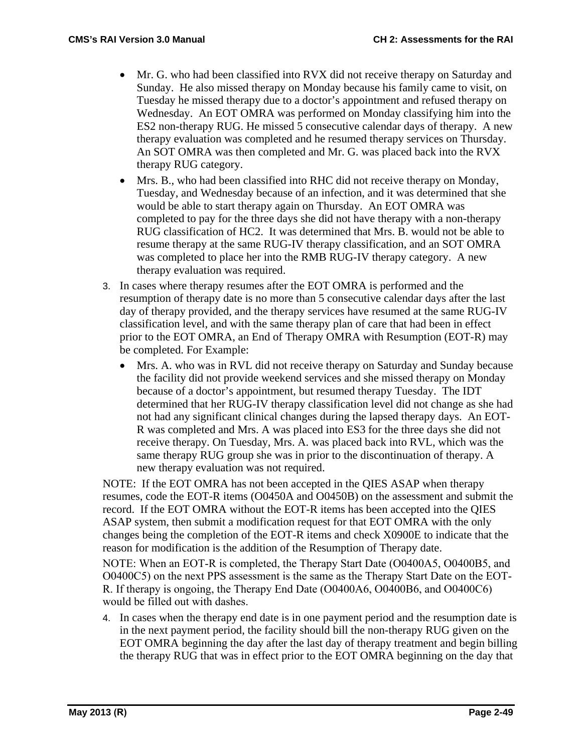- Mr. G. who had been classified into RVX did not receive therapy on Saturday and Sunday. He also missed therapy on Monday because his family came to visit, on Tuesday he missed therapy due to a doctor's appointment and refused therapy on Wednesday. An EOT OMRA was performed on Monday classifying him into the ES2 non-therapy RUG. He missed 5 consecutive calendar days of therapy. A new therapy evaluation was completed and he resumed therapy services on Thursday. An SOT OMRA was then completed and Mr. G. was placed back into the RVX therapy RUG category.
- Mrs. B., who had been classified into RHC did not receive therapy on Monday, Tuesday, and Wednesday because of an infection, and it was determined that she would be able to start therapy again on Thursday. An EOT OMRA was completed to pay for the three days she did not have therapy with a non-therapy RUG classification of HC2. It was determined that Mrs. B. would not be able to resume therapy at the same RUG-IV therapy classification, and an SOT OMRA was completed to place her into the RMB RUG-IV therapy category. A new therapy evaluation was required.

3. In cases where therapy resumes after the EOT OMRA is performed and the resumption of therapy date is no more than 5 consecutive calendar days after the last day of therapy provided, and the therapy services have resumed at the same RUG-IV classification level, and with the same therapy plan of care that had been in effect prior to the EOT OMRA, an End of Therapy OMRA with Resumption (EOT-R) may be completed. For Example:
   - Mrs. A. who was in RVL did not receive therapy on Saturday and Sunday because the facility did not provide weekend services and she missed therapy on Monday because of a doctor's appointment, but resumed therapy Tuesday. The IDT determined that her RUG-IV therapy classification level did not change as she had not had any significant clinical changes during the lapsed therapy days. An EOT-R was completed and Mrs. A was placed into ES3 for the three days she did not receive therapy. On Tuesday, Mrs. A. was placed back into RVL, which was the same therapy RUG group she was in prior to the discontinuation of therapy. A new therapy evaluation was not required.

NOTE: If the EOT OMRA has not been accepted in the QIES ASAP when therapy resumes, code the EOT-R items (O0450A and O0450B) on the assessment and submit the record. If the EOT OMRA without the EOT-R items has been accepted into the QIES ASAP system, then submit a modification request for that EOT OMRA with the only changes being the completion of the EOT-R items and check X0900E to indicate that the reason for modification is the addition of the Resumption of Therapy date.

NOTE: When an EOT-R is completed, the Therapy Start Date (O0400A5, O0400B5, and O0400C5) on the next PPS assessment is the same as the Therapy Start Date on the EOT-R. If therapy is ongoing, the Therapy End Date (O0400A6, O0400B6, and O0400C6) would be filled out with dashes.

4. In cases when the therapy end date is in one payment period and the resumption date is in the next payment period, the facility should bill the non-therapy RUG given on the EOT OMRA beginning the day after the last day of therapy treatment and begin billing the therapy RUG that was in effect prior to the EOT OMRA beginning on the day that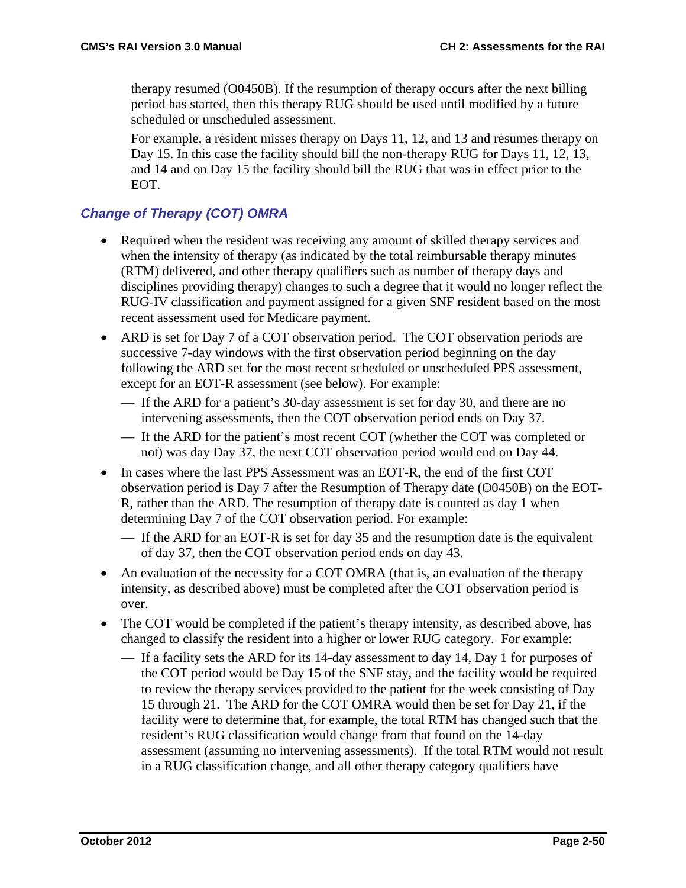therapy resumed (O0450B). If the resumption of therapy occurs after the next billing period has started, then this therapy RUG should be used until modified by a future scheduled or unscheduled assessment.

For example, a resident misses therapy on Days 11, 12, and 13 and resumes therapy on Day 15. In this case the facility should bill the non-therapy RUG for Days 11, 12, 13, and 14 and on Day 15 the facility should bill the RUG that was in effect prior to the EOT.

### *Change of Therapy (COT) OMRA*

- Required when the resident was receiving any amount of skilled therapy services and when the intensity of therapy (as indicated by the total reimbursable therapy minutes (RTM) delivered, and other therapy qualifiers such as number of therapy days and disciplines providing therapy) changes to such a degree that it would no longer reflect the RUG-IV classification and payment assigned for a given SNF resident based on the most recent assessment used for Medicare payment.
- ARD is set for Day 7 of a COT observation period. The COT observation periods are successive 7-day windows with the first observation period beginning on the day following the ARD set for the most recent scheduled or unscheduled PPS assessment, except for an EOT-R assessment (see below). For example:
  - — If the ARD for a patient's 30-day assessment is set for day 30, and there are no intervening assessments, then the COT observation period ends on Day 37.
  - — If the ARD for the patient's most recent COT (whether the COT was completed or not) was day Day 37, the next COT observation period would end on Day 44.
- In cases where the last PPS Assessment was an EOT-R, the end of the first COT observation period is Day 7 after the Resumption of Therapy date (O0450B) on the EOT-R, rather than the ARD. The resumption of therapy date is counted as day 1 when determining Day 7 of the COT observation period. For example:
  - — If the ARD for an EOT-R is set for day 35 and the resumption date is the equivalent of day 37, then the COT observation period ends on day 43.
- An evaluation of the necessity for a COT OMRA (that is, an evaluation of the therapy intensity, as described above) must be completed after the COT observation period is over.
- The COT would be completed if the patient's therapy intensity, as described above, has changed to classify the resident into a higher or lower RUG category. For example:
  - — If a facility sets the ARD for its 14-day assessment to day 14, Day 1 for purposes of the COT period would be Day 15 of the SNF stay, and the facility would be required to review the therapy services provided to the patient for the week consisting of Day 15 through 21. The ARD for the COT OMRA would then be set for Day 21, if the facility were to determine that, for example, the total RTM has changed such that the resident's RUG classification would change from that found on the 14-day assessment (assuming no intervening assessments). If the total RTM would not result in a RUG classification change, and all other therapy category qualifiers have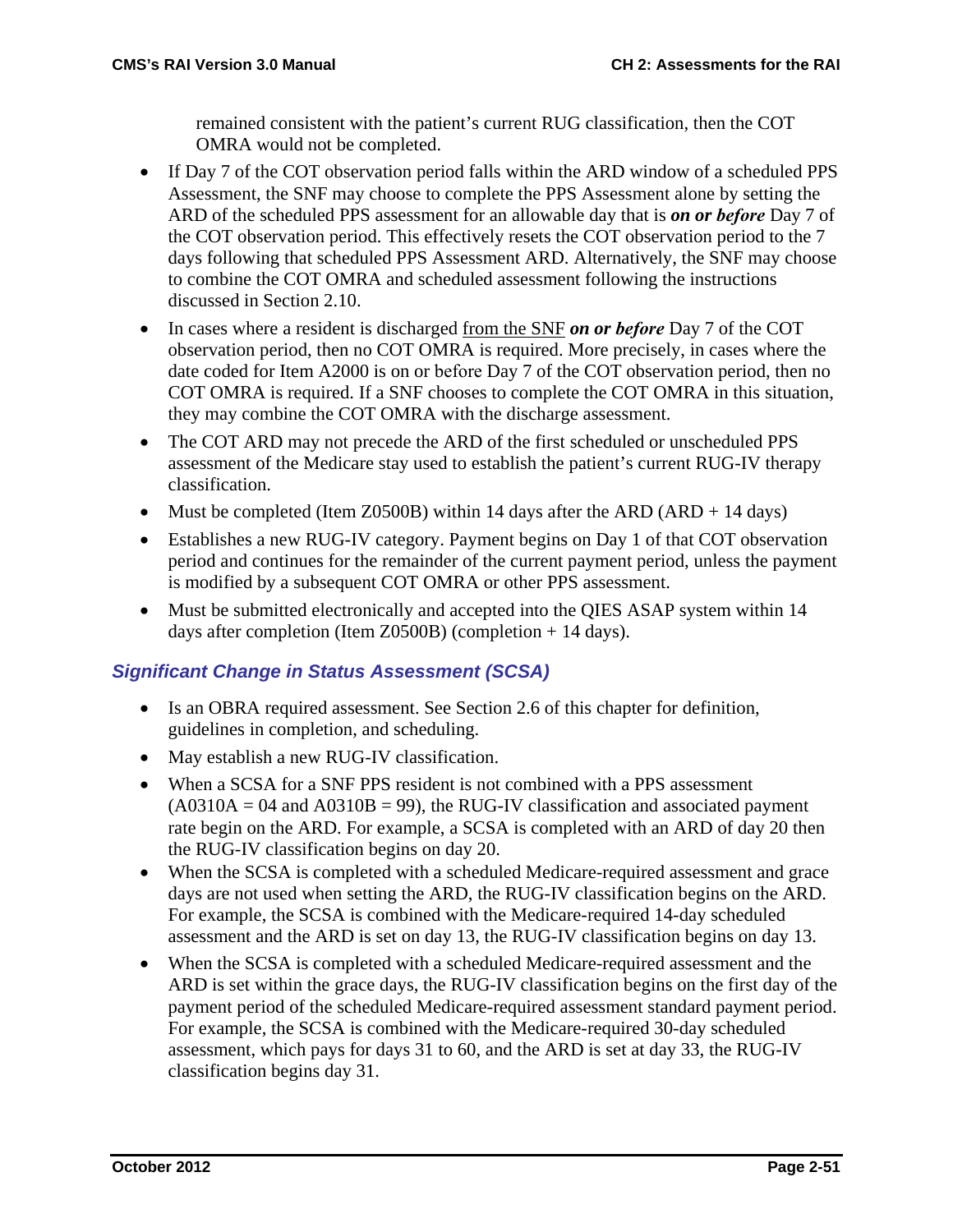remained consistent with the patient's current RUG classification, then the COT OMRA would not be completed.

- If Day 7 of the COT observation period falls within the ARD window of a scheduled PPS Assessment, the SNF may choose to complete the PPS Assessment alone by setting the ARD of the scheduled PPS assessment for an allowable day that is ***on or before*** Day 7 of the COT observation period. This effectively resets the COT observation period to the 7 days following that scheduled PPS Assessment ARD. Alternatively, the SNF may choose to combine the COT OMRA and scheduled assessment following the instructions discussed in Section 2.10.
- In cases where a resident is discharged <u>from the SNF</u> ***on or before*** Day 7 of the COT observation period, then no COT OMRA is required. More precisely, in cases where the date coded for Item A2000 is on or before Day 7 of the COT observation period, then no COT OMRA is required. If a SNF chooses to complete the COT OMRA in this situation, they may combine the COT OMRA with the discharge assessment.
- The COT ARD may not precede the ARD of the first scheduled or unscheduled PPS assessment of the Medicare stay used to establish the patient's current RUG-IV therapy classification.
- Must be completed (Item Z0500B) within 14 days after the ARD (ARD + 14 days)
- Establishes a new RUG-IV category. Payment begins on Day 1 of that COT observation period and continues for the remainder of the current payment period, unless the payment is modified by a subsequent COT OMRA or other PPS assessment.
- Must be submitted electronically and accepted into the QIES ASAP system within 14 days after completion (Item Z0500B) (completion + 14 days).

### *Significant Change in Status Assessment (SCSA)*

- Is an OBRA required assessment. See Section 2.6 of this chapter for definition, guidelines in completion, and scheduling.
- May establish a new RUG-IV classification.
- When a SCSA for a SNF PPS resident is not combined with a PPS assessment (A0310A = 04 and A0310B = 99), the RUG-IV classification and associated payment rate begin on the ARD. For example, a SCSA is completed with an ARD of day 20 then the RUG-IV classification begins on day 20.
- When the SCSA is completed with a scheduled Medicare-required assessment and grace days are not used when setting the ARD, the RUG-IV classification begins on the ARD. For example, the SCSA is combined with the Medicare-required 14-day scheduled assessment and the ARD is set on day 13, the RUG-IV classification begins on day 13.
- When the SCSA is completed with a scheduled Medicare-required assessment and the ARD is set within the grace days, the RUG-IV classification begins on the first day of the payment period of the scheduled Medicare-required assessment standard payment period. For example, the SCSA is combined with the Medicare-required 30-day scheduled assessment, which pays for days 31 to 60, and the ARD is set at day 33, the RUG-IV classification begins day 31.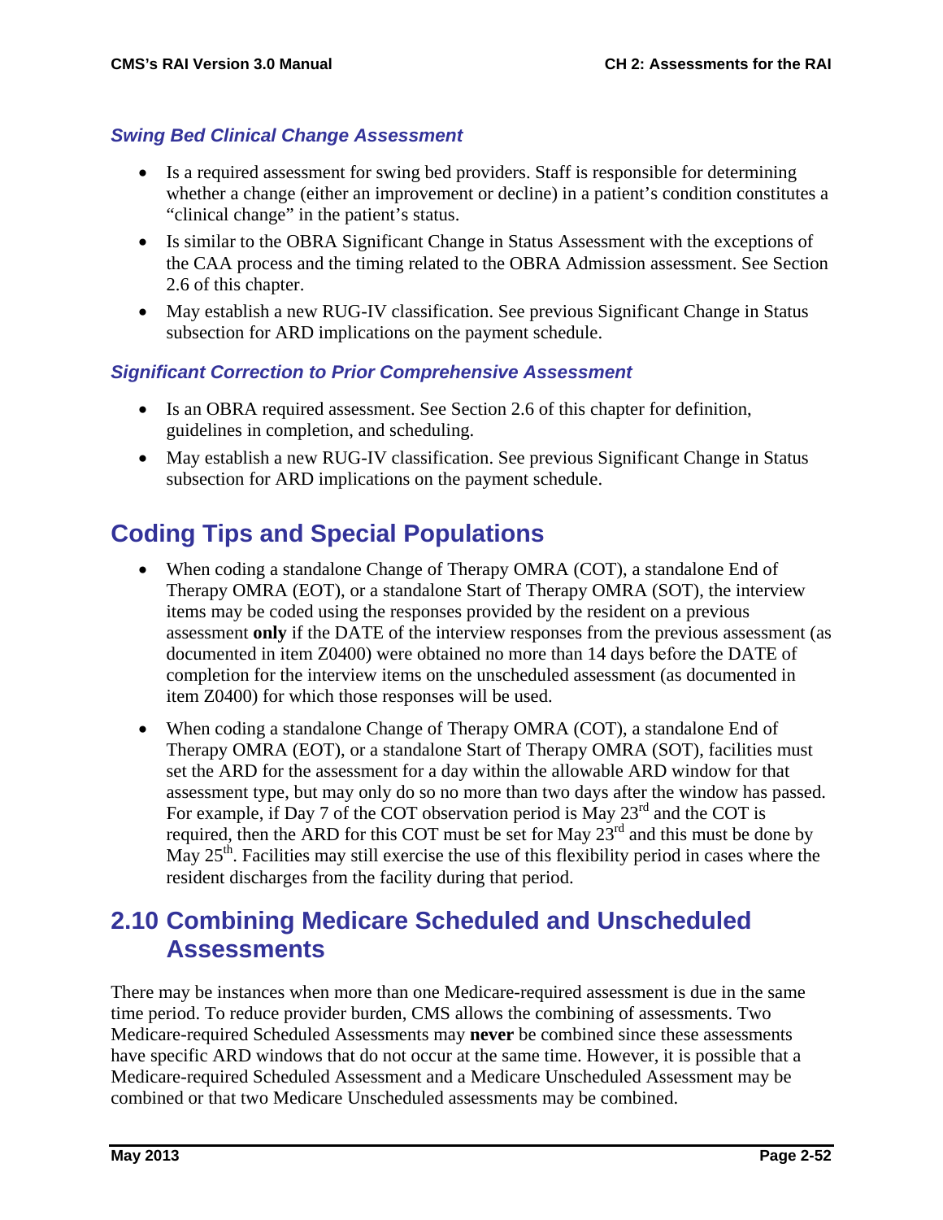### *Swing Bed Clinical Change Assessment*

- Is a required assessment for swing bed providers. Staff is responsible for determining whether a change (either an improvement or decline) in a patient's condition constitutes a "clinical change" in the patient's status.
- Is similar to the OBRA Significant Change in Status Assessment with the exceptions of the CAA process and the timing related to the OBRA Admission assessment. See Section 2.6 of this chapter.
- May establish a new RUG-IV classification. See previous Significant Change in Status subsection for ARD implications on the payment schedule.

### *Significant Correction to Prior Comprehensive Assessment*

- Is an OBRA required assessment. See Section 2.6 of this chapter for definition, guidelines in completion, and scheduling.
- May establish a new RUG-IV classification. See previous Significant Change in Status subsection for ARD implications on the payment schedule.

## Coding Tips and Special Populations

- When coding a standalone Change of Therapy OMRA (COT), a standalone End of Therapy OMRA (EOT), or a standalone Start of Therapy OMRA (SOT), the interview items may be coded using the responses provided by the resident on a previous assessment **only** if the DATE of the interview responses from the previous assessment (as documented in item Z0400) were obtained no more than 14 days before the DATE of completion for the interview items on the unscheduled assessment (as documented in item Z0400) for which those responses will be used.
- When coding a standalone Change of Therapy OMRA (COT), a standalone End of Therapy OMRA (EOT), or a standalone Start of Therapy OMRA (SOT), facilities must set the ARD for the assessment for a day within the allowable ARD window for that assessment type, but may only do so no more than two days after the window has passed. For example, if Day 7 of the COT observation period is May 23rd and the COT is required, then the ARD for this COT must be set for May 23rd and this must be done by May 25th. Facilities may still exercise the use of this flexibility period in cases where the resident discharges from the facility during that period.

## 2.10 Combining Medicare Scheduled and Unscheduled Assessments

There may be instances when more than one Medicare-required assessment is due in the same time period. To reduce provider burden, CMS allows the combining of assessments. Two Medicare-required Scheduled Assessments may **never** be combined since these assessments have specific ARD windows that do not occur at the same time. However, it is possible that a Medicare-required Scheduled Assessment and a Medicare Unscheduled Assessment may be combined or that two Medicare Unscheduled assessments may be combined.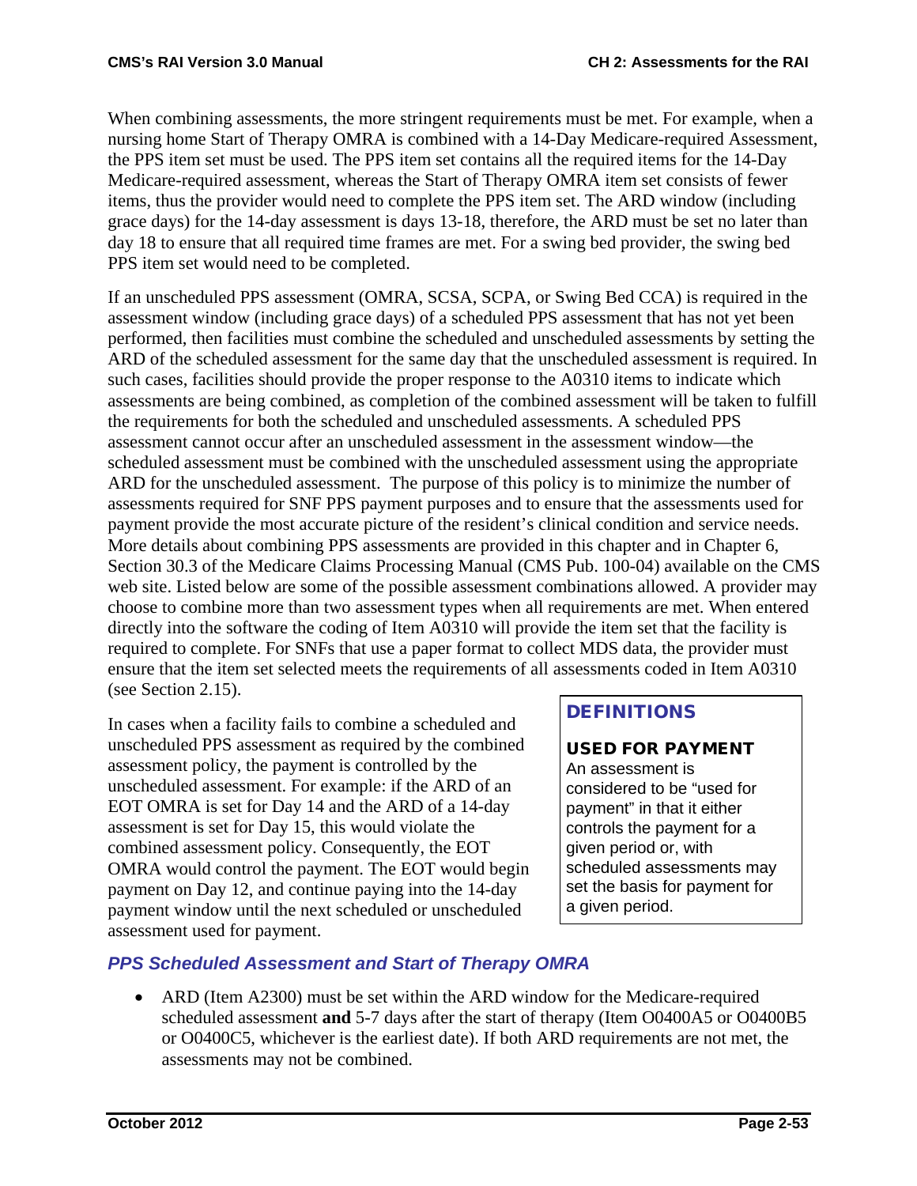When combining assessments, the more stringent requirements must be met. For example, when a nursing home Start of Therapy OMRA is combined with a 14-Day Medicare-required Assessment, the PPS item set must be used. The PPS item set contains all the required items for the 14-Day Medicare-required assessment, whereas the Start of Therapy OMRA item set consists of fewer items, thus the provider would need to complete the PPS item set. The ARD window (including grace days) for the 14-day assessment is days 13-18, therefore, the ARD must be set no later than day 18 to ensure that all required time frames are met. For a swing bed provider, the swing bed PPS item set would need to be completed.

If an unscheduled PPS assessment (OMRA, SCSA, SCPA, or Swing Bed CCA) is required in the assessment window (including grace days) of a scheduled PPS assessment that has not yet been performed, then facilities must combine the scheduled and unscheduled assessments by setting the ARD of the scheduled assessment for the same day that the unscheduled assessment is required. In such cases, facilities should provide the proper response to the A0310 items to indicate which assessments are being combined, as completion of the combined assessment will be taken to fulfill the requirements for both the scheduled and unscheduled assessments. A scheduled PPS assessment cannot occur after an unscheduled assessment in the assessment window—the scheduled assessment must be combined with the unscheduled assessment using the appropriate ARD for the unscheduled assessment. The purpose of this policy is to minimize the number of assessments required for SNF PPS payment purposes and to ensure that the assessments used for payment provide the most accurate picture of the resident's clinical condition and service needs. More details about combining PPS assessments are provided in this chapter and in Chapter 6, Section 30.3 of the Medicare Claims Processing Manual (CMS Pub. 100-04) available on the CMS web site. Listed below are some of the possible assessment combinations allowed. A provider may choose to combine more than two assessment types when all requirements are met. When entered directly into the software the coding of Item A0310 will provide the item set that the facility is required to complete. For SNFs that use a paper format to collect MDS data, the provider must ensure that the item set selected meets the requirements of all assessments coded in Item A0310 (see Section 2.15).

In cases when a facility fails to combine a scheduled and unscheduled PPS assessment as required by the combined assessment policy, the payment is controlled by the unscheduled assessment. For example: if the ARD of an EOT OMRA is set for Day 14 and the ARD of a 14-day assessment is set for Day 15, this would violate the combined assessment policy. Consequently, the EOT OMRA would control the payment. The EOT would begin payment on Day 12, and continue paying into the 14-day payment window until the next scheduled or unscheduled assessment used for payment.

> **DEFINITIONS**
>
> **USED FOR PAYMENT**
> An assessment is considered to be "used for payment" in that it either controls the payment for a given period or, with scheduled assessments may set the basis for payment for a given period.

### *PPS Scheduled Assessment and Start of Therapy OMRA*

- ARD (Item A2300) must be set within the ARD window for the Medicare-required scheduled assessment **and** 5-7 days after the start of therapy (Item O0400A5 or O0400B5 or O0400C5, whichever is the earliest date). If both ARD requirements are not met, the assessments may not be combined.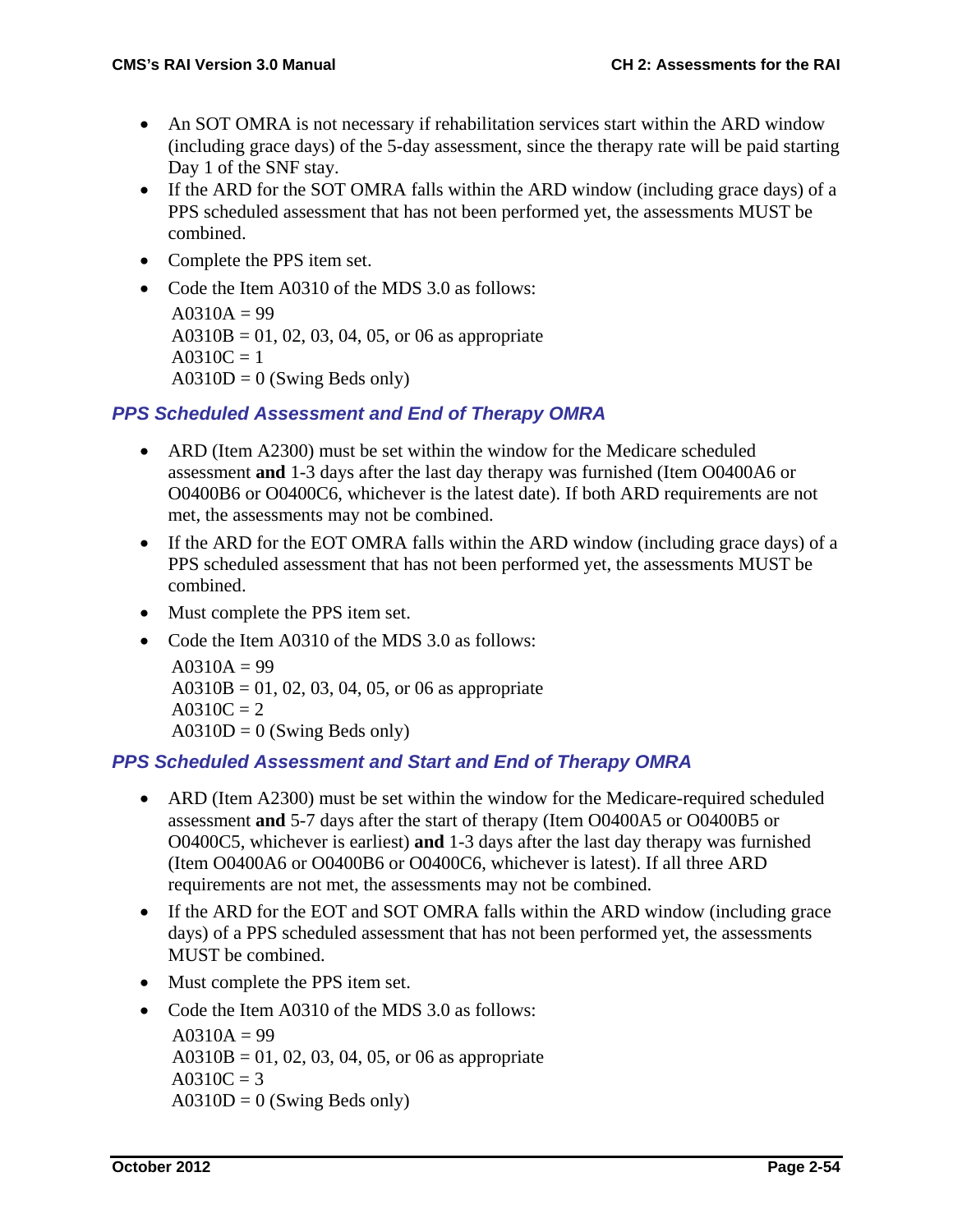- An SOT OMRA is not necessary if rehabilitation services start within the ARD window (including grace days) of the 5-day assessment, since the therapy rate will be paid starting Day 1 of the SNF stay.
- If the ARD for the SOT OMRA falls within the ARD window (including grace days) of a PPS scheduled assessment that has not been performed yet, the assessments MUST be combined.
- Complete the PPS item set.
- Code the Item A0310 of the MDS 3.0 as follows:
  A0310A = 99
  A0310B = 01, 02, 03, 04, 05, or 06 as appropriate
  A0310C = 1
  A0310D = 0 (Swing Beds only)

### *PPS Scheduled Assessment and End of Therapy OMRA*

- ARD (Item A2300) must be set within the window for the Medicare scheduled assessment **and** 1-3 days after the last day therapy was furnished (Item O0400A6 or O0400B6 or O0400C6, whichever is the latest date). If both ARD requirements are not met, the assessments may not be combined.
- If the ARD for the EOT OMRA falls within the ARD window (including grace days) of a PPS scheduled assessment that has not been performed yet, the assessments MUST be combined.
- Must complete the PPS item set.
- Code the Item A0310 of the MDS 3.0 as follows:
  A0310A = 99
  A0310B = 01, 02, 03, 04, 05, or 06 as appropriate
  A0310C = 2
  A0310D = 0 (Swing Beds only)

### *PPS Scheduled Assessment and Start and End of Therapy OMRA*

- ARD (Item A2300) must be set within the window for the Medicare-required scheduled assessment **and** 5-7 days after the start of therapy (Item O0400A5 or O0400B5 or O0400C5, whichever is earliest) **and** 1-3 days after the last day therapy was furnished (Item O0400A6 or O0400B6 or O0400C6, whichever is latest). If all three ARD requirements are not met, the assessments may not be combined.
- If the ARD for the EOT and SOT OMRA falls within the ARD window (including grace days) of a PPS scheduled assessment that has not been performed yet, the assessments MUST be combined.
- Must complete the PPS item set.
- Code the Item A0310 of the MDS 3.0 as follows:
  A0310A = 99
  A0310B = 01, 02, 03, 04, 05, or 06 as appropriate
  A0310C = 3
  A0310D = 0 (Swing Beds only)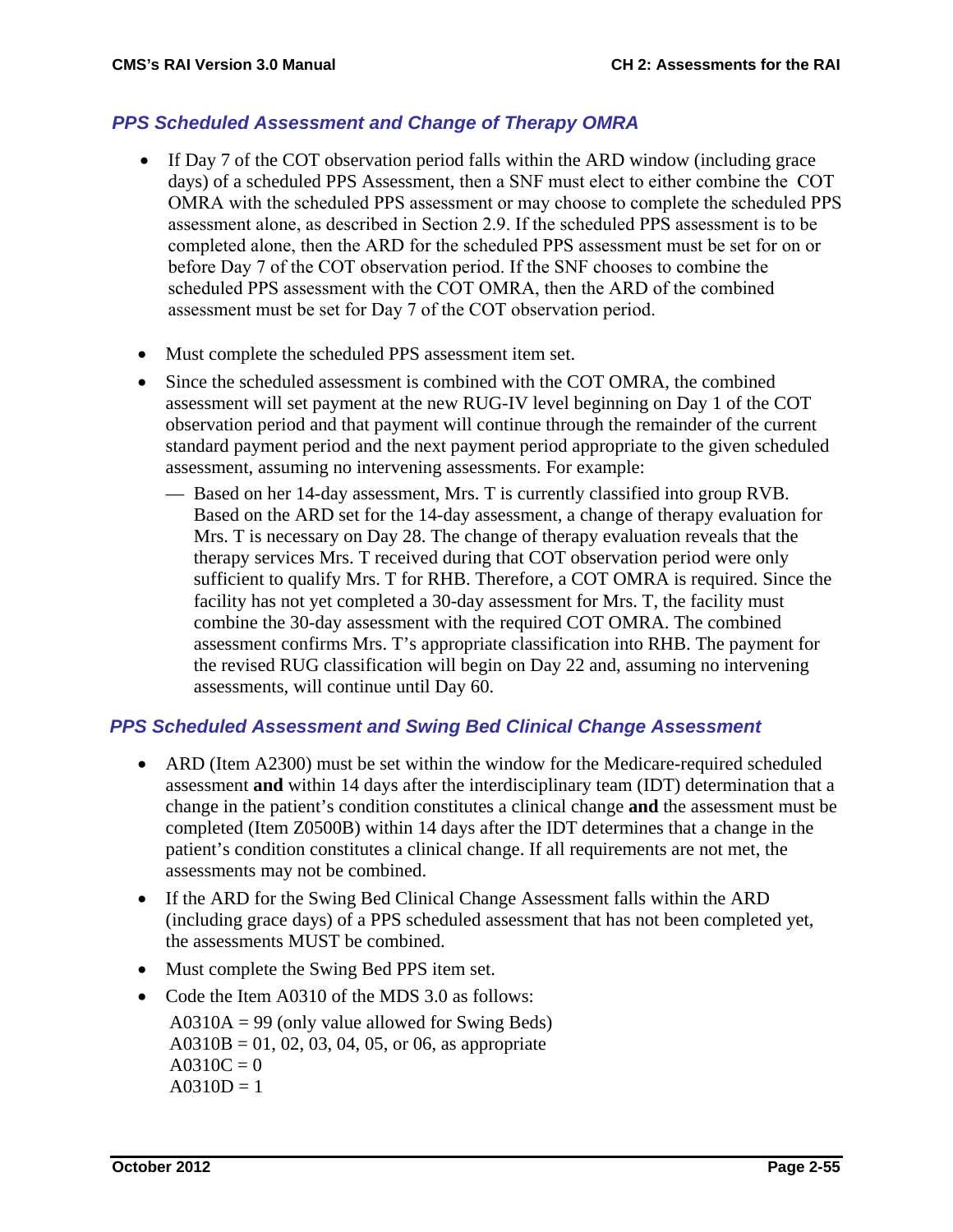### *PPS Scheduled Assessment and Change of Therapy OMRA*

- If Day 7 of the COT observation period falls within the ARD window (including grace days) of a scheduled PPS Assessment, then a SNF must elect to either combine the COT OMRA with the scheduled PPS assessment or may choose to complete the scheduled PPS assessment alone, as described in Section 2.9. If the scheduled PPS assessment is to be completed alone, then the ARD for the scheduled PPS assessment must be set for on or before Day 7 of the COT observation period. If the SNF chooses to combine the scheduled PPS assessment with the COT OMRA, then the ARD of the combined assessment must be set for Day 7 of the COT observation period.
- Must complete the scheduled PPS assessment item set.
- Since the scheduled assessment is combined with the COT OMRA, the combined assessment will set payment at the new RUG-IV level beginning on Day 1 of the COT observation period and that payment will continue through the remainder of the current standard payment period and the next payment period appropriate to the given scheduled assessment, assuming no intervening assessments. For example:
  - Based on her 14-day assessment, Mrs. T is currently classified into group RVB. Based on the ARD set for the 14-day assessment, a change of therapy evaluation for Mrs. T is necessary on Day 28. The change of therapy evaluation reveals that the therapy services Mrs. T received during that COT observation period were only sufficient to qualify Mrs. T for RHB. Therefore, a COT OMRA is required. Since the facility has not yet completed a 30-day assessment for Mrs. T, the facility must combine the 30-day assessment with the required COT OMRA. The combined assessment confirms Mrs. T's appropriate classification into RHB. The payment for the revised RUG classification will begin on Day 22 and, assuming no intervening assessments, will continue until Day 60.

### *PPS Scheduled Assessment and Swing Bed Clinical Change Assessment*

- ARD (Item A2300) must be set within the window for the Medicare-required scheduled assessment **and** within 14 days after the interdisciplinary team (IDT) determination that a change in the patient's condition constitutes a clinical change **and** the assessment must be completed (Item Z0500B) within 14 days after the IDT determines that a change in the patient's condition constitutes a clinical change. If all requirements are not met, the assessments may not be combined.
- If the ARD for the Swing Bed Clinical Change Assessment falls within the ARD (including grace days) of a PPS scheduled assessment that has not been completed yet, the assessments MUST be combined.
- Must complete the Swing Bed PPS item set.
- Code the Item A0310 of the MDS 3.0 as follows:

  A0310A = 99 (only value allowed for Swing Beds)
  A0310B = 01, 02, 03, 04, 05, or 06, as appropriate
  A0310C = 0
  A0310D = 1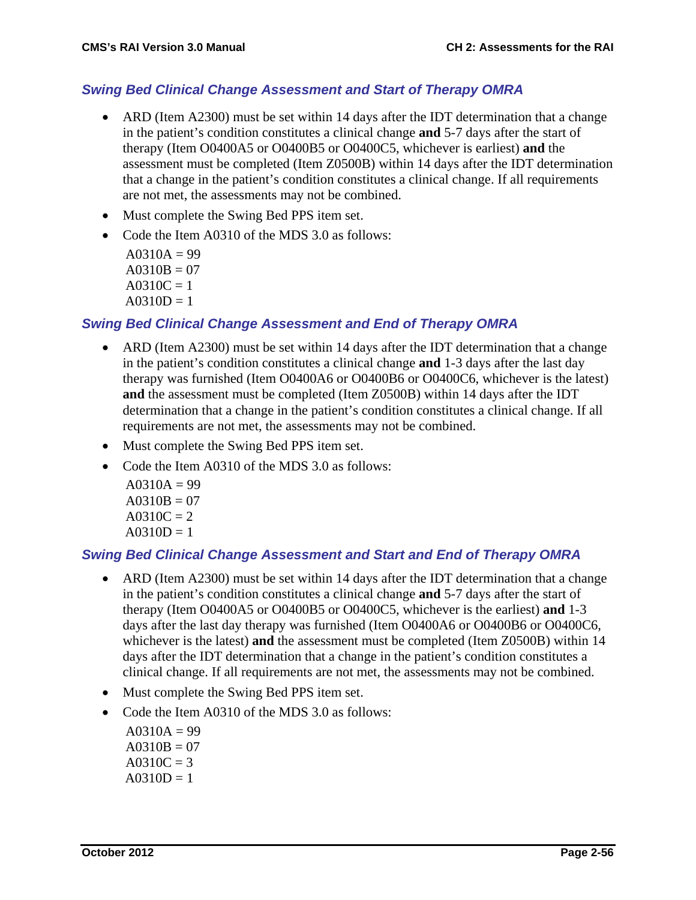### *Swing Bed Clinical Change Assessment and Start of Therapy OMRA*

- ARD (Item A2300) must be set within 14 days after the IDT determination that a change in the patient's condition constitutes a clinical change **and** 5-7 days after the start of therapy (Item O0400A5 or O0400B5 or O0400C5, whichever is earliest) **and** the assessment must be completed (Item Z0500B) within 14 days after the IDT determination that a change in the patient's condition constitutes a clinical change. If all requirements are not met, the assessments may not be combined.
- Must complete the Swing Bed PPS item set.
- Code the Item A0310 of the MDS 3.0 as follows:

  A0310A = 99
  A0310B = 07
  A0310C = 1
  A0310D = 1

### *Swing Bed Clinical Change Assessment and End of Therapy OMRA*

- ARD (Item A2300) must be set within 14 days after the IDT determination that a change in the patient's condition constitutes a clinical change **and** 1-3 days after the last day therapy was furnished (Item O0400A6 or O0400B6 or O0400C6, whichever is the latest) **and** the assessment must be completed (Item Z0500B) within 14 days after the IDT determination that a change in the patient's condition constitutes a clinical change. If all requirements are not met, the assessments may not be combined.
- Must complete the Swing Bed PPS item set.
- Code the Item A0310 of the MDS 3.0 as follows:

  A0310A = 99
  A0310B = 07
  A0310C = 2
  A0310D = 1

### *Swing Bed Clinical Change Assessment and Start and End of Therapy OMRA*

- ARD (Item A2300) must be set within 14 days after the IDT determination that a change in the patient's condition constitutes a clinical change **and** 5-7 days after the start of therapy (Item O0400A5 or O0400B5 or O0400C5, whichever is the earliest) **and** 1-3 days after the last day therapy was furnished (Item O0400A6 or O0400B6 or O0400C6, whichever is the latest) **and** the assessment must be completed (Item Z0500B) within 14 days after the IDT determination that a change in the patient's condition constitutes a clinical change. If all requirements are not met, the assessments may not be combined.
- Must complete the Swing Bed PPS item set.
- Code the Item A0310 of the MDS 3.0 as follows:

  A0310A = 99
  A0310B = 07
  A0310C = 3
  A0310D = 1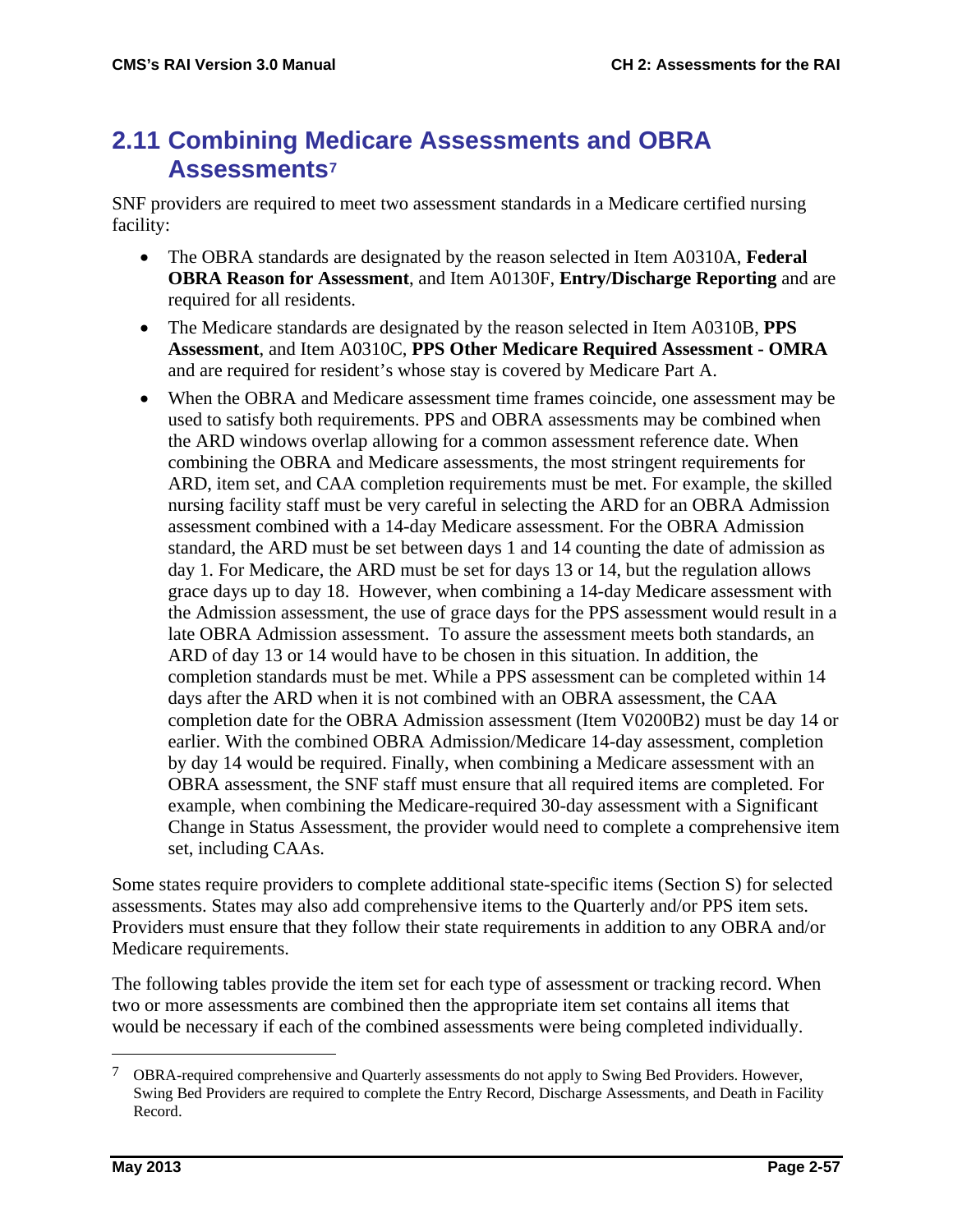## 2.11 Combining Medicare Assessments and OBRA Assessments[7]

SNF providers are required to meet two assessment standards in a Medicare certified nursing facility:

- The OBRA standards are designated by the reason selected in Item A0310A, **Federal OBRA Reason for Assessment**, and Item A0130F, **Entry/Discharge Reporting** and are required for all residents.
- The Medicare standards are designated by the reason selected in Item A0310B, **PPS Assessment**, and Item A0310C, **PPS Other Medicare Required Assessment - OMRA** and are required for resident's whose stay is covered by Medicare Part A.
- When the OBRA and Medicare assessment time frames coincide, one assessment may be used to satisfy both requirements. PPS and OBRA assessments may be combined when the ARD windows overlap allowing for a common assessment reference date. When combining the OBRA and Medicare assessments, the most stringent requirements for ARD, item set, and CAA completion requirements must be met. For example, the skilled nursing facility staff must be very careful in selecting the ARD for an OBRA Admission assessment combined with a 14-day Medicare assessment. For the OBRA Admission standard, the ARD must be set between days 1 and 14 counting the date of admission as day 1. For Medicare, the ARD must be set for days 13 or 14, but the regulation allows grace days up to day 18. However, when combining a 14-day Medicare assessment with the Admission assessment, the use of grace days for the PPS assessment would result in a late OBRA Admission assessment. To assure the assessment meets both standards, an ARD of day 13 or 14 would have to be chosen in this situation. In addition, the completion standards must be met. While a PPS assessment can be completed within 14 days after the ARD when it is not combined with an OBRA assessment, the CAA completion date for the OBRA Admission assessment (Item V0200B2) must be day 14 or earlier. With the combined OBRA Admission/Medicare 14-day assessment, completion by day 14 would be required. Finally, when combining a Medicare assessment with an OBRA assessment, the SNF staff must ensure that all required items are completed. For example, when combining the Medicare-required 30-day assessment with a Significant Change in Status Assessment, the provider would need to complete a comprehensive item set, including CAAs.

Some states require providers to complete additional state-specific items (Section S) for selected assessments. States may also add comprehensive items to the Quarterly and/or PPS item sets. Providers must ensure that they follow their state requirements in addition to any OBRA and/or Medicare requirements.

The following tables provide the item set for each type of assessment or tracking record. When two or more assessments are combined then the appropriate item set contains all items that would be necessary if each of the combined assessments were being completed individually.

---

[7] OBRA-required comprehensive and Quarterly assessments do not apply to Swing Bed Providers. However, Swing Bed Providers are required to complete the Entry Record, Discharge Assessments, and Death in Facility Record.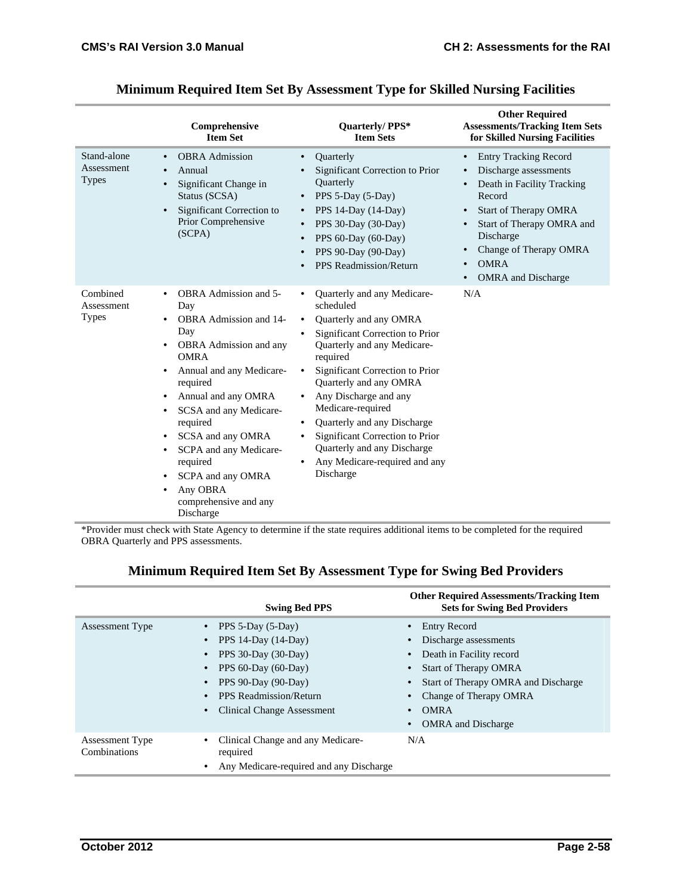## Minimum Required Item Set By Assessment Type for Skilled Nursing Facilities

| | Comprehensive Item Set | Quarterly/ PPS* Item Sets | Other Required Assessments/Tracking Item Sets for Skilled Nursing Facilities |
|---|---|---|---|
| Stand-alone Assessment Types | • OBRA Admission<br>• Annual<br>• Significant Change in Status (SCSA)<br>• Significant Correction to Prior Comprehensive (SCPA) | • Quarterly<br>• Significant Correction to Prior Quarterly<br>• PPS 5-Day (5-Day)<br>• PPS 14-Day (14-Day)<br>• PPS 30-Day (30-Day)<br>• PPS 60-Day (60-Day)<br>• PPS 90-Day (90-Day)<br>• PPS Readmission/Return | • Entry Tracking Record<br>• Discharge assessments<br>• Death in Facility Tracking Record<br>• Start of Therapy OMRA<br>• Start of Therapy OMRA and Discharge<br>• Change of Therapy OMRA<br>• OMRA<br>• OMRA and Discharge |
| Combined Assessment Types | • OBRA Admission and 5-Day<br>• OBRA Admission and 14-Day<br>• OBRA Admission and any OMRA<br>• Annual and any Medicare-required<br>• Annual and any OMRA<br>• SCSA and any Medicare-required<br>• SCSA and any OMRA<br>• SCPA and any Medicare-required<br>• SCPA and any OMRA<br>• Any OBRA comprehensive and any Discharge | • Quarterly and any Medicare-scheduled<br>• Quarterly and any OMRA<br>• Significant Correction to Prior Quarterly and any Medicare-required<br>• Significant Correction to Prior Quarterly and any OMRA<br>• Any Discharge and any Medicare-required<br>• Quarterly and any Discharge<br>• Significant Correction to Prior Quarterly and any Discharge<br>• Any Medicare-required and any Discharge | N/A |

*Provider must check with State Agency to determine if the state requires additional items to be completed for the required OBRA Quarterly and PPS assessments.

## Minimum Required Item Set By Assessment Type for Swing Bed Providers

| | Swing Bed PPS | Other Required Assessments/Tracking Item Sets for Swing Bed Providers |
|---|---|---|
| Assessment Type | • PPS 5-Day (5-Day)<br>• PPS 14-Day (14-Day)<br>• PPS 30-Day (30-Day)<br>• PPS 60-Day (60-Day)<br>• PPS 90-Day (90-Day)<br>• PPS Readmission/Return<br>• Clinical Change Assessment | • Entry Record<br>• Discharge assessments<br>• Death in Facility record<br>• Start of Therapy OMRA<br>• Start of Therapy OMRA and Discharge<br>• Change of Therapy OMRA<br>• OMRA<br>• OMRA and Discharge |
| Assessment Type Combinations | • Clinical Change and any Medicare-required<br>• Any Medicare-required and any Discharge | N/A |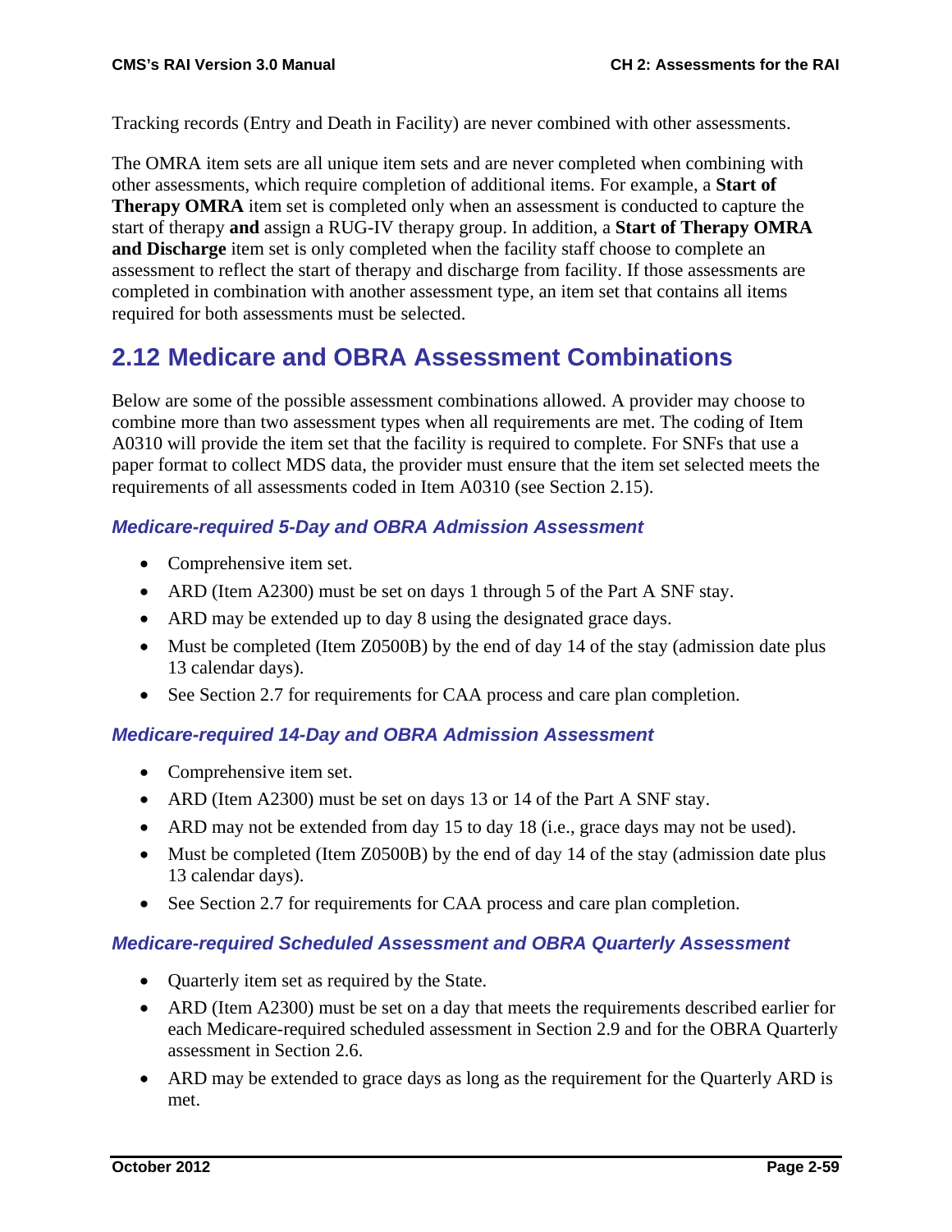Tracking records (Entry and Death in Facility) are never combined with other assessments.

The OMRA item sets are all unique item sets and are never completed when combining with other assessments, which require completion of additional items. For example, a **Start of Therapy OMRA** item set is completed only when an assessment is conducted to capture the start of therapy **and** assign a RUG-IV therapy group. In addition, a **Start of Therapy OMRA and Discharge** item set is only completed when the facility staff choose to complete an assessment to reflect the start of therapy and discharge from facility. If those assessments are completed in combination with another assessment type, an item set that contains all items required for both assessments must be selected.

## 2.12 Medicare and OBRA Assessment Combinations

Below are some of the possible assessment combinations allowed. A provider may choose to combine more than two assessment types when all requirements are met. The coding of Item A0310 will provide the item set that the facility is required to complete. For SNFs that use a paper format to collect MDS data, the provider must ensure that the item set selected meets the requirements of all assessments coded in Item A0310 (see Section 2.15).

### *Medicare-required 5-Day and OBRA Admission Assessment*

- Comprehensive item set.
- ARD (Item A2300) must be set on days 1 through 5 of the Part A SNF stay.
- ARD may be extended up to day 8 using the designated grace days.
- Must be completed (Item Z0500B) by the end of day 14 of the stay (admission date plus 13 calendar days).
- See Section 2.7 for requirements for CAA process and care plan completion.

### *Medicare-required 14-Day and OBRA Admission Assessment*

- Comprehensive item set.
- ARD (Item A2300) must be set on days 13 or 14 of the Part A SNF stay.
- ARD may not be extended from day 15 to day 18 (i.e., grace days may not be used).
- Must be completed (Item Z0500B) by the end of day 14 of the stay (admission date plus 13 calendar days).
- See Section 2.7 for requirements for CAA process and care plan completion.

### *Medicare-required Scheduled Assessment and OBRA Quarterly Assessment*

- Quarterly item set as required by the State.
- ARD (Item A2300) must be set on a day that meets the requirements described earlier for each Medicare-required scheduled assessment in Section 2.9 and for the OBRA Quarterly assessment in Section 2.6.
- ARD may be extended to grace days as long as the requirement for the Quarterly ARD is met.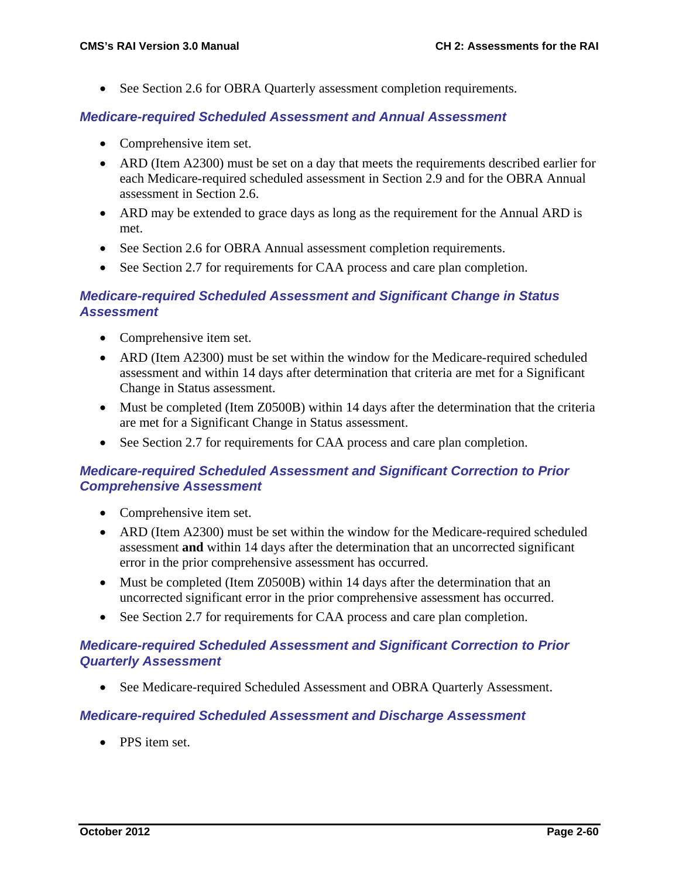- See Section 2.6 for OBRA Quarterly assessment completion requirements.

### *Medicare-required Scheduled Assessment and Annual Assessment*

- Comprehensive item set.
- ARD (Item A2300) must be set on a day that meets the requirements described earlier for each Medicare-required scheduled assessment in Section 2.9 and for the OBRA Annual assessment in Section 2.6.
- ARD may be extended to grace days as long as the requirement for the Annual ARD is met.
- See Section 2.6 for OBRA Annual assessment completion requirements.
- See Section 2.7 for requirements for CAA process and care plan completion.

### *Medicare-required Scheduled Assessment and Significant Change in Status Assessment*

- Comprehensive item set.
- ARD (Item A2300) must be set within the window for the Medicare-required scheduled assessment and within 14 days after determination that criteria are met for a Significant Change in Status assessment.
- Must be completed (Item Z0500B) within 14 days after the determination that the criteria are met for a Significant Change in Status assessment.
- See Section 2.7 for requirements for CAA process and care plan completion.

### *Medicare-required Scheduled Assessment and Significant Correction to Prior Comprehensive Assessment*

- Comprehensive item set.
- ARD (Item A2300) must be set within the window for the Medicare-required scheduled assessment **and** within 14 days after the determination that an uncorrected significant error in the prior comprehensive assessment has occurred.
- Must be completed (Item Z0500B) within 14 days after the determination that an uncorrected significant error in the prior comprehensive assessment has occurred.
- See Section 2.7 for requirements for CAA process and care plan completion.

### *Medicare-required Scheduled Assessment and Significant Correction to Prior Quarterly Assessment*

- See Medicare-required Scheduled Assessment and OBRA Quarterly Assessment.

### *Medicare-required Scheduled Assessment and Discharge Assessment*

- PPS item set.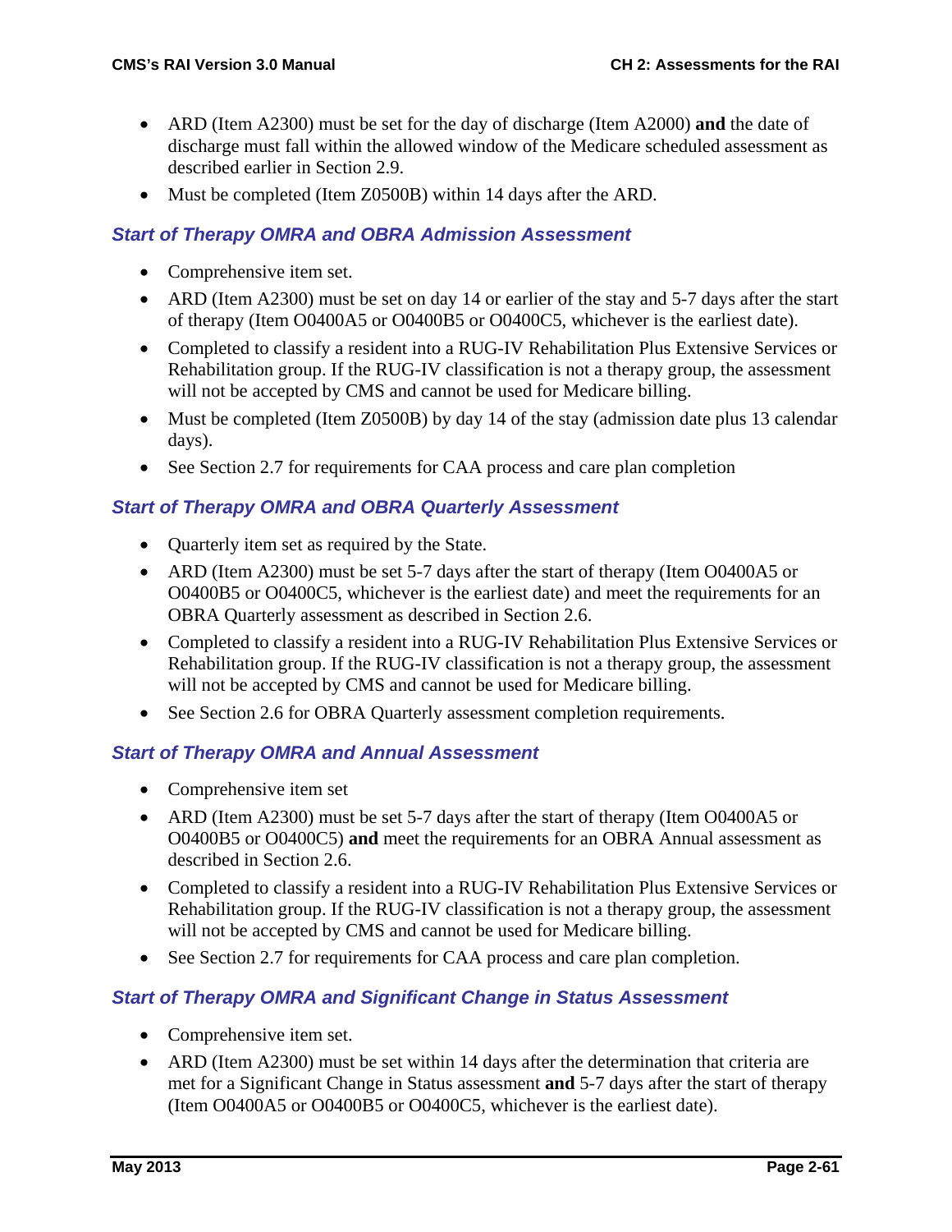- ARD (Item A2300) must be set for the day of discharge (Item A2000) **and** the date of discharge must fall within the allowed window of the Medicare scheduled assessment as described earlier in Section 2.9.
- Must be completed (Item Z0500B) within 14 days after the ARD.

### *Start of Therapy OMRA and OBRA Admission Assessment*

- Comprehensive item set.
- ARD (Item A2300) must be set on day 14 or earlier of the stay and 5-7 days after the start of therapy (Item O0400A5 or O0400B5 or O0400C5, whichever is the earliest date).
- Completed to classify a resident into a RUG-IV Rehabilitation Plus Extensive Services or Rehabilitation group. If the RUG-IV classification is not a therapy group, the assessment will not be accepted by CMS and cannot be used for Medicare billing.
- Must be completed (Item Z0500B) by day 14 of the stay (admission date plus 13 calendar days).
- See Section 2.7 for requirements for CAA process and care plan completion

### *Start of Therapy OMRA and OBRA Quarterly Assessment*

- Quarterly item set as required by the State.
- ARD (Item A2300) must be set 5-7 days after the start of therapy (Item O0400A5 or O0400B5 or O0400C5, whichever is the earliest date) and meet the requirements for an OBRA Quarterly assessment as described in Section 2.6.
- Completed to classify a resident into a RUG-IV Rehabilitation Plus Extensive Services or Rehabilitation group. If the RUG-IV classification is not a therapy group, the assessment will not be accepted by CMS and cannot be used for Medicare billing.
- See Section 2.6 for OBRA Quarterly assessment completion requirements.

### *Start of Therapy OMRA and Annual Assessment*

- Comprehensive item set
- ARD (Item A2300) must be set 5-7 days after the start of therapy (Item O0400A5 or O0400B5 or O0400C5) **and** meet the requirements for an OBRA Annual assessment as described in Section 2.6.
- Completed to classify a resident into a RUG-IV Rehabilitation Plus Extensive Services or Rehabilitation group. If the RUG-IV classification is not a therapy group, the assessment will not be accepted by CMS and cannot be used for Medicare billing.
- See Section 2.7 for requirements for CAA process and care plan completion.

### *Start of Therapy OMRA and Significant Change in Status Assessment*

- Comprehensive item set.
- ARD (Item A2300) must be set within 14 days after the determination that criteria are met for a Significant Change in Status assessment **and** 5-7 days after the start of therapy (Item O0400A5 or O0400B5 or O0400C5, whichever is the earliest date).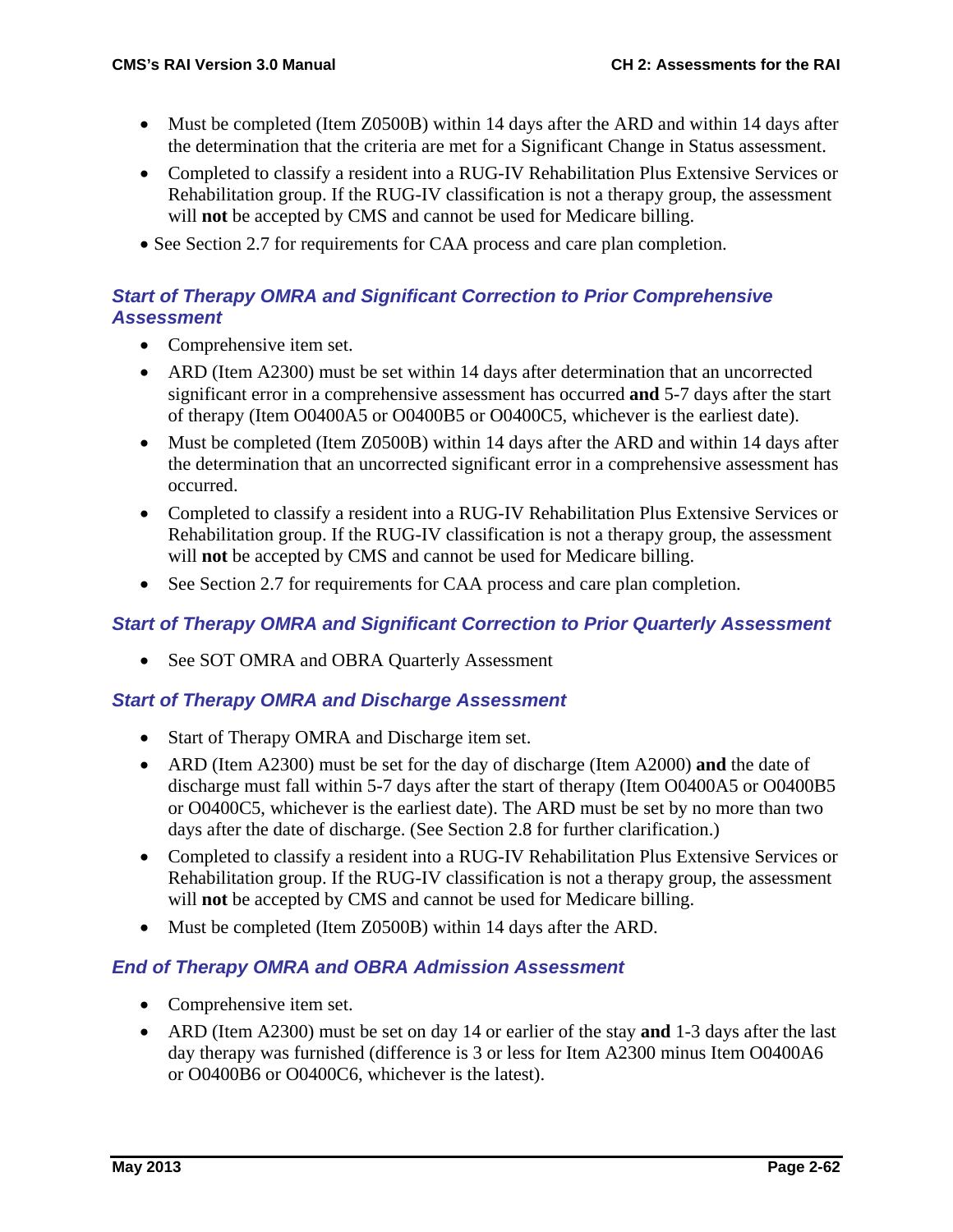- Must be completed (Item Z0500B) within 14 days after the ARD and within 14 days after the determination that the criteria are met for a Significant Change in Status assessment.
- Completed to classify a resident into a RUG-IV Rehabilitation Plus Extensive Services or Rehabilitation group. If the RUG-IV classification is not a therapy group, the assessment will **not** be accepted by CMS and cannot be used for Medicare billing.
- See Section 2.7 for requirements for CAA process and care plan completion.

### *Start of Therapy OMRA and Significant Correction to Prior Comprehensive Assessment*

- Comprehensive item set.
- ARD (Item A2300) must be set within 14 days after determination that an uncorrected significant error in a comprehensive assessment has occurred **and** 5-7 days after the start of therapy (Item O0400A5 or O0400B5 or O0400C5, whichever is the earliest date).
- Must be completed (Item Z0500B) within 14 days after the ARD and within 14 days after the determination that an uncorrected significant error in a comprehensive assessment has occurred.
- Completed to classify a resident into a RUG-IV Rehabilitation Plus Extensive Services or Rehabilitation group. If the RUG-IV classification is not a therapy group, the assessment will **not** be accepted by CMS and cannot be used for Medicare billing.
- See Section 2.7 for requirements for CAA process and care plan completion.

### *Start of Therapy OMRA and Significant Correction to Prior Quarterly Assessment*

- See SOT OMRA and OBRA Quarterly Assessment

### *Start of Therapy OMRA and Discharge Assessment*

- Start of Therapy OMRA and Discharge item set.
- ARD (Item A2300) must be set for the day of discharge (Item A2000) **and** the date of discharge must fall within 5-7 days after the start of therapy (Item O0400A5 or O0400B5 or O0400C5, whichever is the earliest date). The ARD must be set by no more than two days after the date of discharge. (See Section 2.8 for further clarification.)
- Completed to classify a resident into a RUG-IV Rehabilitation Plus Extensive Services or Rehabilitation group. If the RUG-IV classification is not a therapy group, the assessment will **not** be accepted by CMS and cannot be used for Medicare billing.
- Must be completed (Item Z0500B) within 14 days after the ARD.

### *End of Therapy OMRA and OBRA Admission Assessment*

- Comprehensive item set.
- ARD (Item A2300) must be set on day 14 or earlier of the stay **and** 1-3 days after the last day therapy was furnished (difference is 3 or less for Item A2300 minus Item O0400A6 or O0400B6 or O0400C6, whichever is the latest).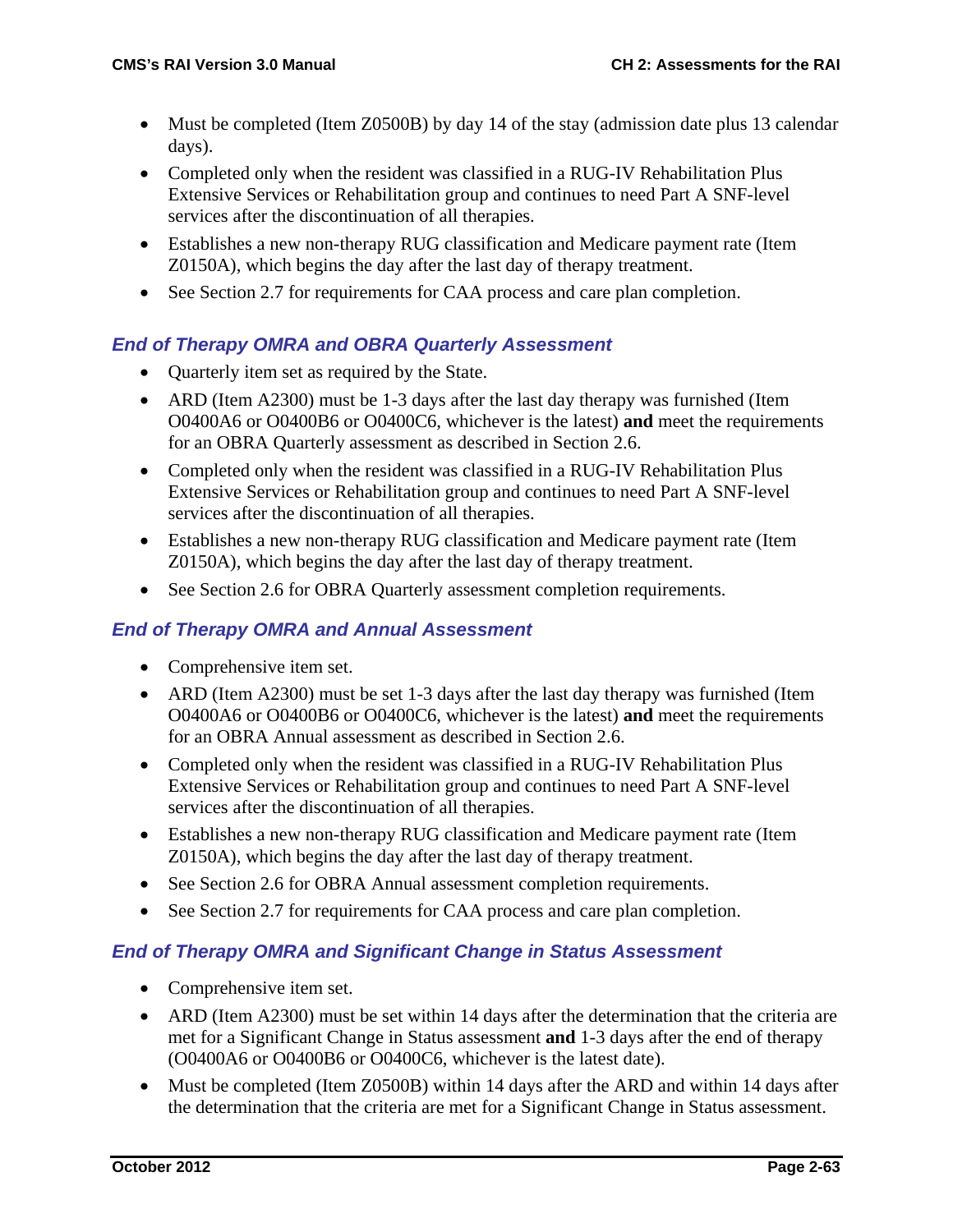- Must be completed (Item Z0500B) by day 14 of the stay (admission date plus 13 calendar days).
- Completed only when the resident was classified in a RUG-IV Rehabilitation Plus Extensive Services or Rehabilitation group and continues to need Part A SNF-level services after the discontinuation of all therapies.
- Establishes a new non-therapy RUG classification and Medicare payment rate (Item Z0150A), which begins the day after the last day of therapy treatment.
- See Section 2.7 for requirements for CAA process and care plan completion.

### *End of Therapy OMRA and OBRA Quarterly Assessment*

- Quarterly item set as required by the State.
- ARD (Item A2300) must be 1-3 days after the last day therapy was furnished (Item O0400A6 or O0400B6 or O0400C6, whichever is the latest) **and** meet the requirements for an OBRA Quarterly assessment as described in Section 2.6.
- Completed only when the resident was classified in a RUG-IV Rehabilitation Plus Extensive Services or Rehabilitation group and continues to need Part A SNF-level services after the discontinuation of all therapies.
- Establishes a new non-therapy RUG classification and Medicare payment rate (Item Z0150A), which begins the day after the last day of therapy treatment.
- See Section 2.6 for OBRA Quarterly assessment completion requirements.

### *End of Therapy OMRA and Annual Assessment*

- Comprehensive item set.
- ARD (Item A2300) must be set 1-3 days after the last day therapy was furnished (Item O0400A6 or O0400B6 or O0400C6, whichever is the latest) **and** meet the requirements for an OBRA Annual assessment as described in Section 2.6.
- Completed only when the resident was classified in a RUG-IV Rehabilitation Plus Extensive Services or Rehabilitation group and continues to need Part A SNF-level services after the discontinuation of all therapies.
- Establishes a new non-therapy RUG classification and Medicare payment rate (Item Z0150A), which begins the day after the last day of therapy treatment.
- See Section 2.6 for OBRA Annual assessment completion requirements.
- See Section 2.7 for requirements for CAA process and care plan completion.

### *End of Therapy OMRA and Significant Change in Status Assessment*

- Comprehensive item set.
- ARD (Item A2300) must be set within 14 days after the determination that the criteria are met for a Significant Change in Status assessment **and** 1-3 days after the end of therapy (O0400A6 or O0400B6 or O0400C6, whichever is the latest date).
- Must be completed (Item Z0500B) within 14 days after the ARD and within 14 days after the determination that the criteria are met for a Significant Change in Status assessment.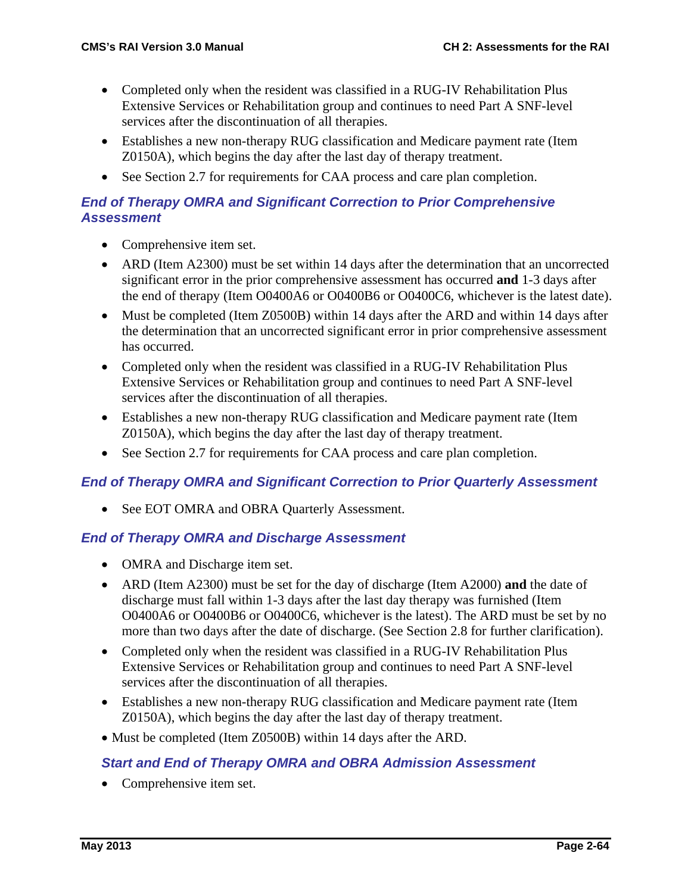- Completed only when the resident was classified in a RUG-IV Rehabilitation Plus Extensive Services or Rehabilitation group and continues to need Part A SNF-level services after the discontinuation of all therapies.
- Establishes a new non-therapy RUG classification and Medicare payment rate (Item Z0150A), which begins the day after the last day of therapy treatment.
- See Section 2.7 for requirements for CAA process and care plan completion.

### *End of Therapy OMRA and Significant Correction to Prior Comprehensive Assessment*

- Comprehensive item set.
- ARD (Item A2300) must be set within 14 days after the determination that an uncorrected significant error in the prior comprehensive assessment has occurred **and** 1-3 days after the end of therapy (Item O0400A6 or O0400B6 or O0400C6, whichever is the latest date).
- Must be completed (Item Z0500B) within 14 days after the ARD and within 14 days after the determination that an uncorrected significant error in prior comprehensive assessment has occurred.
- Completed only when the resident was classified in a RUG-IV Rehabilitation Plus Extensive Services or Rehabilitation group and continues to need Part A SNF-level services after the discontinuation of all therapies.
- Establishes a new non-therapy RUG classification and Medicare payment rate (Item Z0150A), which begins the day after the last day of therapy treatment.
- See Section 2.7 for requirements for CAA process and care plan completion.

### *End of Therapy OMRA and Significant Correction to Prior Quarterly Assessment*

- See EOT OMRA and OBRA Quarterly Assessment.

### *End of Therapy OMRA and Discharge Assessment*

- OMRA and Discharge item set.
- ARD (Item A2300) must be set for the day of discharge (Item A2000) **and** the date of discharge must fall within 1-3 days after the last day therapy was furnished (Item O0400A6 or O0400B6 or O0400C6, whichever is the latest). The ARD must be set by no more than two days after the date of discharge. (See Section 2.8 for further clarification).
- Completed only when the resident was classified in a RUG-IV Rehabilitation Plus Extensive Services or Rehabilitation group and continues to need Part A SNF-level services after the discontinuation of all therapies.
- Establishes a new non-therapy RUG classification and Medicare payment rate (Item Z0150A), which begins the day after the last day of therapy treatment.
- Must be completed (Item Z0500B) within 14 days after the ARD.

### *Start and End of Therapy OMRA and OBRA Admission Assessment*

- Comprehensive item set.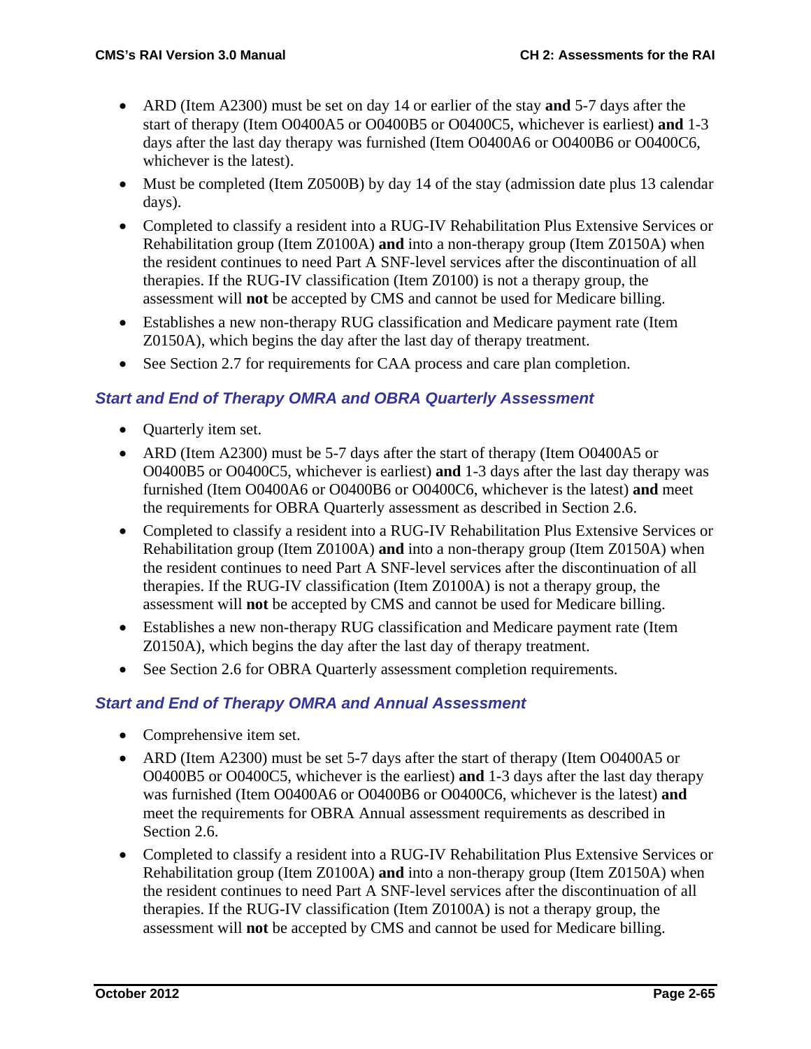- ARD (Item A2300) must be set on day 14 or earlier of the stay **and** 5-7 days after the start of therapy (Item O0400A5 or O0400B5 or O0400C5, whichever is earliest) **and** 1-3 days after the last day therapy was furnished (Item O0400A6 or O0400B6 or O0400C6, whichever is the latest).
- Must be completed (Item Z0500B) by day 14 of the stay (admission date plus 13 calendar days).
- Completed to classify a resident into a RUG-IV Rehabilitation Plus Extensive Services or Rehabilitation group (Item Z0100A) **and** into a non-therapy group (Item Z0150A) when the resident continues to need Part A SNF-level services after the discontinuation of all therapies. If the RUG-IV classification (Item Z0100) is not a therapy group, the assessment will **not** be accepted by CMS and cannot be used for Medicare billing.
- Establishes a new non-therapy RUG classification and Medicare payment rate (Item Z0150A), which begins the day after the last day of therapy treatment.
- See Section 2.7 for requirements for CAA process and care plan completion.

### *Start and End of Therapy OMRA and OBRA Quarterly Assessment*

- Quarterly item set.
- ARD (Item A2300) must be 5-7 days after the start of therapy (Item O0400A5 or O0400B5 or O0400C5, whichever is earliest) **and** 1-3 days after the last day therapy was furnished (Item O0400A6 or O0400B6 or O0400C6, whichever is the latest) **and** meet the requirements for OBRA Quarterly assessment as described in Section 2.6.
- Completed to classify a resident into a RUG-IV Rehabilitation Plus Extensive Services or Rehabilitation group (Item Z0100A) **and** into a non-therapy group (Item Z0150A) when the resident continues to need Part A SNF-level services after the discontinuation of all therapies. If the RUG-IV classification (Item Z0100A) is not a therapy group, the assessment will **not** be accepted by CMS and cannot be used for Medicare billing.
- Establishes a new non-therapy RUG classification and Medicare payment rate (Item Z0150A), which begins the day after the last day of therapy treatment.
- See Section 2.6 for OBRA Quarterly assessment completion requirements.

### *Start and End of Therapy OMRA and Annual Assessment*

- Comprehensive item set.
- ARD (Item A2300) must be set 5-7 days after the start of therapy (Item O0400A5 or O0400B5 or O0400C5, whichever is the earliest) **and** 1-3 days after the last day therapy was furnished (Item O0400A6 or O0400B6 or O0400C6, whichever is the latest) **and** meet the requirements for OBRA Annual assessment requirements as described in Section 2.6.
- Completed to classify a resident into a RUG-IV Rehabilitation Plus Extensive Services or Rehabilitation group (Item Z0100A) **and** into a non-therapy group (Item Z0150A) when the resident continues to need Part A SNF-level services after the discontinuation of all therapies. If the RUG-IV classification (Item Z0100A) is not a therapy group, the assessment will **not** be accepted by CMS and cannot be used for Medicare billing.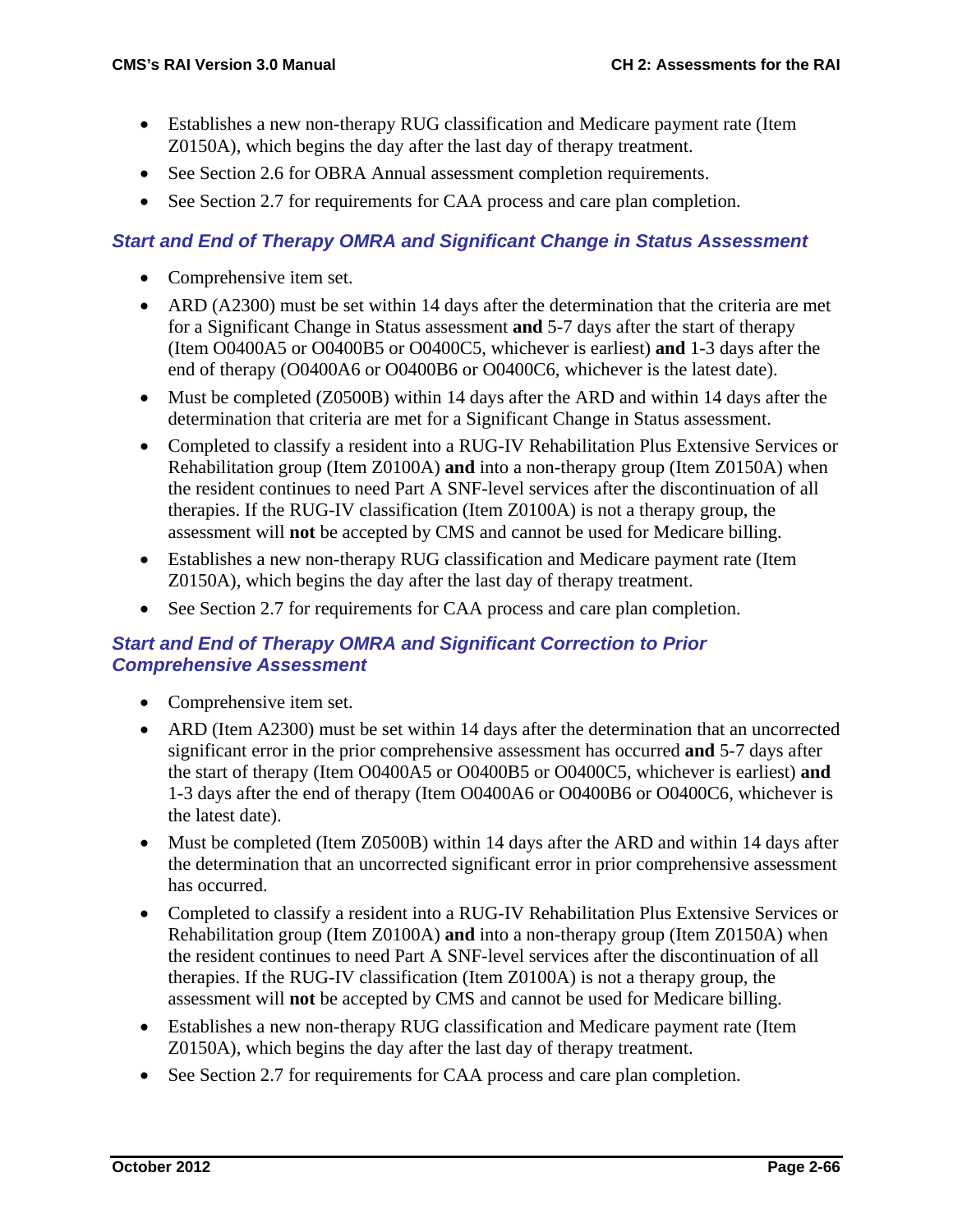- Establishes a new non-therapy RUG classification and Medicare payment rate (Item Z0150A), which begins the day after the last day of therapy treatment.
- See Section 2.6 for OBRA Annual assessment completion requirements.
- See Section 2.7 for requirements for CAA process and care plan completion.

### *Start and End of Therapy OMRA and Significant Change in Status Assessment*

- Comprehensive item set.
- ARD (A2300) must be set within 14 days after the determination that the criteria are met for a Significant Change in Status assessment **and** 5-7 days after the start of therapy (Item O0400A5 or O0400B5 or O0400C5, whichever is earliest) **and** 1-3 days after the end of therapy (O0400A6 or O0400B6 or O0400C6, whichever is the latest date).
- Must be completed (Z0500B) within 14 days after the ARD and within 14 days after the determination that criteria are met for a Significant Change in Status assessment.
- Completed to classify a resident into a RUG-IV Rehabilitation Plus Extensive Services or Rehabilitation group (Item Z0100A) **and** into a non-therapy group (Item Z0150A) when the resident continues to need Part A SNF-level services after the discontinuation of all therapies. If the RUG-IV classification (Item Z0100A) is not a therapy group, the assessment will **not** be accepted by CMS and cannot be used for Medicare billing.
- Establishes a new non-therapy RUG classification and Medicare payment rate (Item Z0150A), which begins the day after the last day of therapy treatment.
- See Section 2.7 for requirements for CAA process and care plan completion.

### *Start and End of Therapy OMRA and Significant Correction to Prior Comprehensive Assessment*

- Comprehensive item set.
- ARD (Item A2300) must be set within 14 days after the determination that an uncorrected significant error in the prior comprehensive assessment has occurred **and** 5-7 days after the start of therapy (Item O0400A5 or O0400B5 or O0400C5, whichever is earliest) **and** 1-3 days after the end of therapy (Item O0400A6 or O0400B6 or O0400C6, whichever is the latest date).
- Must be completed (Item Z0500B) within 14 days after the ARD and within 14 days after the determination that an uncorrected significant error in prior comprehensive assessment has occurred.
- Completed to classify a resident into a RUG-IV Rehabilitation Plus Extensive Services or Rehabilitation group (Item Z0100A) **and** into a non-therapy group (Item Z0150A) when the resident continues to need Part A SNF-level services after the discontinuation of all therapies. If the RUG-IV classification (Item Z0100A) is not a therapy group, the assessment will **not** be accepted by CMS and cannot be used for Medicare billing.
- Establishes a new non-therapy RUG classification and Medicare payment rate (Item Z0150A), which begins the day after the last day of therapy treatment.
- See Section 2.7 for requirements for CAA process and care plan completion.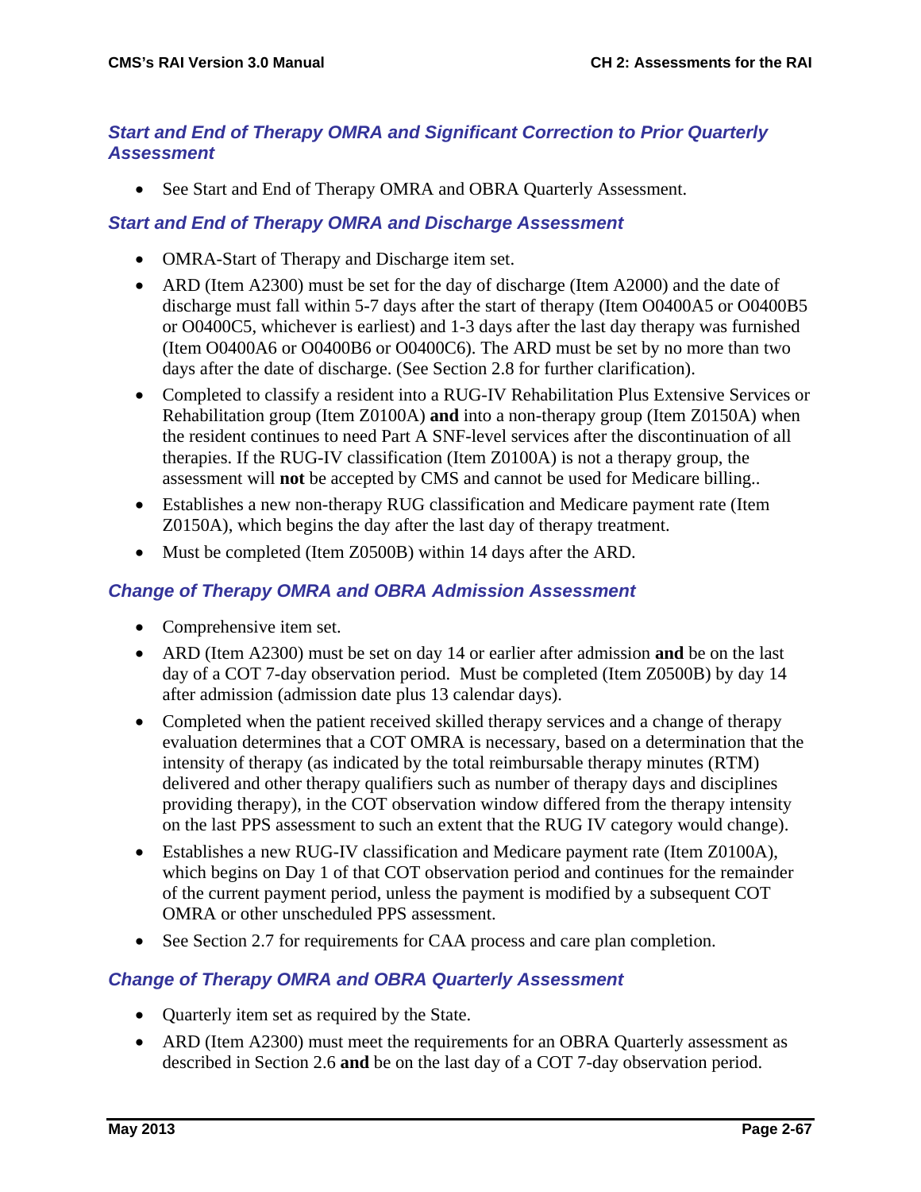### *Start and End of Therapy OMRA and Significant Correction to Prior Quarterly Assessment*

- See Start and End of Therapy OMRA and OBRA Quarterly Assessment.

### *Start and End of Therapy OMRA and Discharge Assessment*

- OMRA-Start of Therapy and Discharge item set.
- ARD (Item A2300) must be set for the day of discharge (Item A2000) and the date of discharge must fall within 5-7 days after the start of therapy (Item O0400A5 or O0400B5 or O0400C5, whichever is earliest) and 1-3 days after the last day therapy was furnished (Item O0400A6 or O0400B6 or O0400C6). The ARD must be set by no more than two days after the date of discharge. (See Section 2.8 for further clarification).
- Completed to classify a resident into a RUG-IV Rehabilitation Plus Extensive Services or Rehabilitation group (Item Z0100A) **and** into a non-therapy group (Item Z0150A) when the resident continues to need Part A SNF-level services after the discontinuation of all therapies. If the RUG-IV classification (Item Z0100A) is not a therapy group, the assessment will **not** be accepted by CMS and cannot be used for Medicare billing..
- Establishes a new non-therapy RUG classification and Medicare payment rate (Item Z0150A), which begins the day after the last day of therapy treatment.
- Must be completed (Item Z0500B) within 14 days after the ARD.

### *Change of Therapy OMRA and OBRA Admission Assessment*

- Comprehensive item set.
- ARD (Item A2300) must be set on day 14 or earlier after admission **and** be on the last day of a COT 7-day observation period. Must be completed (Item Z0500B) by day 14 after admission (admission date plus 13 calendar days).
- Completed when the patient received skilled therapy services and a change of therapy evaluation determines that a COT OMRA is necessary, based on a determination that the intensity of therapy (as indicated by the total reimbursable therapy minutes (RTM) delivered and other therapy qualifiers such as number of therapy days and disciplines providing therapy), in the COT observation window differed from the therapy intensity on the last PPS assessment to such an extent that the RUG IV category would change).
- Establishes a new RUG-IV classification and Medicare payment rate (Item Z0100A), which begins on Day 1 of that COT observation period and continues for the remainder of the current payment period, unless the payment is modified by a subsequent COT OMRA or other unscheduled PPS assessment.
- See Section 2.7 for requirements for CAA process and care plan completion.

### *Change of Therapy OMRA and OBRA Quarterly Assessment*

- Quarterly item set as required by the State.
- ARD (Item A2300) must meet the requirements for an OBRA Quarterly assessment as described in Section 2.6 **and** be on the last day of a COT 7-day observation period.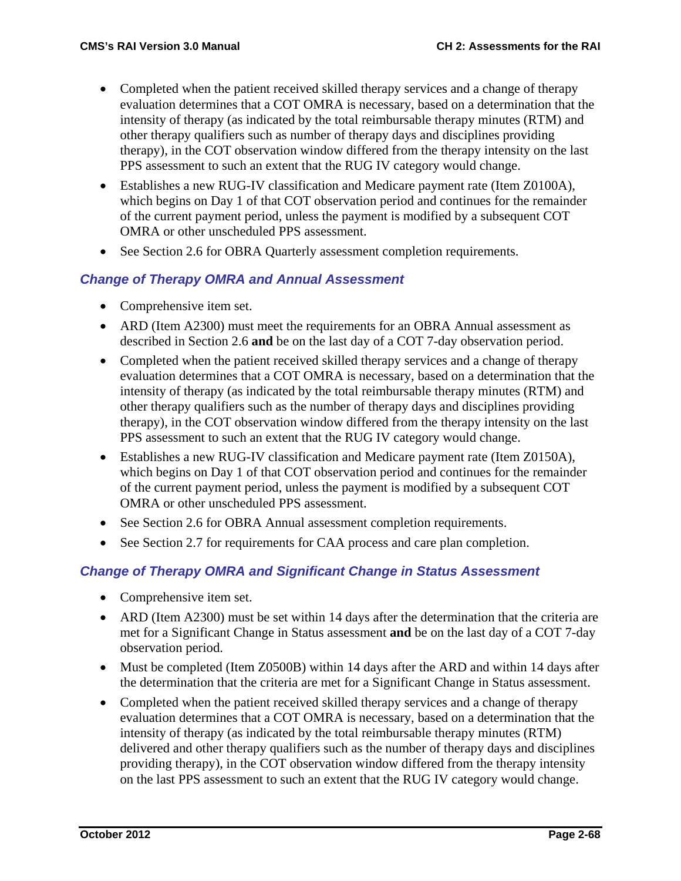- Completed when the patient received skilled therapy services and a change of therapy evaluation determines that a COT OMRA is necessary, based on a determination that the intensity of therapy (as indicated by the total reimbursable therapy minutes (RTM) and other therapy qualifiers such as number of therapy days and disciplines providing therapy), in the COT observation window differed from the therapy intensity on the last PPS assessment to such an extent that the RUG IV category would change.
- Establishes a new RUG-IV classification and Medicare payment rate (Item Z0100A), which begins on Day 1 of that COT observation period and continues for the remainder of the current payment period, unless the payment is modified by a subsequent COT OMRA or other unscheduled PPS assessment.
- See Section 2.6 for OBRA Quarterly assessment completion requirements.

### *Change of Therapy OMRA and Annual Assessment*

- Comprehensive item set.
- ARD (Item A2300) must meet the requirements for an OBRA Annual assessment as described in Section 2.6 **and** be on the last day of a COT 7-day observation period.
- Completed when the patient received skilled therapy services and a change of therapy evaluation determines that a COT OMRA is necessary, based on a determination that the intensity of therapy (as indicated by the total reimbursable therapy minutes (RTM) and other therapy qualifiers such as the number of therapy days and disciplines providing therapy), in the COT observation window differed from the therapy intensity on the last PPS assessment to such an extent that the RUG IV category would change.
- Establishes a new RUG-IV classification and Medicare payment rate (Item Z0150A), which begins on Day 1 of that COT observation period and continues for the remainder of the current payment period, unless the payment is modified by a subsequent COT OMRA or other unscheduled PPS assessment.
- See Section 2.6 for OBRA Annual assessment completion requirements.
- See Section 2.7 for requirements for CAA process and care plan completion.

### *Change of Therapy OMRA and Significant Change in Status Assessment*

- Comprehensive item set.
- ARD (Item A2300) must be set within 14 days after the determination that the criteria are met for a Significant Change in Status assessment **and** be on the last day of a COT 7-day observation period.
- Must be completed (Item Z0500B) within 14 days after the ARD and within 14 days after the determination that the criteria are met for a Significant Change in Status assessment.
- Completed when the patient received skilled therapy services and a change of therapy evaluation determines that a COT OMRA is necessary, based on a determination that the intensity of therapy (as indicated by the total reimbursable therapy minutes (RTM) delivered and other therapy qualifiers such as the number of therapy days and disciplines providing therapy), in the COT observation window differed from the therapy intensity on the last PPS assessment to such an extent that the RUG IV category would change.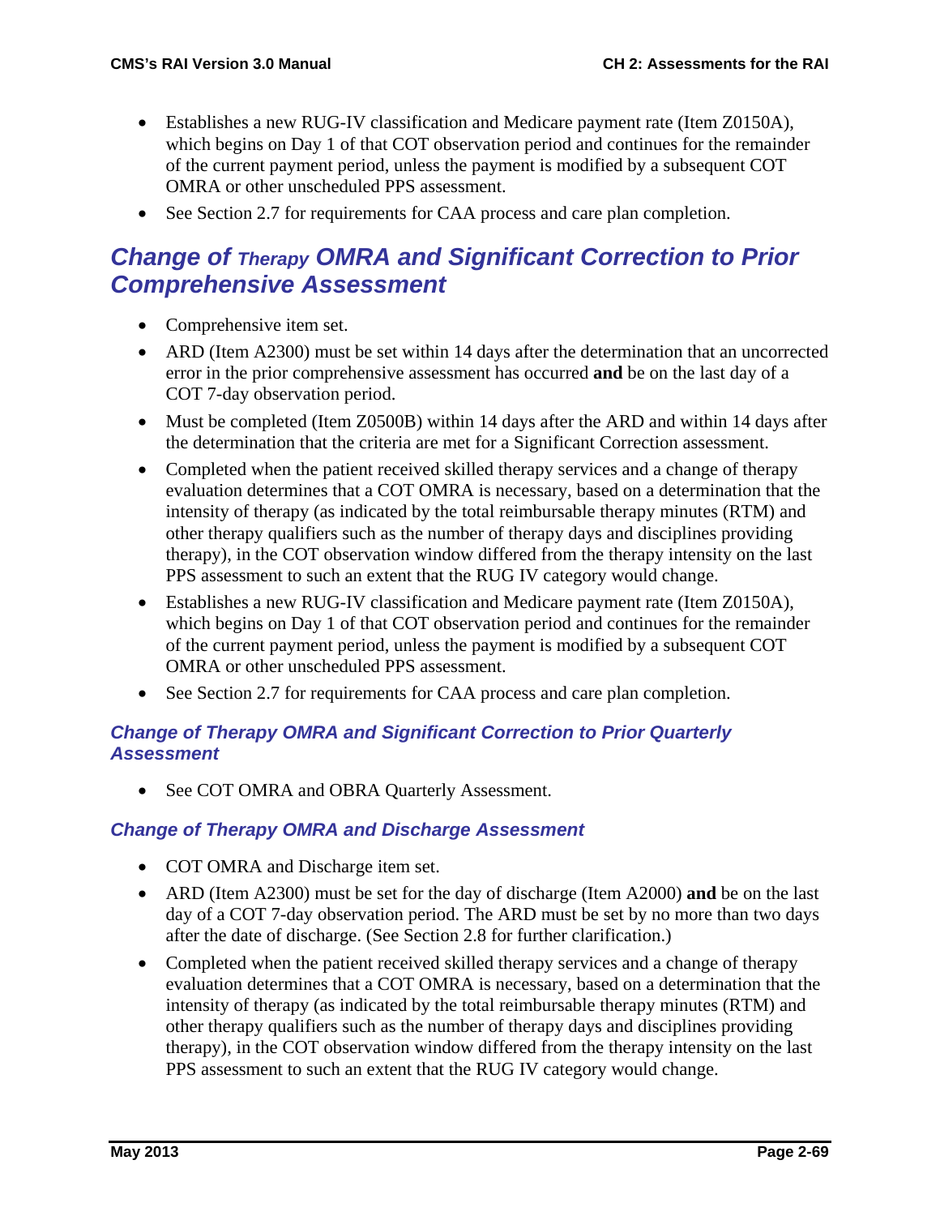- Establishes a new RUG-IV classification and Medicare payment rate (Item Z0150A), which begins on Day 1 of that COT observation period and continues for the remainder of the current payment period, unless the payment is modified by a subsequent COT OMRA or other unscheduled PPS assessment.
- See Section 2.7 for requirements for CAA process and care plan completion.

## *Change of Therapy OMRA and Significant Correction to Prior Comprehensive Assessment*

- Comprehensive item set.
- ARD (Item A2300) must be set within 14 days after the determination that an uncorrected error in the prior comprehensive assessment has occurred **and** be on the last day of a COT 7-day observation period.
- Must be completed (Item Z0500B) within 14 days after the ARD and within 14 days after the determination that the criteria are met for a Significant Correction assessment.
- Completed when the patient received skilled therapy services and a change of therapy evaluation determines that a COT OMRA is necessary, based on a determination that the intensity of therapy (as indicated by the total reimbursable therapy minutes (RTM) and other therapy qualifiers such as the number of therapy days and disciplines providing therapy), in the COT observation window differed from the therapy intensity on the last PPS assessment to such an extent that the RUG IV category would change.
- Establishes a new RUG-IV classification and Medicare payment rate (Item Z0150A), which begins on Day 1 of that COT observation period and continues for the remainder of the current payment period, unless the payment is modified by a subsequent COT OMRA or other unscheduled PPS assessment.
- See Section 2.7 for requirements for CAA process and care plan completion.

### *Change of Therapy OMRA and Significant Correction to Prior Quarterly Assessment*

- See COT OMRA and OBRA Quarterly Assessment.

### *Change of Therapy OMRA and Discharge Assessment*

- COT OMRA and Discharge item set.
- ARD (Item A2300) must be set for the day of discharge (Item A2000) **and** be on the last day of a COT 7-day observation period. The ARD must be set by no more than two days after the date of discharge. (See Section 2.8 for further clarification.)
- Completed when the patient received skilled therapy services and a change of therapy evaluation determines that a COT OMRA is necessary, based on a determination that the intensity of therapy (as indicated by the total reimbursable therapy minutes (RTM) and other therapy qualifiers such as the number of therapy days and disciplines providing therapy), in the COT observation window differed from the therapy intensity on the last PPS assessment to such an extent that the RUG IV category would change.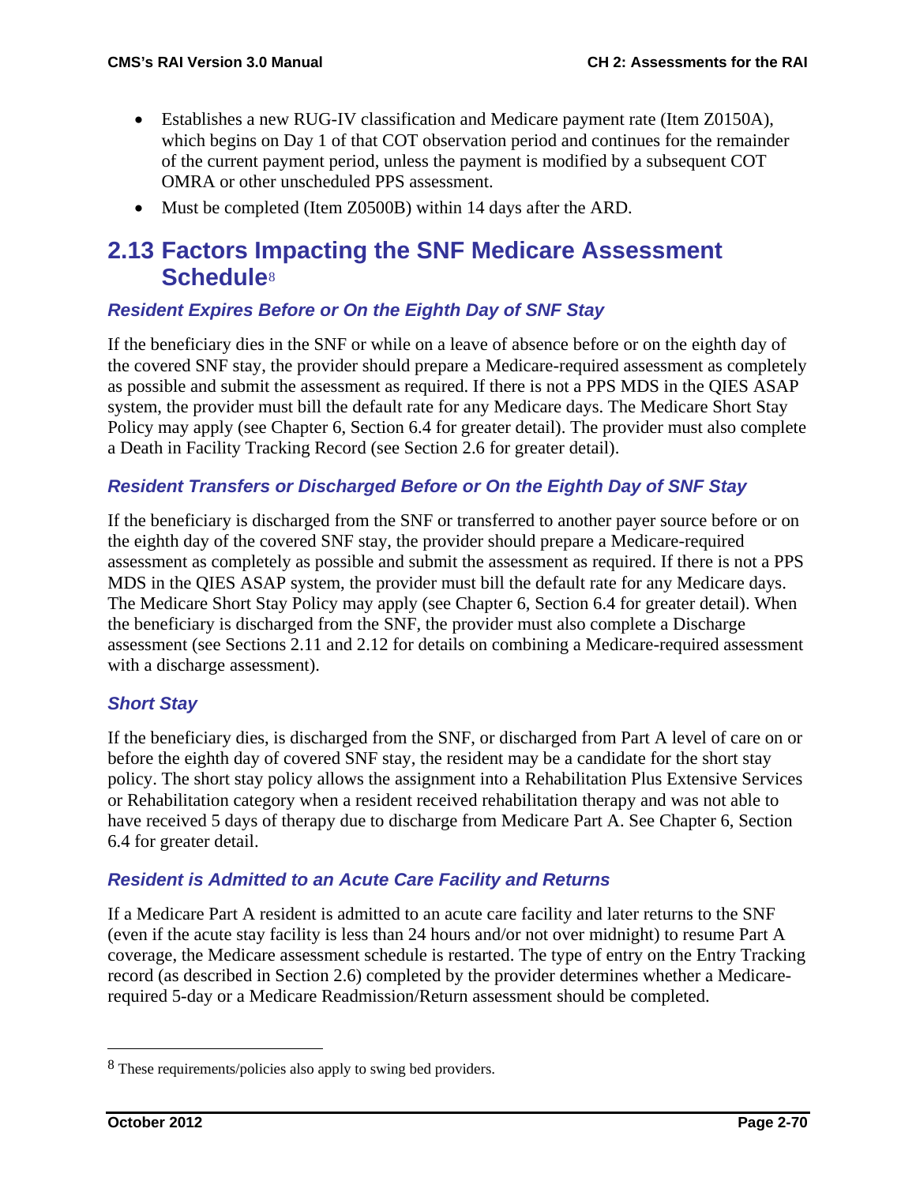- Establishes a new RUG-IV classification and Medicare payment rate (Item Z0150A), which begins on Day 1 of that COT observation period and continues for the remainder of the current payment period, unless the payment is modified by a subsequent COT OMRA or other unscheduled PPS assessment.
- Must be completed (Item Z0500B) within 14 days after the ARD.

## 2.13 Factors Impacting the SNF Medicare Assessment Schedule[8]

### *Resident Expires Before or On the Eighth Day of SNF Stay*

If the beneficiary dies in the SNF or while on a leave of absence before or on the eighth day of the covered SNF stay, the provider should prepare a Medicare-required assessment as completely as possible and submit the assessment as required. If there is not a PPS MDS in the QIES ASAP system, the provider must bill the default rate for any Medicare days. The Medicare Short Stay Policy may apply (see Chapter 6, Section 6.4 for greater detail). The provider must also complete a Death in Facility Tracking Record (see Section 2.6 for greater detail).

### *Resident Transfers or Discharged Before or On the Eighth Day of SNF Stay*

If the beneficiary is discharged from the SNF or transferred to another payer source before or on the eighth day of the covered SNF stay, the provider should prepare a Medicare-required assessment as completely as possible and submit the assessment as required. If there is not a PPS MDS in the QIES ASAP system, the provider must bill the default rate for any Medicare days. The Medicare Short Stay Policy may apply (see Chapter 6, Section 6.4 for greater detail). When the beneficiary is discharged from the SNF, the provider must also complete a Discharge assessment (see Sections 2.11 and 2.12 for details on combining a Medicare-required assessment with a discharge assessment).

### *Short Stay*

If the beneficiary dies, is discharged from the SNF, or discharged from Part A level of care on or before the eighth day of covered SNF stay, the resident may be a candidate for the short stay policy. The short stay policy allows the assignment into a Rehabilitation Plus Extensive Services or Rehabilitation category when a resident received rehabilitation therapy and was not able to have received 5 days of therapy due to discharge from Medicare Part A. See Chapter 6, Section 6.4 for greater detail.

### *Resident is Admitted to an Acute Care Facility and Returns*

If a Medicare Part A resident is admitted to an acute care facility and later returns to the SNF (even if the acute stay facility is less than 24 hours and/or not over midnight) to resume Part A coverage, the Medicare assessment schedule is restarted. The type of entry on the Entry Tracking record (as described in Section 2.6) completed by the provider determines whether a Medicare-required 5-day or a Medicare Readmission/Return assessment should be completed.

---

[8] These requirements/policies also apply to swing bed providers.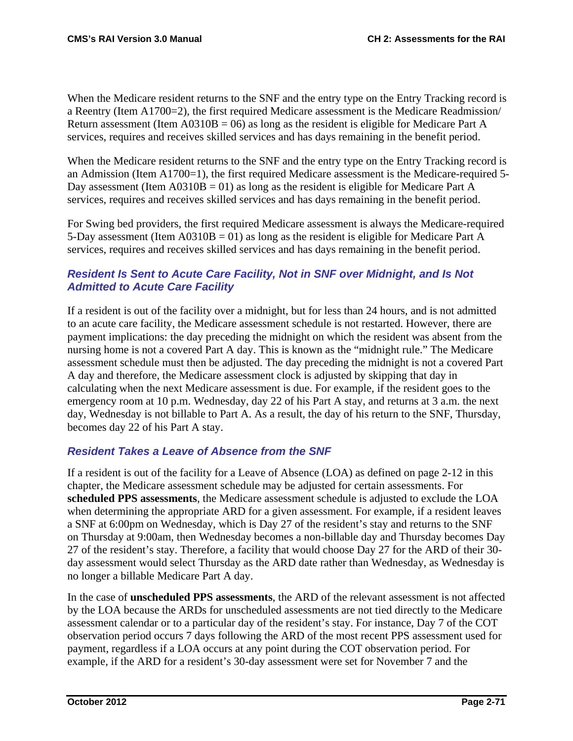When the Medicare resident returns to the SNF and the entry type on the Entry Tracking record is a Reentry (Item A1700=2), the first required Medicare assessment is the Medicare Readmission/ Return assessment (Item A0310B = 06) as long as the resident is eligible for Medicare Part A services, requires and receives skilled services and has days remaining in the benefit period.

When the Medicare resident returns to the SNF and the entry type on the Entry Tracking record is an Admission (Item A1700=1), the first required Medicare assessment is the Medicare-required 5-Day assessment (Item A0310B = 01) as long as the resident is eligible for Medicare Part A services, requires and receives skilled services and has days remaining in the benefit period.

For Swing bed providers, the first required Medicare assessment is always the Medicare-required 5-Day assessment (Item A0310B = 01) as long as the resident is eligible for Medicare Part A services, requires and receives skilled services and has days remaining in the benefit period.

### *Resident Is Sent to Acute Care Facility, Not in SNF over Midnight, and Is Not Admitted to Acute Care Facility*

If a resident is out of the facility over a midnight, but for less than 24 hours, and is not admitted to an acute care facility, the Medicare assessment schedule is not restarted. However, there are payment implications: the day preceding the midnight on which the resident was absent from the nursing home is not a covered Part A day. This is known as the "midnight rule." The Medicare assessment schedule must then be adjusted. The day preceding the midnight is not a covered Part A day and therefore, the Medicare assessment clock is adjusted by skipping that day in calculating when the next Medicare assessment is due. For example, if the resident goes to the emergency room at 10 p.m. Wednesday, day 22 of his Part A stay, and returns at 3 a.m. the next day, Wednesday is not billable to Part A. As a result, the day of his return to the SNF, Thursday, becomes day 22 of his Part A stay.

### *Resident Takes a Leave of Absence from the SNF*

If a resident is out of the facility for a Leave of Absence (LOA) as defined on page 2-12 in this chapter, the Medicare assessment schedule may be adjusted for certain assessments. For **scheduled PPS assessments**, the Medicare assessment schedule is adjusted to exclude the LOA when determining the appropriate ARD for a given assessment. For example, if a resident leaves a SNF at 6:00pm on Wednesday, which is Day 27 of the resident's stay and returns to the SNF on Thursday at 9:00am, then Wednesday becomes a non-billable day and Thursday becomes Day 27 of the resident's stay. Therefore, a facility that would choose Day 27 for the ARD of their 30-day assessment would select Thursday as the ARD date rather than Wednesday, as Wednesday is no longer a billable Medicare Part A day.

In the case of **unscheduled PPS assessments**, the ARD of the relevant assessment is not affected by the LOA because the ARDs for unscheduled assessments are not tied directly to the Medicare assessment calendar or to a particular day of the resident's stay. For instance, Day 7 of the COT observation period occurs 7 days following the ARD of the most recent PPS assessment used for payment, regardless if a LOA occurs at any point during the COT observation period. For example, if the ARD for a resident's 30-day assessment were set for November 7 and the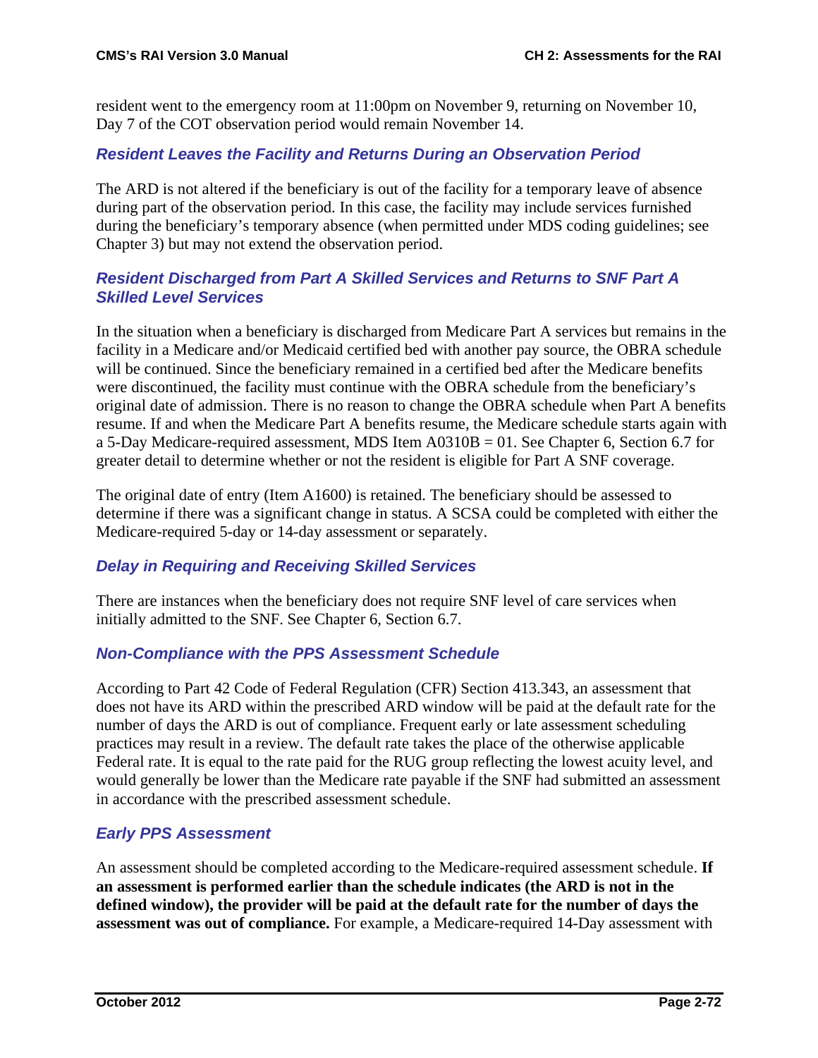resident went to the emergency room at 11:00pm on November 9, returning on November 10, Day 7 of the COT observation period would remain November 14.

### *Resident Leaves the Facility and Returns During an Observation Period*

The ARD is not altered if the beneficiary is out of the facility for a temporary leave of absence during part of the observation period. In this case, the facility may include services furnished during the beneficiary's temporary absence (when permitted under MDS coding guidelines; see Chapter 3) but may not extend the observation period.

### *Resident Discharged from Part A Skilled Services and Returns to SNF Part A Skilled Level Services*

In the situation when a beneficiary is discharged from Medicare Part A services but remains in the facility in a Medicare and/or Medicaid certified bed with another pay source, the OBRA schedule will be continued. Since the beneficiary remained in a certified bed after the Medicare benefits were discontinued, the facility must continue with the OBRA schedule from the beneficiary's original date of admission. There is no reason to change the OBRA schedule when Part A benefits resume. If and when the Medicare Part A benefits resume, the Medicare schedule starts again with a 5-Day Medicare-required assessment, MDS Item A0310B = 01. See Chapter 6, Section 6.7 for greater detail to determine whether or not the resident is eligible for Part A SNF coverage.

The original date of entry (Item A1600) is retained. The beneficiary should be assessed to determine if there was a significant change in status. A SCSA could be completed with either the Medicare-required 5-day or 14-day assessment or separately.

### *Delay in Requiring and Receiving Skilled Services*

There are instances when the beneficiary does not require SNF level of care services when initially admitted to the SNF. See Chapter 6, Section 6.7.

### *Non-Compliance with the PPS Assessment Schedule*

According to Part 42 Code of Federal Regulation (CFR) Section 413.343, an assessment that does not have its ARD within the prescribed ARD window will be paid at the default rate for the number of days the ARD is out of compliance. Frequent early or late assessment scheduling practices may result in a review. The default rate takes the place of the otherwise applicable Federal rate. It is equal to the rate paid for the RUG group reflecting the lowest acuity level, and would generally be lower than the Medicare rate payable if the SNF had submitted an assessment in accordance with the prescribed assessment schedule.

### *Early PPS Assessment*

An assessment should be completed according to the Medicare-required assessment schedule. **If an assessment is performed earlier than the schedule indicates (the ARD is not in the defined window), the provider will be paid at the default rate for the number of days the assessment was out of compliance.** For example, a Medicare-required 14-Day assessment with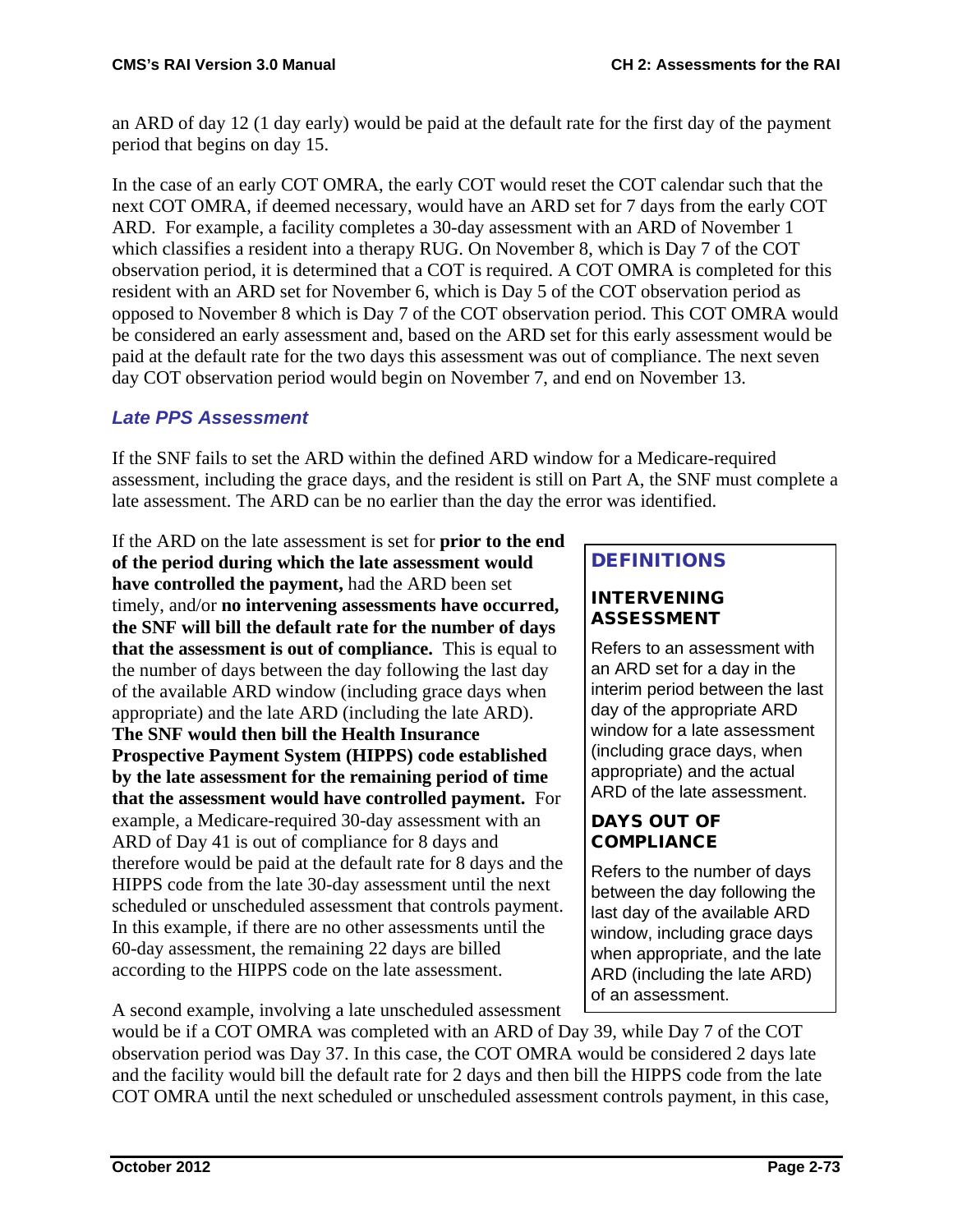an ARD of day 12 (1 day early) would be paid at the default rate for the first day of the payment period that begins on day 15.

In the case of an early COT OMRA, the early COT would reset the COT calendar such that the next COT OMRA, if deemed necessary, would have an ARD set for 7 days from the early COT ARD. For example, a facility completes a 30-day assessment with an ARD of November 1 which classifies a resident into a therapy RUG. On November 8, which is Day 7 of the COT observation period, it is determined that a COT is required. A COT OMRA is completed for this resident with an ARD set for November 6, which is Day 5 of the COT observation period as opposed to November 8 which is Day 7 of the COT observation period. This COT OMRA would be considered an early assessment and, based on the ARD set for this early assessment would be paid at the default rate for the two days this assessment was out of compliance. The next seven day COT observation period would begin on November 7, and end on November 13.

### *Late PPS Assessment*

If the SNF fails to set the ARD within the defined ARD window for a Medicare-required assessment, including the grace days, and the resident is still on Part A, the SNF must complete a late assessment. The ARD can be no earlier than the day the error was identified.

If the ARD on the late assessment is set for **prior to the end of the period during which the late assessment would have controlled the payment,** had the ARD been set timely, and/or **no intervening assessments have occurred, the SNF will bill the default rate for the number of days that the assessment is out of compliance.** This is equal to the number of days between the day following the last day of the available ARD window (including grace days when appropriate) and the late ARD (including the late ARD). **The SNF would then bill the Health Insurance Prospective Payment System (HIPPS) code established by the late assessment for the remaining period of time that the assessment would have controlled payment.** For example, a Medicare-required 30-day assessment with an ARD of Day 41 is out of compliance for 8 days and therefore would be paid at the default rate for 8 days and the HIPPS code from the late 30-day assessment until the next scheduled or unscheduled assessment that controls payment. In this example, if there are no other assessments until the 60-day assessment, the remaining 22 days are billed according to the HIPPS code on the late assessment.

> **DEFINITIONS**
>
> **INTERVENING ASSESSMENT**
>
> Refers to an assessment with an ARD set for a day in the interim period between the last day of the appropriate ARD window for a late assessment (including grace days, when appropriate) and the actual ARD of the late assessment.
>
> **DAYS OUT OF COMPLIANCE**
>
> Refers to the number of days between the day following the last day of the available ARD window, including grace days when appropriate, and the late ARD (including the late ARD) of an assessment.

A second example, involving a late unscheduled assessment would be if a COT OMRA was completed with an ARD of Day 39, while Day 7 of the COT observation period was Day 37. In this case, the COT OMRA would be considered 2 days late and the facility would bill the default rate for 2 days and then bill the HIPPS code from the late COT OMRA until the next scheduled or unscheduled assessment controls payment, in this case,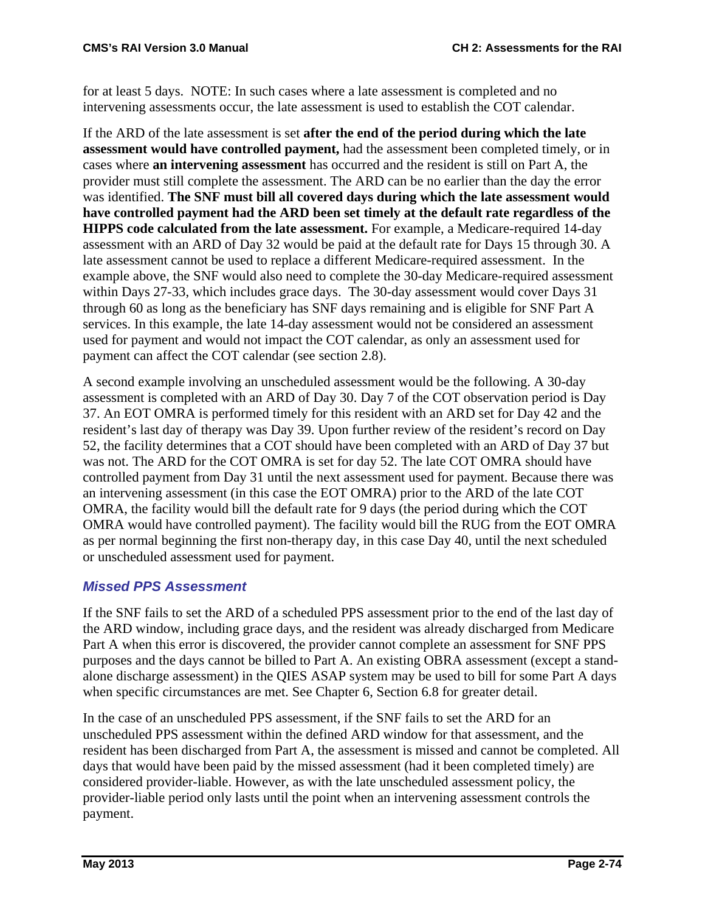for at least 5 days. NOTE: In such cases where a late assessment is completed and no intervening assessments occur, the late assessment is used to establish the COT calendar.

If the ARD of the late assessment is set **after the end of the period during which the late assessment would have controlled payment,** had the assessment been completed timely, or in cases where **an intervening assessment** has occurred and the resident is still on Part A, the provider must still complete the assessment. The ARD can be no earlier than the day the error was identified. **The SNF must bill all covered days during which the late assessment would have controlled payment had the ARD been set timely at the default rate regardless of the HIPPS code calculated from the late assessment.** For example, a Medicare-required 14-day assessment with an ARD of Day 32 would be paid at the default rate for Days 15 through 30. A late assessment cannot be used to replace a different Medicare-required assessment. In the example above, the SNF would also need to complete the 30-day Medicare-required assessment within Days 27-33, which includes grace days. The 30-day assessment would cover Days 31 through 60 as long as the beneficiary has SNF days remaining and is eligible for SNF Part A services. In this example, the late 14-day assessment would not be considered an assessment used for payment and would not impact the COT calendar, as only an assessment used for payment can affect the COT calendar (see section 2.8).

A second example involving an unscheduled assessment would be the following. A 30-day assessment is completed with an ARD of Day 30. Day 7 of the COT observation period is Day 37. An EOT OMRA is performed timely for this resident with an ARD set for Day 42 and the resident's last day of therapy was Day 39. Upon further review of the resident's record on Day 52, the facility determines that a COT should have been completed with an ARD of Day 37 but was not. The ARD for the COT OMRA is set for day 52. The late COT OMRA should have controlled payment from Day 31 until the next assessment used for payment. Because there was an intervening assessment (in this case the EOT OMRA) prior to the ARD of the late COT OMRA, the facility would bill the default rate for 9 days (the period during which the COT OMRA would have controlled payment). The facility would bill the RUG from the EOT OMRA as per normal beginning the first non-therapy day, in this case Day 40, until the next scheduled or unscheduled assessment used for payment.

### *Missed PPS Assessment*

If the SNF fails to set the ARD of a scheduled PPS assessment prior to the end of the last day of the ARD window, including grace days, and the resident was already discharged from Medicare Part A when this error is discovered, the provider cannot complete an assessment for SNF PPS purposes and the days cannot be billed to Part A. An existing OBRA assessment (except a stand-alone discharge assessment) in the QIES ASAP system may be used to bill for some Part A days when specific circumstances are met. See Chapter 6, Section 6.8 for greater detail.

In the case of an unscheduled PPS assessment, if the SNF fails to set the ARD for an unscheduled PPS assessment within the defined ARD window for that assessment, and the resident has been discharged from Part A, the assessment is missed and cannot be completed. All days that would have been paid by the missed assessment (had it been completed timely) are considered provider-liable. However, as with the late unscheduled assessment policy, the provider-liable period only lasts until the point when an intervening assessment controls the payment.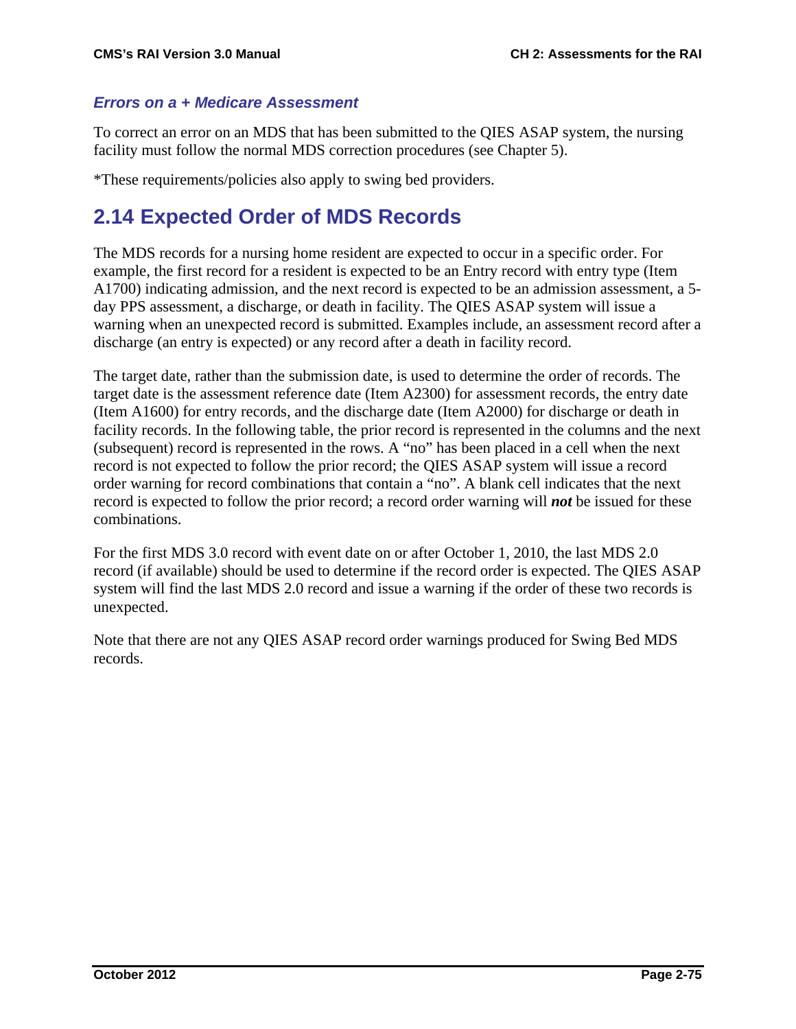### *Errors on a + Medicare Assessment*

To correct an error on an MDS that has been submitted to the QIES ASAP system, the nursing facility must follow the normal MDS correction procedures (see Chapter 5).

*These requirements/policies also apply to swing bed providers.

## 2.14 Expected Order of MDS Records

The MDS records for a nursing home resident are expected to occur in a specific order. For example, the first record for a resident is expected to be an Entry record with entry type (Item A1700) indicating admission, and the next record is expected to be an admission assessment, a 5-day PPS assessment, a discharge, or death in facility. The QIES ASAP system will issue a warning when an unexpected record is submitted. Examples include, an assessment record after a discharge (an entry is expected) or any record after a death in facility record.

The target date, rather than the submission date, is used to determine the order of records. The target date is the assessment reference date (Item A2300) for assessment records, the entry date (Item A1600) for entry records, and the discharge date (Item A2000) for discharge or death in facility records. In the following table, the prior record is represented in the columns and the next (subsequent) record is represented in the rows. A "no" has been placed in a cell when the next record is not expected to follow the prior record; the QIES ASAP system will issue a record order warning for record combinations that contain a "no". A blank cell indicates that the next record is expected to follow the prior record; a record order warning will ***not*** be issued for these combinations.

For the first MDS 3.0 record with event date on or after October 1, 2010, the last MDS 2.0 record (if available) should be used to determine if the record order is expected. The QIES ASAP system will find the last MDS 2.0 record and issue a warning if the order of these two records is unexpected.

Note that there are not any QIES ASAP record order warnings produced for Swing Bed MDS records.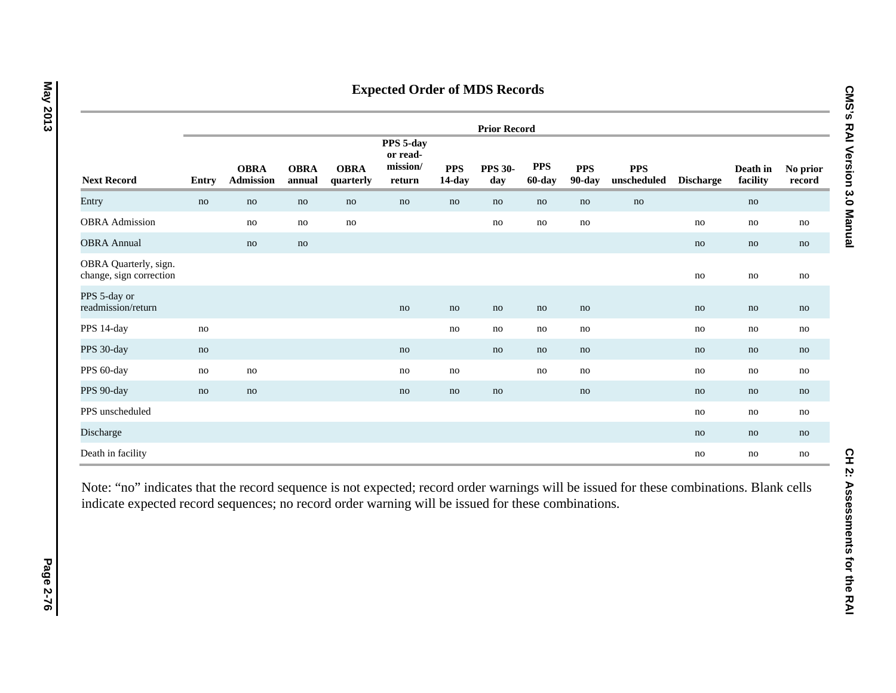## Expected Order of MDS Records

| | Prior Record | | | | | | | | | | | | |
|---|---|---|---|---|---|---|---|---|---|---|---|---|---|
| **Next Record** | **Entry** | **OBRA Admission** | **OBRA annual** | **OBRA quarterly** | **PPS 5-day or read-mission/ return** | **PPS 14-day** | **PPS 30-day** | **PPS 60-day** | **PPS 90-day** | **PPS unscheduled** | **Discharge** | **Death in facility** | **No prior record** |
| Entry | no | no | no | no | no | no | no | no | no | no | | no | |
| OBRA Admission | | no | no | no | | | no | no | no | | no | no | no |
| OBRA Annual | | no | no | | | | | | | | no | no | no |
| OBRA Quarterly, sign. change, sign correction | | | | | | | | | | | no | no | no |
| PPS 5-day or readmission/return | | | | | no | no | no | no | no | | no | no | no |
| PPS 14-day | no | | | | | no | no | no | no | | no | no | no |
| PPS 30-day | no | | | | no | | no | no | no | | no | no | no |
| PPS 60-day | no | no | | | no | no | | no | no | | no | no | no |
| PPS 90-day | no | no | | | no | no | no | | no | | no | no | no |
| PPS unscheduled | | | | | | | | | | | no | no | no |
| Discharge | | | | | | | | | | | no | no | no |
| Death in facility | | | | | | | | | | | no | no | no |

Note: "no" indicates that the record sequence is not expected; record order warnings will be issued for these combinations. Blank cells indicate expected record sequences; no record order warning will be issued for these combinations.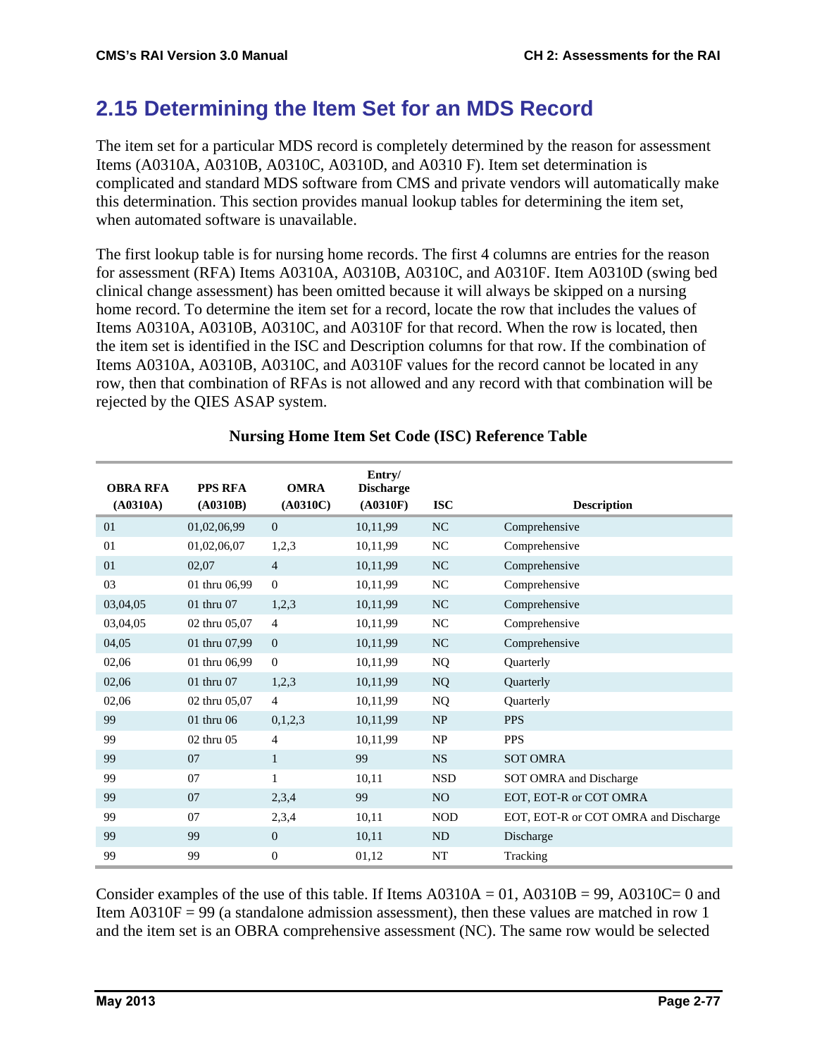## 2.15 Determining the Item Set for an MDS Record

The item set for a particular MDS record is completely determined by the reason for assessment Items (A0310A, A0310B, A0310C, A0310D, and A0310 F). Item set determination is complicated and standard MDS software from CMS and private vendors will automatically make this determination. This section provides manual lookup tables for determining the item set, when automated software is unavailable.

The first lookup table is for nursing home records. The first 4 columns are entries for the reason for assessment (RFA) Items A0310A, A0310B, A0310C, and A0310F. Item A0310D (swing bed clinical change assessment) has been omitted because it will always be skipped on a nursing home record. To determine the item set for a record, locate the row that includes the values of Items A0310A, A0310B, A0310C, and A0310F for that record. When the row is located, then the item set is identified in the ISC and Description columns for that row. If the combination of Items A0310A, A0310B, A0310C, and A0310F values for the record cannot be located in any row, then that combination of RFAs is not allowed and any record with that combination will be rejected by the QIES ASAP system.

**Nursing Home Item Set Code (ISC) Reference Table**

| OBRA RFA (A0310A) | PPS RFA (A0310B) | OMRA (A0310C) | Entry/ Discharge (A0310F) | ISC | Description |
|---|---|---|---|---|---|
| 01 | 01,02,06,99 | 0 | 10,11,99 | NC | Comprehensive |
| 01 | 01,02,06,07 | 1,2,3 | 10,11,99 | NC | Comprehensive |
| 01 | 02,07 | 4 | 10,11,99 | NC | Comprehensive |
| 03 | 01 thru 06,99 | 0 | 10,11,99 | NC | Comprehensive |
| 03,04,05 | 01 thru 07 | 1,2,3 | 10,11,99 | NC | Comprehensive |
| 03,04,05 | 02 thru 05,07 | 4 | 10,11,99 | NC | Comprehensive |
| 04,05 | 01 thru 07,99 | 0 | 10,11,99 | NC | Comprehensive |
| 02,06 | 01 thru 06,99 | 0 | 10,11,99 | NQ | Quarterly |
| 02,06 | 01 thru 07 | 1,2,3 | 10,11,99 | NQ | Quarterly |
| 02,06 | 02 thru 05,07 | 4 | 10,11,99 | NQ | Quarterly |
| 99 | 01 thru 06 | 0,1,2,3 | 10,11,99 | NP | PPS |
| 99 | 02 thru 05 | 4 | 10,11,99 | NP | PPS |
| 99 | 07 | 1 | 99 | NS | SOT OMRA |
| 99 | 07 | 1 | 10,11 | NSD | SOT OMRA and Discharge |
| 99 | 07 | 2,3,4 | 99 | NO | EOT, EOT-R or COT OMRA |
| 99 | 07 | 2,3,4 | 10,11 | NOD | EOT, EOT-R or COT OMRA and Discharge |
| 99 | 99 | 0 | 10,11 | ND | Discharge |
| 99 | 99 | 0 | 01,12 | NT | Tracking |

Consider examples of the use of this table. If Items A0310A = 01, A0310B = 99, A0310C= 0 and Item A0310F = 99 (a standalone admission assessment), then these values are matched in row 1 and the item set is an OBRA comprehensive assessment (NC). The same row would be selected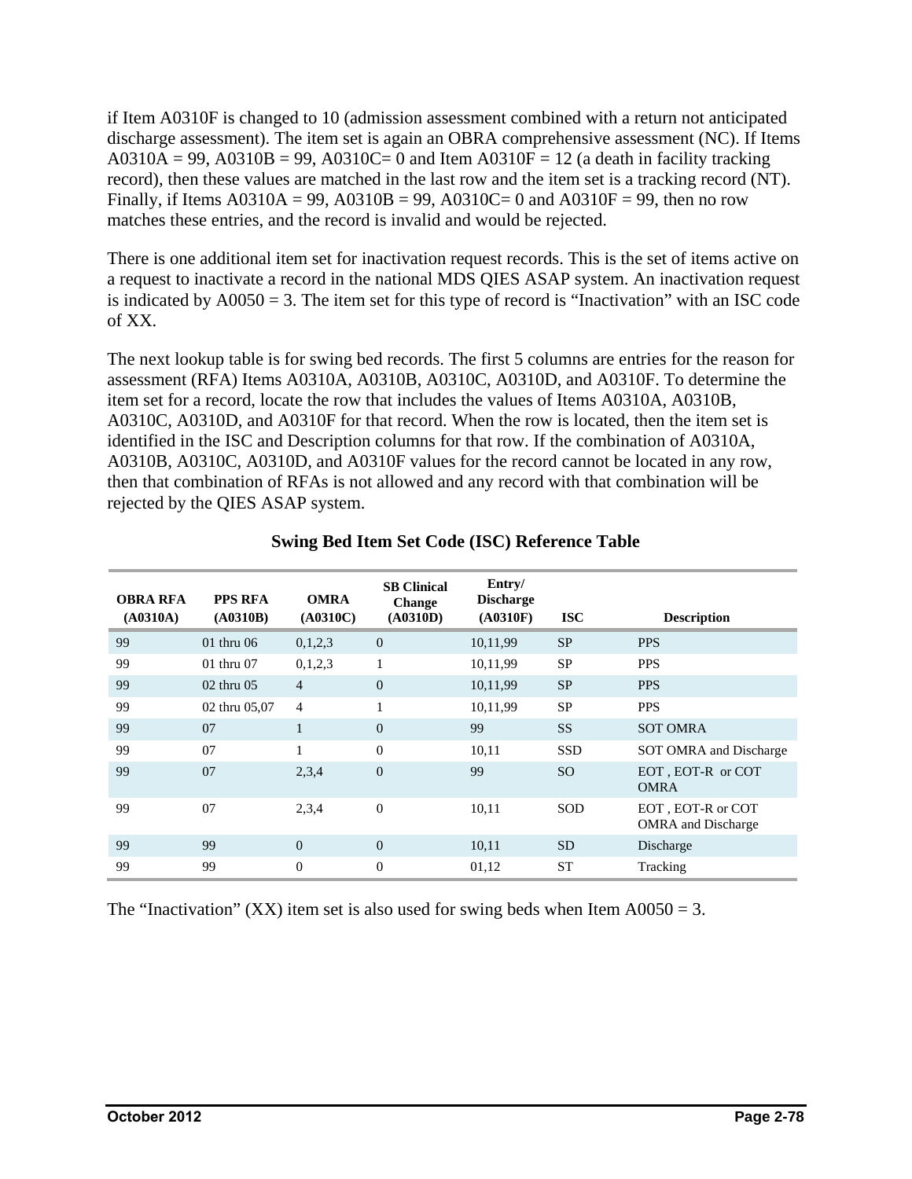if Item A0310F is changed to 10 (admission assessment combined with a return not anticipated discharge assessment). The item set is again an OBRA comprehensive assessment (NC). If Items A0310A = 99, A0310B = 99, A0310C= 0 and Item A0310F = 12 (a death in facility tracking record), then these values are matched in the last row and the item set is a tracking record (NT). Finally, if Items A0310A = 99, A0310B = 99, A0310C= 0 and A0310F = 99, then no row matches these entries, and the record is invalid and would be rejected.

There is one additional item set for inactivation request records. This is the set of items active on a request to inactivate a record in the national MDS QIES ASAP system. An inactivation request is indicated by A0050 = 3. The item set for this type of record is “Inactivation” with an ISC code of XX.

The next lookup table is for swing bed records. The first 5 columns are entries for the reason for assessment (RFA) Items A0310A, A0310B, A0310C, A0310D, and A0310F. To determine the item set for a record, locate the row that includes the values of Items A0310A, A0310B, A0310C, A0310D, and A0310F for that record. When the row is located, then the item set is identified in the ISC and Description columns for that row. If the combination of A0310A, A0310B, A0310C, A0310D, and A0310F values for the record cannot be located in any row, then that combination of RFAs is not allowed and any record with that combination will be rejected by the QIES ASAP system.

**Swing Bed Item Set Code (ISC) Reference Table**

| OBRA RFA (A0310A) | PPS RFA (A0310B) | OMRA (A0310C) | SB Clinical Change (A0310D) | Entry/ Discharge (A0310F) | ISC | Description |
|---|---|---|---|---|---|---|
| 99 | 01 thru 06 | 0,1,2,3 | 0 | 10,11,99 | SP | PPS |
| 99 | 01 thru 07 | 0,1,2,3 | 1 | 10,11,99 | SP | PPS |
| 99 | 02 thru 05 | 4 | 0 | 10,11,99 | SP | PPS |
| 99 | 02 thru 05,07 | 4 | 1 | 10,11,99 | SP | PPS |
| 99 | 07 | 1 | 0 | 99 | SS | SOT OMRA |
| 99 | 07 | 1 | 0 | 10,11 | SSD | SOT OMRA and Discharge |
| 99 | 07 | 2,3,4 | 0 | 99 | SO | EOT , EOT-R or COT OMRA |
| 99 | 07 | 2,3,4 | 0 | 10,11 | SOD | EOT , EOT-R or COT OMRA and Discharge |
| 99 | 99 | 0 | 0 | 10,11 | SD | Discharge |
| 99 | 99 | 0 | 0 | 01,12 | ST | Tracking |

The “Inactivation” (XX) item set is also used for swing beds when Item A0050 = 3.